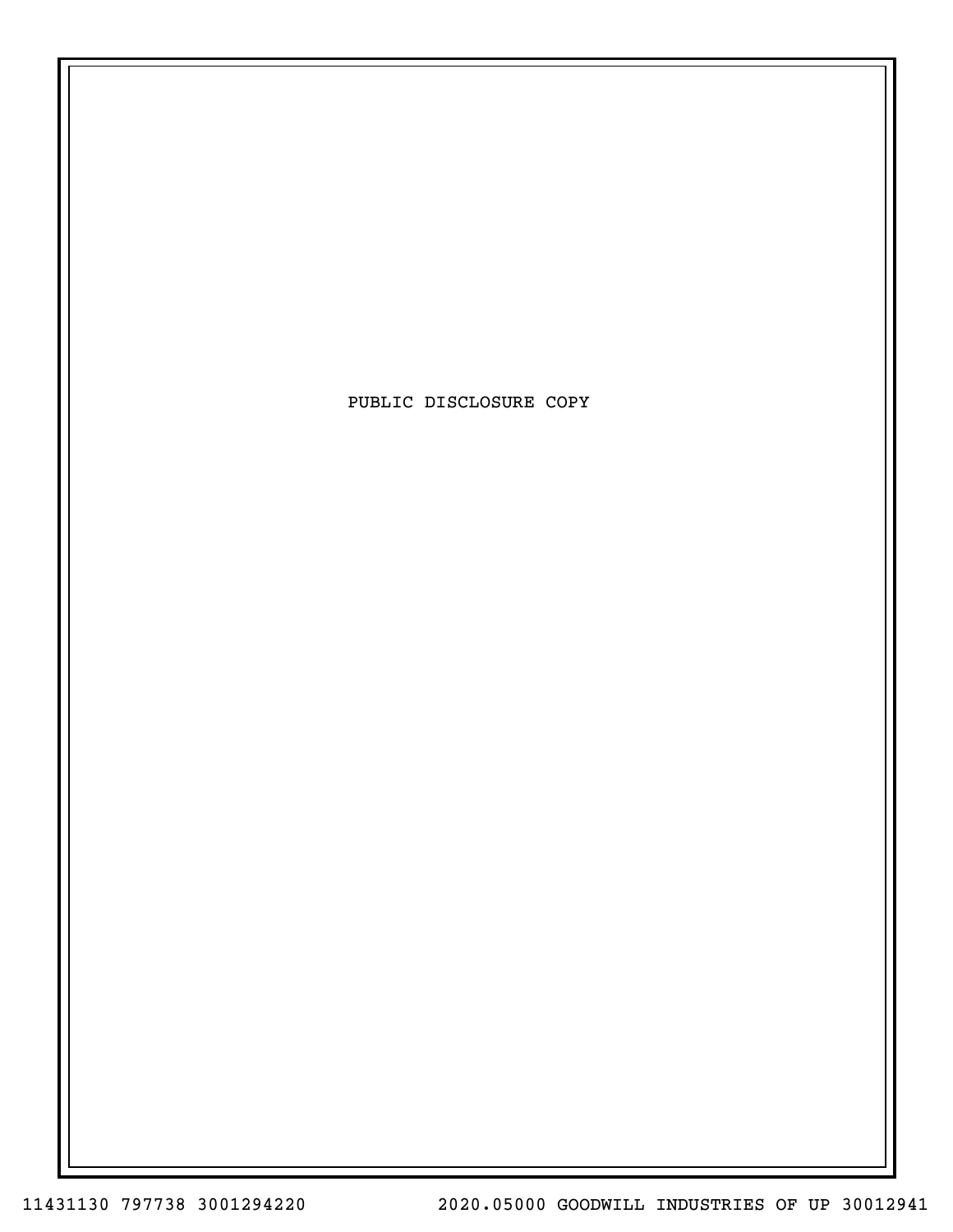PUBLIC DISCLOSURE COPY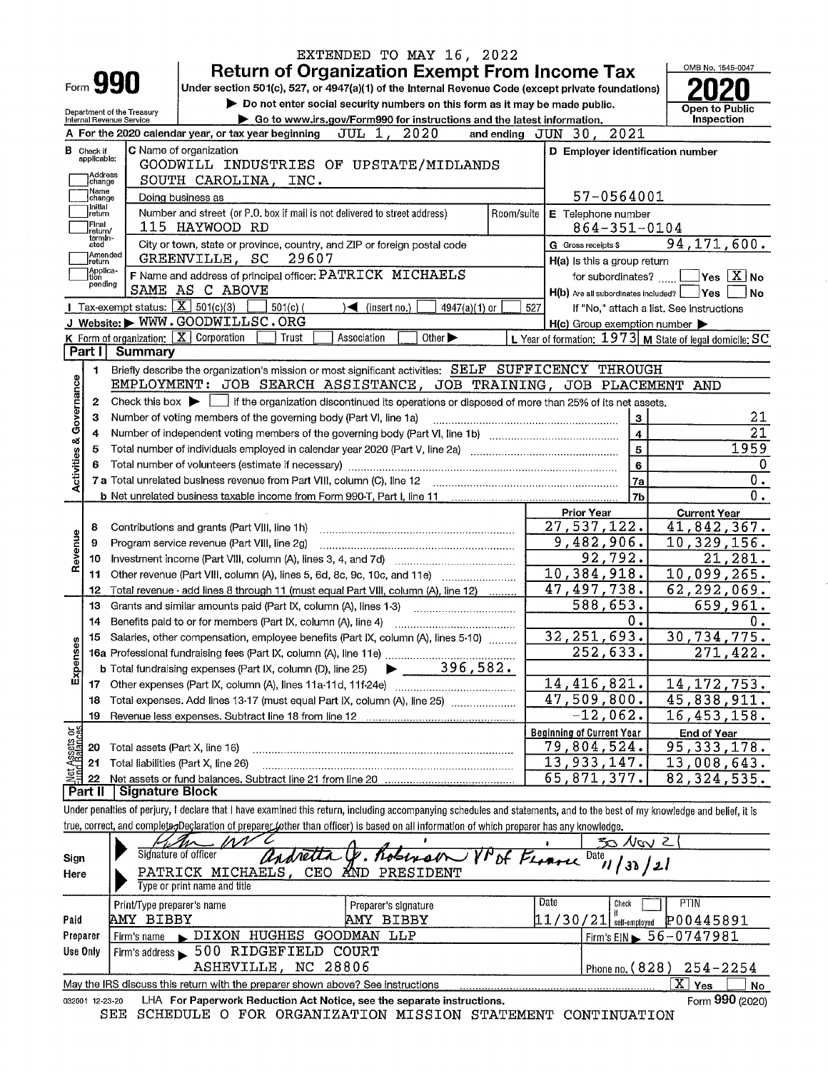EXTENDED TO MAY 16, 2022

# Form 990 — Return of Organization Exempt From Income Tax

Under section 501(c), 527, or 4947(a)(1) of the Internal Revenue Code (except private foundations)

▶ Do not enter social security numbers on this form as it may be made public.

▶ Go to www.irs.gov/Form990 for instructions and the latest information.

Department of the Treasury Internal Revenue Service

OMB No. 1545-0047 — **2020** — Open to Public Inspection

**A** For the 2020 calendar year, or tax year beginning JUL 1, 2020 and ending JUN 30, 2021

**B** Check if applicable: Address change / Name change / Initial return / Final return/terminated / Amended return / Application pending

**C** Name of organization: GOODWILL INDUSTRIES OF UPSTATE/MIDLANDS SOUTH CAROLINA, INC.

Doing business as

Number and street (or P.O. box if mail is not delivered to street address): 115 HAYWOOD RD | Room/suite

City or town, state or province, country, and ZIP or foreign postal code: GREENVILLE, SC 29607

**D** Employer identification number: 57-0564001

**E** Telephone number: 864-351-0104

**G** Gross receipts $ 94,171,600.

**F** Name and address of principal officer: PATRICK MICHAELS, SAME AS C ABOVE

**H(a)** Is this a group return for subordinates? ☐ Yes ☒ No

**H(b)** Are all subordinates included? ☐ Yes ☐ No — If "No," attach a list. See instructions

**H(c)** Group exemption number ▶

**I** Tax-exempt status: ☒ 501(c)(3) ☐ 501(c) ( ) ◀ (insert no.) ☐ 4947(a)(1) or ☐ 527

**J** Website: ▶ WWW.GOODWILLSC.ORG

**K** Form of organization: ☒ Corporation ☐ Trust ☐ Association ☐ Other ▶

**L** Year of formation: 1973 **M** State of legal domicile: SC

## Part I — Summary

**Activities & Governance**

1. Briefly describe the organization's mission or most significant activities: SELF SUFFICENCY THROUGH EMPLOYMENT: JOB SEARCH ASSISTANCE, JOB TRAINING, JOB PLACEMENT AND
2. Check this box ▶ ☐ if the organization discontinued its operations or disposed of more than 25% of its net assets.

| Line | Description | | Value |
|---|---|---|---|
| 3 | Number of voting members of the governing body (Part VI, line 1a) | 3 | 21 |
| 4 | Number of independent voting members of the governing body (Part VI, line 1b) | 4 | 21 |
| 5 | Total number of individuals employed in calendar year 2020 (Part V, line 2a) | 5 | 1959 |
| 6 | Total number of volunteers (estimate if necessary) | 6 | 0 |
| 7a | Total unrelated business revenue from Part VIII, column (C), line 12 | 7a | 0. |
| 7b | Net unrelated business taxable income from Form 990-T, Part I, line 11 | 7b | 0. |

| Line | Description | Prior Year | Current Year |
|---|---|---|---|
| **Revenue** | | | |
| 8 | Contributions and grants (Part VIII, line 1h) | 27,537,122. | 41,842,367. |
| 9 | Program service revenue (Part VIII, line 2g) | 9,482,906. | 10,329,156. |
| 10 | Investment income (Part VIII, column (A), lines 3, 4, and 7d) | 92,792. | 21,281. |
| 11 | Other revenue (Part VIII, column (A), lines 5, 6d, 8c, 9c, 10c, and 11e) | 10,384,918. | 10,099,265. |
| 12 | Total revenue - add lines 8 through 11 (must equal Part VIII, column (A), line 12) | 47,497,738. | 62,292,069. |
| **Expenses** | | | |
| 13 | Grants and similar amounts paid (Part IX, column (A), lines 1-3) | 588,653. | 659,961. |
| 14 | Benefits paid to or for members (Part IX, column (A), line 4) | 0. | 0. |
| 15 | Salaries, other compensation, employee benefits (Part IX, column (A), lines 5-10) | 32,251,693. | 30,734,775. |
| 16a | Professional fundraising fees (Part IX, column (A), line 11e) | 252,633. | 271,422. |
| b | Total fundraising expenses (Part IX, column (D), line 25) ▶ 396,582. | | |
| 17 | Other expenses (Part IX, column (A), lines 11a-11d, 11f-24e) | 14,416,821. | 14,172,753. |
| 18 | Total expenses. Add lines 13-17 (must equal Part IX, column (A), line 25) | 47,509,800. | 45,838,911. |
| 19 | Revenue less expenses. Subtract line 18 from line 12 | -12,062. | 16,453,158. |

| Line | Net Assets or Fund Balances | Beginning of Current Year | End of Year |
|---|---|---|---|
| 20 | Total assets (Part X, line 16) | 79,804,524. | 95,333,178. |
| 21 | Total liabilities (Part X, line 26) | 13,933,147. | 13,008,643. |
| 22 | Net assets or fund balances. Subtract line 21 from line 20 | 65,871,377. | 82,324,535. |

## Part II — Signature Block

Under penalties of perjury, I declare that I have examined this return, including accompanying schedules and statements, and to the best of my knowledge and belief, it is true, correct, and complete. Declaration of preparer (other than officer) is based on all information of which preparer has any knowledge.

**Sign Here**

Signature of officer: [signature] Andretta J. Robinson VP of Finance — Date 30 Nov 21 / 11/30/21

PATRICK MICHAELS, CEO AND PRESIDENT — Type or print name and title

**Paid Preparer Use Only**

| Print/Type preparer's name | Preparer's signature | Date | Check ☐ if self-employed | PTIN |
|---|---|---|---|---|
| AMY BIBBY | AMY BIBBY | 11/30/21 | | P00445891 |

Firm's name ▶ DIXON HUGHES GOODMAN LLP — Firm's EIN ▶ 56-0747981

Firm's address ▶ 500 RIDGEFIELD COURT, ASHEVILLE, NC 28806 — Phone no. (828) 254-2254

May the IRS discuss this return with the preparer shown above? See instructions ☒ Yes ☐ No

032001 12-23-20 LHA For Paperwork Reduction Act Notice, see the separate instructions. Form **990** (2020)

SEE SCHEDULE O FOR ORGANIZATION MISSION STATEMENT CONTINUATION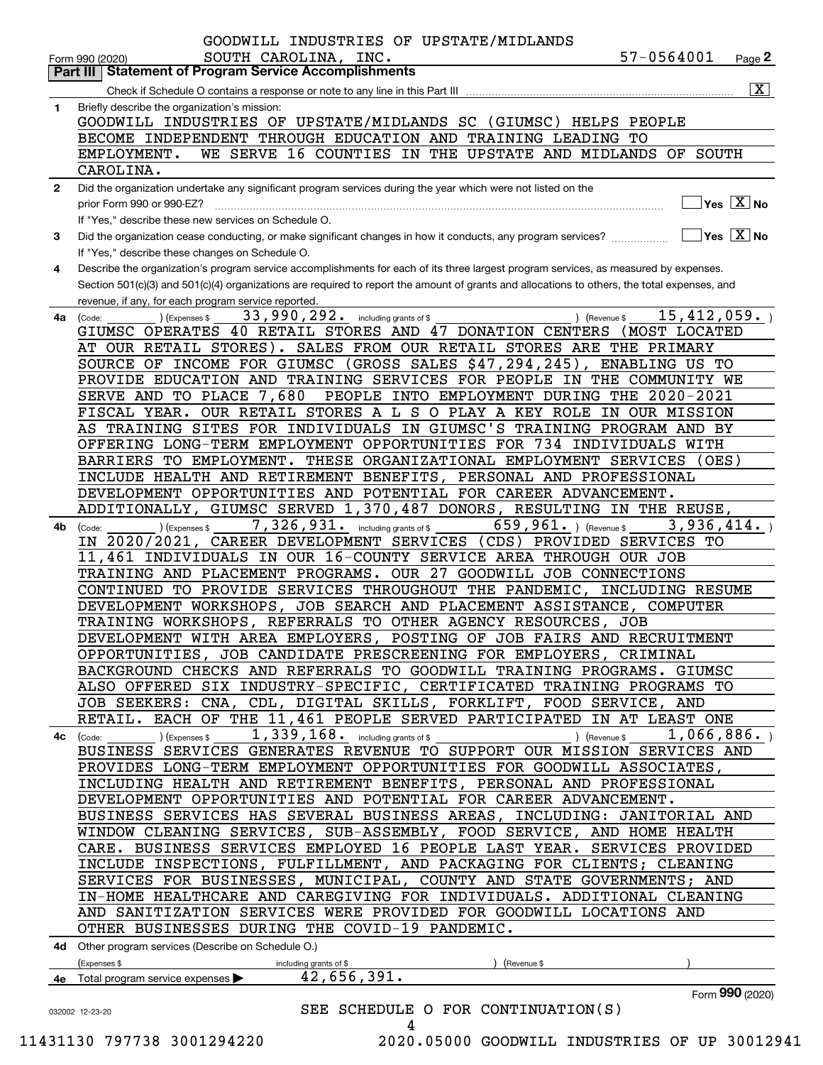GOODWILL INDUSTRIES OF UPSTATE/MIDLANDS SOUTH CAROLINA, INC. 57-0564001

Form 990 (2020) Page 2

## Part III Statement of Program Service Accomplishments

Check if Schedule O contains a response or note to any line in this Part III [X]

**1** Briefly describe the organization's mission:

GOODWILL INDUSTRIES OF UPSTATE/MIDLANDS SC (GIUMSC) HELPS PEOPLE BECOME INDEPENDENT THROUGH EDUCATION AND TRAINING LEADING TO EMPLOYMENT. WE SERVE 16 COUNTIES IN THE UPSTATE AND MIDLANDS OF SOUTH CAROLINA.

**2** Did the organization undertake any significant program services during the year which were not listed on the prior Form 990 or 990-EZ? Yes [X] No

If "Yes," describe these new services on Schedule O.

**3** Did the organization cease conducting, or make significant changes in how it conducts, any program services? Yes [X] No

If "Yes," describe these changes on Schedule O.

**4** Describe the organization's program service accomplishments for each of its three largest program services, as measured by expenses. Section 501(c)(3) and 501(c)(4) organizations are required to report the amount of grants and allocations to others, the total expenses, and revenue, if any, for each program service reported.

**4a** (Code: ) (Expenses $ 33,990,292. including grants of $ ) (Revenue $ 15,412,059. )

GIUMSC OPERATES 40 RETAIL STORES AND 47 DONATION CENTERS (MOST LOCATED AT OUR RETAIL STORES). SALES FROM OUR RETAIL STORES ARE THE PRIMARY SOURCE OF INCOME FOR GIUMSC (GROSS SALES $47,294,245), ENABLING US TO PROVIDE EDUCATION AND TRAINING SERVICES FOR PEOPLE IN THE COMMUNITY WE SERVE AND TO PLACE 7,680 PEOPLE INTO EMPLOYMENT DURING THE 2020-2021 FISCAL YEAR. OUR RETAIL STORES A L S O PLAY A KEY ROLE IN OUR MISSION AS TRAINING SITES FOR INDIVIDUALS IN GIUMSC'S TRAINING PROGRAM AND BY OFFERING LONG-TERM EMPLOYMENT OPPORTUNITIES FOR 734 INDIVIDUALS WITH BARRIERS TO EMPLOYMENT. THESE ORGANIZATIONAL EMPLOYMENT SERVICES (OES) INCLUDE HEALTH AND RETIREMENT BENEFITS, PERSONAL AND PROFESSIONAL DEVELOPMENT OPPORTUNITIES AND POTENTIAL FOR CAREER ADVANCEMENT. ADDITIONALLY, GIUMSC SERVED 1,370,487 DONORS, RESULTING IN THE REUSE,

**4b** (Code: ) (Expenses $ 7,326,931. including grants of $ 659,961. ) (Revenue $ 3,936,414. )

IN 2020/2021, CAREER DEVELOPMENT SERVICES (CDS) PROVIDED SERVICES TO 11,461 INDIVIDUALS IN OUR 16-COUNTY SERVICE AREA THROUGH OUR JOB TRAINING AND PLACEMENT PROGRAMS. OUR 27 GOODWILL JOB CONNECTIONS CONTINUED TO PROVIDE SERVICES THROUGHOUT THE PANDEMIC, INCLUDING RESUME DEVELOPMENT WORKSHOPS, JOB SEARCH AND PLACEMENT ASSISTANCE, COMPUTER TRAINING WORKSHOPS, REFERRALS TO OTHER AGENCY RESOURCES, JOB DEVELOPMENT WITH AREA EMPLOYERS, POSTING OF JOB FAIRS AND RECRUITMENT OPPORTUNITIES, JOB CANDIDATE PRESCREENING FOR EMPLOYERS, CRIMINAL BACKGROUND CHECKS AND REFERRALS TO GOODWILL TRAINING PROGRAMS. GIUMSC ALSO OFFERED SIX INDUSTRY-SPECIFIC, CERTIFICATED TRAINING PROGRAMS TO JOB SEEKERS: CNA, CDL, DIGITAL SKILLS, FORKLIFT, FOOD SERVICE, AND RETAIL. EACH OF THE 11,461 PEOPLE SERVED PARTICIPATED IN AT LEAST ONE

**4c** (Code: ) (Expenses $ 1,339,168. including grants of $ ) (Revenue $ 1,066,886. )

BUSINESS SERVICES GENERATES REVENUE TO SUPPORT OUR MISSION SERVICES AND PROVIDES LONG-TERM EMPLOYMENT OPPORTUNITIES FOR GOODWILL ASSOCIATES, INCLUDING HEALTH AND RETIREMENT BENEFITS, PERSONAL AND PROFESSIONAL DEVELOPMENT OPPORTUNITIES AND POTENTIAL FOR CAREER ADVANCEMENT. BUSINESS SERVICES HAS SEVERAL BUSINESS AREAS, INCLUDING: JANITORIAL AND WINDOW CLEANING SERVICES, SUB-ASSEMBLY, FOOD SERVICE, AND HOME HEALTH CARE. BUSINESS SERVICES EMPLOYED 16 PEOPLE LAST YEAR. SERVICES PROVIDED INCLUDE INSPECTIONS, FULFILLMENT, AND PACKAGING FOR CLIENTS; CLEANING SERVICES FOR BUSINESSES, MUNICIPAL, COUNTY AND STATE GOVERNMENTS; AND IN-HOME HEALTHCARE AND CAREGIVING FOR INDIVIDUALS. ADDITIONAL CLEANING AND SANITIZATION SERVICES WERE PROVIDED FOR GOODWILL LOCATIONS AND OTHER BUSINESSES DURING THE COVID-19 PANDEMIC.

**4d** Other program services (Describe on Schedule O.)

(Expenses $ including grants of $ ) (Revenue $ )

**4e** Total program service expenses 42,656,391.

Form **990** (2020)

032002 12-23-20

SEE SCHEDULE O FOR CONTINUATION(S)

11431130 797738 3001294220 2020.05000 GOODWILL INDUSTRIES OF UP 30012941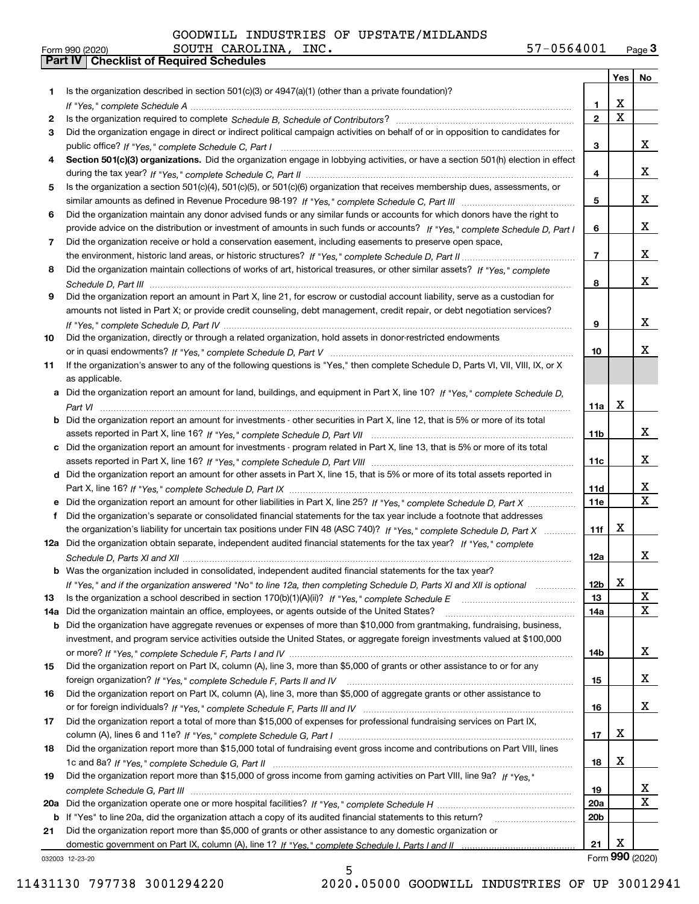GOODWILL INDUSTRIES OF UPSTATE/MIDLANDS SOUTH CAROLINA, INC. 57-0564001

Form 990 (2020) Page 3

## Part IV Checklist of Required Schedules

| | | | Yes | No |
|---|---|---|---|---|
| 1 | Is the organization described in section 501(c)(3) or 4947(a)(1) (other than a private foundation)? *If "Yes," complete Schedule A* | 1 | X | |
| 2 | Is the organization required to complete *Schedule B, Schedule of Contributors*? | 2 | X | |
| 3 | Did the organization engage in direct or indirect political campaign activities on behalf of or in opposition to candidates for public office? *If "Yes," complete Schedule C, Part I* | 3 | | X |
| 4 | **Section 501(c)(3) organizations.** Did the organization engage in lobbying activities, or have a section 501(h) election in effect during the tax year? *If "Yes," complete Schedule C, Part II* | 4 | | X |
| 5 | Is the organization a section 501(c)(4), 501(c)(5), or 501(c)(6) organization that receives membership dues, assessments, or similar amounts as defined in Revenue Procedure 98-19? *If "Yes," complete Schedule C, Part III* | 5 | | X |
| 6 | Did the organization maintain any donor advised funds or any similar funds or accounts for which donors have the right to provide advice on the distribution or investment of amounts in such funds or accounts? *If "Yes," complete Schedule D, Part I* | 6 | | X |
| 7 | Did the organization receive or hold a conservation easement, including easements to preserve open space, the environment, historic land areas, or historic structures? *If "Yes," complete Schedule D, Part II* | 7 | | X |
| 8 | Did the organization maintain collections of works of art, historical treasures, or other similar assets? *If "Yes," complete Schedule D, Part III* | 8 | | X |
| 9 | Did the organization report an amount in Part X, line 21, for escrow or custodial account liability, serve as a custodian for amounts not listed in Part X; or provide credit counseling, debt management, credit repair, or debt negotiation services? *If "Yes," complete Schedule D, Part IV* | 9 | | X |
| 10 | Did the organization, directly or through a related organization, hold assets in donor-restricted endowments or in quasi endowments? *If "Yes," complete Schedule D, Part V* | 10 | | X |
| 11 | If the organization's answer to any of the following questions is "Yes," then complete Schedule D, Parts VI, VII, VIII, IX, or X as applicable. | | | |
| a | Did the organization report an amount for land, buildings, and equipment in Part X, line 10? *If "Yes," complete Schedule D, Part VI* | 11a | X | |
| b | Did the organization report an amount for investments - other securities in Part X, line 12, that is 5% or more of its total assets reported in Part X, line 16? *If "Yes," complete Schedule D, Part VII* | 11b | | X |
| c | Did the organization report an amount for investments - program related in Part X, line 13, that is 5% or more of its total assets reported in Part X, line 16? *If "Yes," complete Schedule D, Part VIII* | 11c | | X |
| d | Did the organization report an amount for other assets in Part X, line 15, that is 5% or more of its total assets reported in Part X, line 16? *If "Yes," complete Schedule D, Part IX* | 11d | | X |
| e | Did the organization report an amount for other liabilities in Part X, line 25? *If "Yes," complete Schedule D, Part X* | 11e | | X |
| f | Did the organization's separate or consolidated financial statements for the tax year include a footnote that addresses the organization's liability for uncertain tax positions under FIN 48 (ASC 740)? *If "Yes," complete Schedule D, Part X* | 11f | X | |
| 12a | Did the organization obtain separate, independent audited financial statements for the tax year? *If "Yes," complete Schedule D, Parts XI and XII* | 12a | | X |
| b | Was the organization included in consolidated, independent audited financial statements for the tax year? *If "Yes," and if the organization answered "No" to line 12a, then completing Schedule D, Parts XI and XII is optional* | 12b | X | |
| 13 | Is the organization a school described in section 170(b)(1)(A)(ii)? *If "Yes," complete Schedule E* | 13 | | X |
| 14a | Did the organization maintain an office, employees, or agents outside of the United States? | 14a | | X |
| b | Did the organization have aggregate revenues or expenses of more than $10,000 from grantmaking, fundraising, business, investment, and program service activities outside the United States, or aggregate foreign investments valued at $100,000 or more? *If "Yes," complete Schedule F, Parts I and IV* | 14b | | X |
| 15 | Did the organization report on Part IX, column (A), line 3, more than $5,000 of grants or other assistance to or for any foreign organization? *If "Yes," complete Schedule F, Parts II and IV* | 15 | | X |
| 16 | Did the organization report on Part IX, column (A), line 3, more than $5,000 of aggregate grants or other assistance to or for foreign individuals? *If "Yes," complete Schedule F, Parts III and IV* | 16 | | X |
| 17 | Did the organization report a total of more than $15,000 of expenses for professional fundraising services on Part IX, column (A), lines 6 and 11e? *If "Yes," complete Schedule G, Part I* | 17 | X | |
| 18 | Did the organization report more than $15,000 total of fundraising event gross income and contributions on Part VIII, lines 1c and 8a? *If "Yes," complete Schedule G, Part II* | 18 | X | |
| 19 | Did the organization report more than $15,000 of gross income from gaming activities on Part VIII, line 9a? *If "Yes," complete Schedule G, Part III* | 19 | | X |
| 20a | Did the organization operate one or more hospital facilities? *If "Yes," complete Schedule H* | 20a | | X |
| b | If "Yes" to line 20a, did the organization attach a copy of its audited financial statements to this return? | 20b | | |
| 21 | Did the organization report more than $5,000 of grants or other assistance to any domestic organization or domestic government on Part IX, column (A), line 1? *If "Yes," complete Schedule I, Parts I and II* | 21 | X | |

032003 12-23-20 Form **990** (2020)

11431130 797738 3001294220 2020.05000 GOODWILL INDUSTRIES OF UP 30012941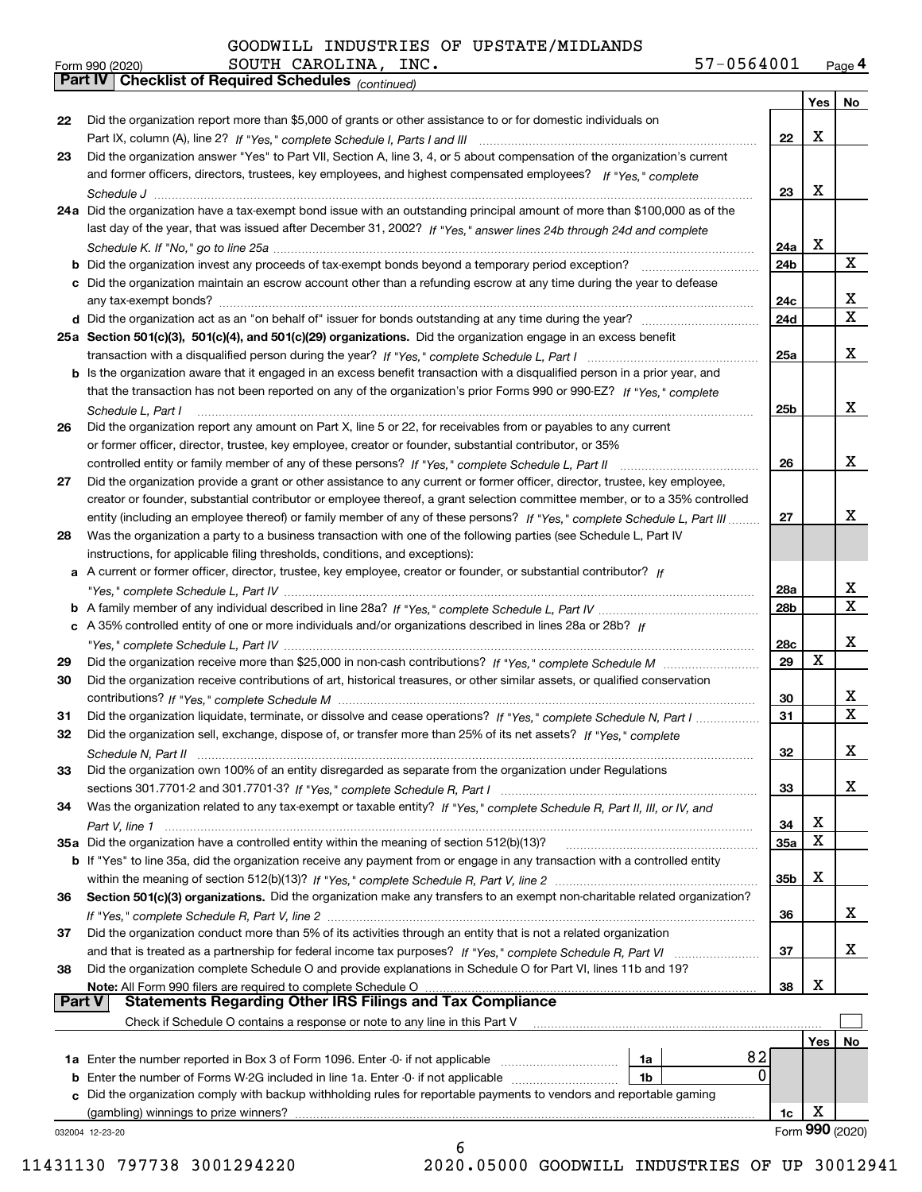GOODWILL INDUSTRIES OF UPSTATE/MIDLANDS SOUTH CAROLINA, INC. 57-0564001

Form 990 (2020) Page 4

## Part IV Checklist of Required Schedules *(continued)*

| | | | Yes | No |
|---|---|---|---|---|
| 22 | Did the organization report more than $5,000 of grants or other assistance to or for domestic individuals on Part IX, column (A), line 2? *If "Yes," complete Schedule I, Parts I and III* | 22 | X | |
| 23 | Did the organization answer "Yes" to Part VII, Section A, line 3, 4, or 5 about compensation of the organization's current and former officers, directors, trustees, key employees, and highest compensated employees? *If "Yes," complete Schedule J* | 23 | X | |
| 24a | Did the organization have a tax-exempt bond issue with an outstanding principal amount of more than $100,000 as of the last day of the year, that was issued after December 31, 2002? *If "Yes," answer lines 24b through 24d and complete Schedule K. If "No," go to line 25a* | 24a | X | |
| b | Did the organization invest any proceeds of tax-exempt bonds beyond a temporary period exception? | 24b | | X |
| c | Did the organization maintain an escrow account other than a refunding escrow at any time during the year to defease any tax-exempt bonds? | 24c | | X |
| d | Did the organization act as an "on behalf of" issuer for bonds outstanding at any time during the year? | 24d | | X |
| 25a | **Section 501(c)(3), 501(c)(4), and 501(c)(29) organizations.** Did the organization engage in an excess benefit transaction with a disqualified person during the year? *If "Yes," complete Schedule L, Part I* | 25a | | X |
| b | Is the organization aware that it engaged in an excess benefit transaction with a disqualified person in a prior year, and that the transaction has not been reported on any of the organization's prior Forms 990 or 990-EZ? *If "Yes," complete Schedule L, Part I* | 25b | | X |
| 26 | Did the organization report any amount on Part X, line 5 or 22, for receivables from or payables to any current or former officer, director, trustee, key employee, creator or founder, substantial contributor, or 35% controlled entity or family member of any of these persons? *If "Yes," complete Schedule L, Part II* | 26 | | X |
| 27 | Did the organization provide a grant or other assistance to any current or former officer, director, trustee, key employee, creator or founder, substantial contributor or employee thereof, a grant selection committee member, or to a 35% controlled entity (including an employee thereof) or family member of any of these persons? *If "Yes," complete Schedule L, Part III* | 27 | | X |
| 28 | Was the organization a party to a business transaction with one of the following parties (see Schedule L, Part IV instructions, for applicable filing thresholds, conditions, and exceptions): | | | |
| a | A current or former officer, director, trustee, key employee, creator or founder, or substantial contributor? *If "Yes," complete Schedule L, Part IV* | 28a | | X |
| b | A family member of any individual described in line 28a? *If "Yes," complete Schedule L, Part IV* | 28b | | X |
| c | A 35% controlled entity of one or more individuals and/or organizations described in lines 28a or 28b? *If "Yes," complete Schedule L, Part IV* | 28c | | X |
| 29 | Did the organization receive more than $25,000 in non-cash contributions? *If "Yes," complete Schedule M* | 29 | X | |
| 30 | Did the organization receive contributions of art, historical treasures, or other similar assets, or qualified conservation contributions? *If "Yes," complete Schedule M* | 30 | | X |
| 31 | Did the organization liquidate, terminate, or dissolve and cease operations? *If "Yes," complete Schedule N, Part I* | 31 | | X |
| 32 | Did the organization sell, exchange, dispose of, or transfer more than 25% of its net assets? *If "Yes," complete Schedule N, Part II* | 32 | | X |
| 33 | Did the organization own 100% of an entity disregarded as separate from the organization under Regulations sections 301.7701-2 and 301.7701-3? *If "Yes," complete Schedule R, Part I* | 33 | | X |
| 34 | Was the organization related to any tax-exempt or taxable entity? *If "Yes," complete Schedule R, Part II, III, or IV, and Part V, line 1* | 34 | X | |
| 35a | Did the organization have a controlled entity within the meaning of section 512(b)(13)? | 35a | X | |
| b | If "Yes" to line 35a, did the organization receive any payment from or engage in any transaction with a controlled entity within the meaning of section 512(b)(13)? *If "Yes," complete Schedule R, Part V, line 2* | 35b | X | |
| 36 | **Section 501(c)(3) organizations.** Did the organization make any transfers to an exempt non-charitable related organization? *If "Yes," complete Schedule R, Part V, line 2* | 36 | | X |
| 37 | Did the organization conduct more than 5% of its activities through an entity that is not a related organization and that is treated as a partnership for federal income tax purposes? *If "Yes," complete Schedule R, Part VI* | 37 | | X |
| 38 | Did the organization complete Schedule O and provide explanations in Schedule O for Part VI, lines 11b and 19? **Note:** All Form 990 filers are required to complete Schedule O | 38 | X | |

## Part V Statements Regarding Other IRS Filings and Tax Compliance

Check if Schedule O contains a response or note to any line in this Part V ☐

| | | | | | Yes | No |
|---|---|---|---|---|---|---|
| 1a | Enter the number reported in Box 3 of Form 1096. Enter -0- if not applicable | 1a | 82 | | | |
| b | Enter the number of Forms W-2G included in line 1a. Enter -0- if not applicable | 1b | 0 | | | |
| c | Did the organization comply with backup withholding rules for reportable payments to vendors and reportable gaming (gambling) winnings to prize winners? | | | 1c | X | |

032004 12-23-20

Form **990** (2020)

11431130 797738 3001294220 2020.05000 GOODWILL INDUSTRIES OF UP 30012941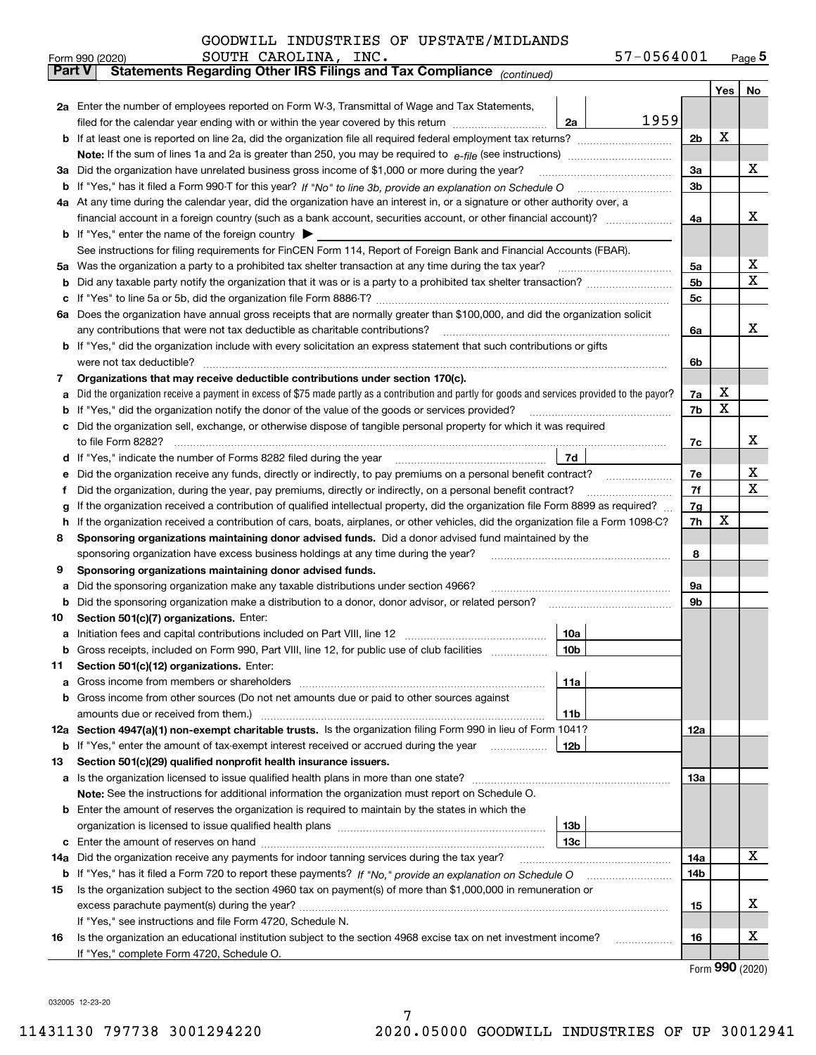GOODWILL INDUSTRIES OF UPSTATE/MIDLANDS SOUTH CAROLINA, INC. 57-0564001

Form 990 (2020) Page 5

**Part V Statements Regarding Other IRS Filings and Tax Compliance** *(continued)*

| | | | | | Yes | No |
|---|---|---|---|---|---|---|
| **2a** | Enter the number of employees reported on Form W-3, Transmittal of Wage and Tax Statements, filed for the calendar year ending with or within the year covered by this return | 2a | 1959 | | | |
| **b** | If at least one is reported on line 2a, did the organization file all required federal employment tax returns? | | | 2b | X | |
| | **Note:** If the sum of lines 1a and 2a is greater than 250, you may be required to *e-file* (see instructions) | | | | | |
| **3a** | Did the organization have unrelated business gross income of $1,000 or more during the year? | | | 3a | | X |
| **b** | If "Yes," has it filed a Form 990-T for this year? *If "No" to line 3b, provide an explanation on Schedule O* | | | 3b | | |
| **4a** | At any time during the calendar year, did the organization have an interest in, or a signature or other authority over, a financial account in a foreign country (such as a bank account, securities account, or other financial account)? | | | 4a | | X |
| **b** | If "Yes," enter the name of the foreign country ▶ | | | | | |
| | See instructions for filing requirements for FinCEN Form 114, Report of Foreign Bank and Financial Accounts (FBAR). | | | | | |
| **5a** | Was the organization a party to a prohibited tax shelter transaction at any time during the tax year? | | | 5a | | X |
| **b** | Did any taxable party notify the organization that it was or is a party to a prohibited tax shelter transaction? | | | 5b | | X |
| **c** | If "Yes" to line 5a or 5b, did the organization file Form 8886-T? | | | 5c | | |
| **6a** | Does the organization have annual gross receipts that are normally greater than $100,000, and did the organization solicit any contributions that were not tax deductible as charitable contributions? | | | 6a | | X |
| **b** | If "Yes," did the organization include with every solicitation an express statement that such contributions or gifts were not tax deductible? | | | 6b | | |
| **7** | **Organizations that may receive deductible contributions under section 170(c).** | | | | | |
| **a** | Did the organization receive a payment in excess of $75 made partly as a contribution and partly for goods and services provided to the payor? | | | 7a | X | |
| **b** | If "Yes," did the organization notify the donor of the value of the goods or services provided? | | | 7b | X | |
| **c** | Did the organization sell, exchange, or otherwise dispose of tangible personal property for which it was required to file Form 8282? | | | 7c | | X |
| **d** | If "Yes," indicate the number of Forms 8282 filed during the year | 7d | | | | |
| **e** | Did the organization receive any funds, directly or indirectly, to pay premiums on a personal benefit contract? | | | 7e | | X |
| **f** | Did the organization, during the year, pay premiums, directly or indirectly, on a personal benefit contract? | | | 7f | | X |
| **g** | If the organization received a contribution of qualified intellectual property, did the organization file Form 8899 as required? | | | 7g | | |
| **h** | If the organization received a contribution of cars, boats, airplanes, or other vehicles, did the organization file a Form 1098-C? | | | 7h | X | |
| **8** | **Sponsoring organizations maintaining donor advised funds.** Did a donor advised fund maintained by the sponsoring organization have excess business holdings at any time during the year? | | | 8 | | |
| **9** | **Sponsoring organizations maintaining donor advised funds.** | | | | | |
| **a** | Did the sponsoring organization make any taxable distributions under section 4966? | | | 9a | | |
| **b** | Did the sponsoring organization make a distribution to a donor, donor advisor, or related person? | | | 9b | | |
| **10** | **Section 501(c)(7) organizations.** Enter: | | | | | |
| **a** | Initiation fees and capital contributions included on Part VIII, line 12 | 10a | | | | |
| **b** | Gross receipts, included on Form 990, Part VIII, line 12, for public use of club facilities | 10b | | | | |
| **11** | **Section 501(c)(12) organizations.** Enter: | | | | | |
| **a** | Gross income from members or shareholders | 11a | | | | |
| **b** | Gross income from other sources (Do not net amounts due or paid to other sources against amounts due or received from them.) | 11b | | | | |
| **12a** | **Section 4947(a)(1) non-exempt charitable trusts.** Is the organization filing Form 990 in lieu of Form 1041? | | | 12a | | |
| **b** | If "Yes," enter the amount of tax-exempt interest received or accrued during the year | 12b | | | | |
| **13** | **Section 501(c)(29) qualified nonprofit health insurance issuers.** | | | | | |
| **a** | Is the organization licensed to issue qualified health plans in more than one state? | | | 13a | | |
| | **Note:** See the instructions for additional information the organization must report on Schedule O. | | | | | |
| **b** | Enter the amount of reserves the organization is required to maintain by the states in which the organization is licensed to issue qualified health plans | 13b | | | | |
| **c** | Enter the amount of reserves on hand | 13c | | | | |
| **14a** | Did the organization receive any payments for indoor tanning services during the tax year? | | | 14a | | X |
| **b** | If "Yes," has it filed a Form 720 to report these payments? *If "No," provide an explanation on Schedule O* | | | 14b | | |
| **15** | Is the organization subject to the section 4960 tax on payment(s) of more than $1,000,000 in remuneration or excess parachute payment(s) during the year? | | | 15 | | X |
| | If "Yes," see instructions and file Form 4720, Schedule N. | | | | | |
| **16** | Is the organization an educational institution subject to the section 4968 excise tax on net investment income? | | | 16 | | X |
| | If "Yes," complete Form 4720, Schedule O. | | | | | |

Form **990** (2020)

032005 12-23-20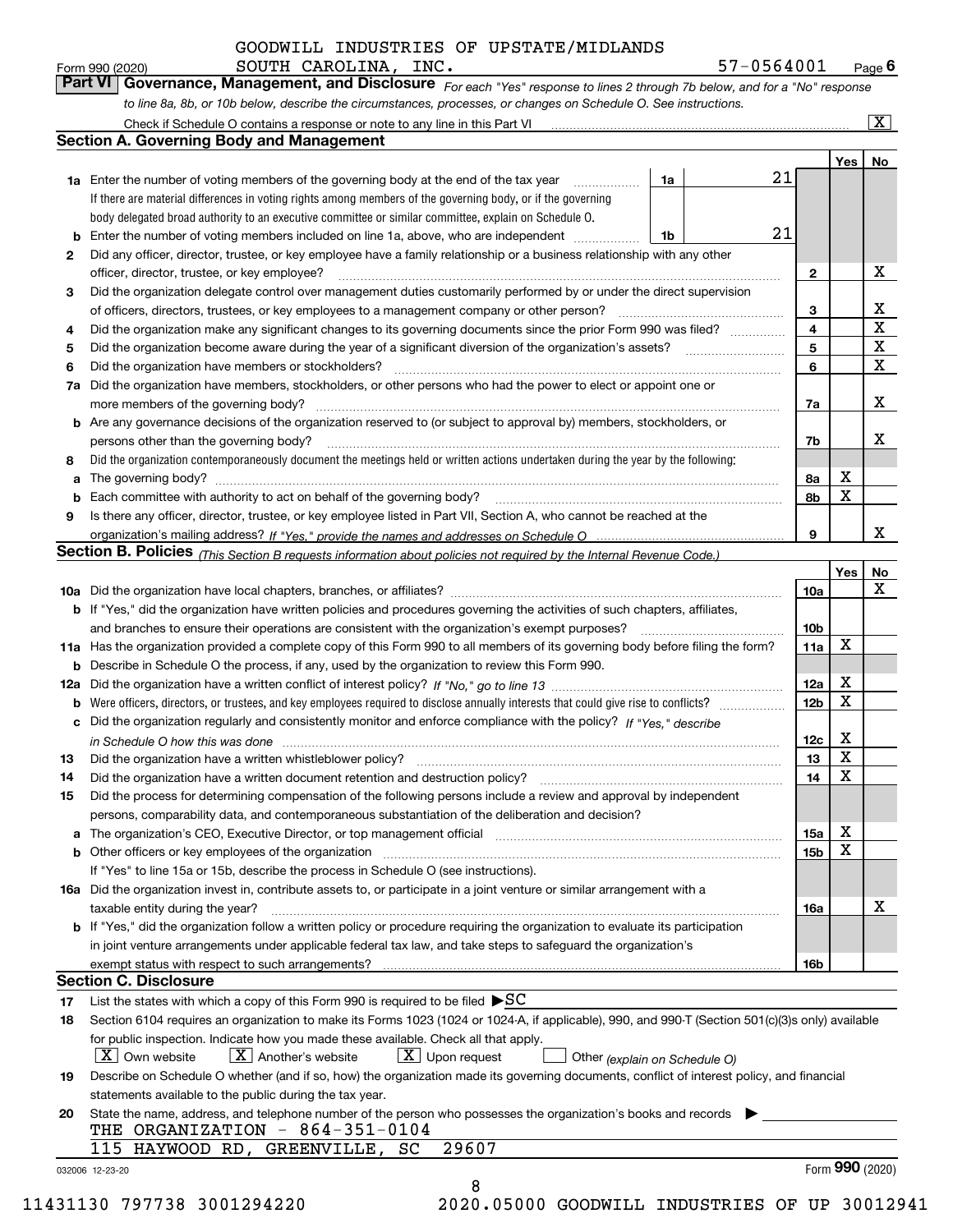GOODWILL INDUSTRIES OF UPSTATE/MIDLANDS SOUTH CAROLINA, INC. 57-0564001

Form 990 (2020) Page 6

**Part VI Governance, Management, and Disclosure** *For each "Yes" response to lines 2 through 7b below, and for a "No" response to line 8a, 8b, or 10b below, describe the circumstances, processes, or changes on Schedule O. See instructions.*

Check if Schedule O contains a response or note to any line in this Part VI [X]

## Section A. Governing Body and Management

| | | | | Yes | No |
|---|---|---|---|---|---|
| 1a | Enter the number of voting members of the governing body at the end of the tax year | 1a | 21 | | |
| | If there are material differences in voting rights among members of the governing body, or if the governing body delegated broad authority to an executive committee or similar committee, explain on Schedule O. | | | | |
| b | Enter the number of voting members included on line 1a, above, who are independent | 1b | 21 | | |
| 2 | Did any officer, director, trustee, or key employee have a family relationship or a business relationship with any other officer, director, trustee, or key employee? | 2 | | | X |
| 3 | Did the organization delegate control over management duties customarily performed by or under the direct supervision of officers, directors, trustees, or key employees to a management company or other person? | 3 | | | X |
| 4 | Did the organization make any significant changes to its governing documents since the prior Form 990 was filed? | 4 | | | X |
| 5 | Did the organization become aware during the year of a significant diversion of the organization's assets? | 5 | | | X |
| 6 | Did the organization have members or stockholders? | 6 | | | X |
| 7a | Did the organization have members, stockholders, or other persons who had the power to elect or appoint one or more members of the governing body? | 7a | | | X |
| b | Are any governance decisions of the organization reserved to (or subject to approval by) members, stockholders, or persons other than the governing body? | 7b | | | X |
| 8 | Did the organization contemporaneously document the meetings held or written actions undertaken during the year by the following: | | | | |
| a | The governing body? | 8a | | X | |
| b | Each committee with authority to act on behalf of the governing body? | 8b | | X | |
| 9 | Is there any officer, director, trustee, or key employee listed in Part VII, Section A, who cannot be reached at the organization's mailing address? *If "Yes," provide the names and addresses on Schedule O* | 9 | | | X |

## Section B. Policies *(This Section B requests information about policies not required by the Internal Revenue Code.)*

| | | | Yes | No |
|---|---|---|---|---|
| 10a | Did the organization have local chapters, branches, or affiliates? | 10a | | X |
| b | If "Yes," did the organization have written policies and procedures governing the activities of such chapters, affiliates, and branches to ensure their operations are consistent with the organization's exempt purposes? | 10b | | |
| 11a | Has the organization provided a complete copy of this Form 990 to all members of its governing body before filing the form? | 11a | X | |
| b | Describe in Schedule O the process, if any, used by the organization to review this Form 990. | | | |
| 12a | Did the organization have a written conflict of interest policy? *If "No," go to line 13* | 12a | X | |
| b | Were officers, directors, or trustees, and key employees required to disclose annually interests that could give rise to conflicts? | 12b | X | |
| c | Did the organization regularly and consistently monitor and enforce compliance with the policy? *If "Yes," describe in Schedule O how this was done* | 12c | X | |
| 13 | Did the organization have a written whistleblower policy? | 13 | X | |
| 14 | Did the organization have a written document retention and destruction policy? | 14 | X | |
| 15 | Did the process for determining compensation of the following persons include a review and approval by independent persons, comparability data, and contemporaneous substantiation of the deliberation and decision? | | | |
| a | The organization's CEO, Executive Director, or top management official | 15a | X | |
| b | Other officers or key employees of the organization | 15b | X | |
| | If "Yes" to line 15a or 15b, describe the process in Schedule O (see instructions). | | | |
| 16a | Did the organization invest in, contribute assets to, or participate in a joint venture or similar arrangement with a taxable entity during the year? | 16a | | X |
| b | If "Yes," did the organization follow a written policy or procedure requiring the organization to evaluate its participation in joint venture arrangements under applicable federal tax law, and take steps to safeguard the organization's exempt status with respect to such arrangements? | 16b | | |

## Section C. Disclosure

17 List the states with which a copy of this Form 990 is required to be filed ▶SC

18 Section 6104 requires an organization to make its Forms 1023 (1024 or 1024-A, if applicable), 990, and 990-T (Section 501(c)(3)s only) available for public inspection. Indicate how you made these available. Check all that apply.

[X] Own website [X] Another's website [X] Upon request [ ] Other *(explain on Schedule O)*

19 Describe on Schedule O whether (and if so, how) the organization made its governing documents, conflict of interest policy, and financial statements available to the public during the tax year.

20 State the name, address, and telephone number of the person who possesses the organization's books and records ▶

THE ORGANIZATION - 864-351-0104
115 HAYWOOD RD, GREENVILLE, SC 29607

032006 12-23-20 Form **990** (2020)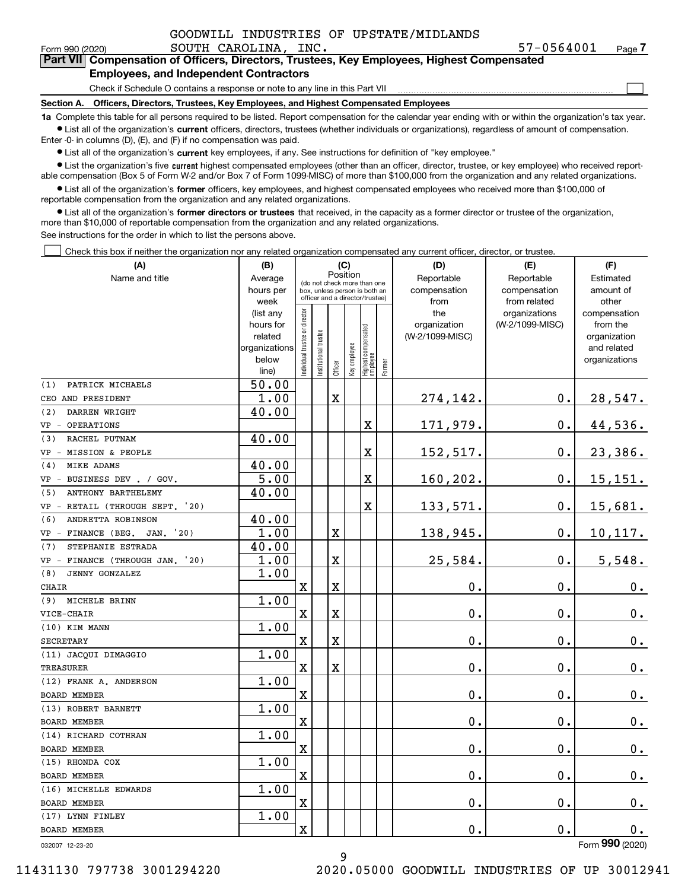GOODWILL INDUSTRIES OF UPSTATE/MIDLANDS SOUTH CAROLINA, INC. 57-0564001

Form 990 (2020) Page **7**

**Part VII Compensation of Officers, Directors, Trustees, Key Employees, Highest Compensated Employees, and Independent Contractors**

Check if Schedule O contains a response or note to any line in this Part VII ☐

**Section A. Officers, Directors, Trustees, Key Employees, and Highest Compensated Employees**

**1a** Complete this table for all persons required to be listed. Report compensation for the calendar year ending with or within the organization's tax year.

- List all of the organization's **current** officers, directors, trustees (whether individuals or organizations), regardless of amount of compensation. Enter -0- in columns (D), (E), and (F) if no compensation was paid.
- List all of the organization's **current** key employees, if any. See instructions for definition of "key employee."
- List the organization's five **current** highest compensated employees (other than an officer, director, trustee, or key employee) who received reportable compensation (Box 5 of Form W-2 and/or Box 7 of Form 1099-MISC) of more than $100,000 from the organization and any related organizations.
- List all of the organization's **former** officers, key employees, and highest compensated employees who received more than $100,000 of reportable compensation from the organization and any related organizations.
- List all of the organization's **former directors or trustees** that received, in the capacity as a former director or trustee of the organization, more than $10,000 of reportable compensation from the organization and any related organizations.

See instructions for the order in which to list the persons above.

☐ Check this box if neither the organization nor any related organization compensated any current officer, director, or trustee.

| (A) Name and title | (B) Average hours per week (list any hours for related organizations below line) | (C) Position (do not check more than one box, unless person is both an officer and a director/trustee) | | | | | | (D) Reportable compensation from the organization (W-2/1099-MISC) | (E) Reportable compensation from related organizations (W-2/1099-MISC) | (F) Estimated amount of other compensation from the organization and related organizations |
|---|---|---|---|---|---|---|---|---|---|---|
| | | Individual trustee or director | Institutional trustee | Officer | Key employee | Highest compensated employee | Former | | | |
| (1) PATRICK MICHAELS | 50.00 | | | | | | | | | |
| CEO AND PRESIDENT | 1.00 | | | X | | | | 274,142. | 0. | 28,547. |
| (2) DARREN WRIGHT | 40.00 | | | | | | | | | |
| VP - OPERATIONS | | | | | | X | | 171,979. | 0. | 44,536. |
| (3) RACHEL PUTNAM | 40.00 | | | | | | | | | |
| VP - MISSION & PEOPLE | | | | | | X | | 152,517. | 0. | 23,386. |
| (4) MIKE ADAMS | 40.00 | | | | | | | | | |
| VP - BUSINESS DEV . / GOV. | 5.00 | | | | | X | | 160,202. | 0. | 15,151. |
| (5) ANTHONY BARTHELEMY | 40.00 | | | | | | | | | |
| VP - RETAIL (THROUGH SEPT. '20) | | | | | | X | | 133,571. | 0. | 15,681. |
| (6) ANDRETTA ROBINSON | 40.00 | | | | | | | | | |
| VP - FINANCE (BEG. JAN. '20) | 1.00 | | | X | | | | 138,945. | 0. | 10,117. |
| (7) STEPHANIE ESTRADA | 40.00 | | | | | | | | | |
| VP - FINANCE (THROUGH JAN. '20) | 1.00 | | | X | | | | 25,584. | 0. | 5,548. |
| (8) JENNY GONZALEZ | 1.00 | | | | | | | | | |
| CHAIR | | X | | X | | | | 0. | 0. | 0. |
| (9) MICHELE BRINN | 1.00 | | | | | | | | | |
| VICE-CHAIR | | X | | X | | | | 0. | 0. | 0. |
| (10) KIM MANN | 1.00 | | | | | | | | | |
| SECRETARY | | X | | X | | | | 0. | 0. | 0. |
| (11) JACQUI DIMAGGIO | 1.00 | | | | | | | | | |
| TREASURER | | X | | X | | | | 0. | 0. | 0. |
| (12) FRANK A. ANDERSON | 1.00 | | | | | | | | | |
| BOARD MEMBER | | X | | | | | | 0. | 0. | 0. |
| (13) ROBERT BARNETT | 1.00 | | | | | | | | | |
| BOARD MEMBER | | X | | | | | | 0. | 0. | 0. |
| (14) RICHARD COTHRAN | 1.00 | | | | | | | | | |
| BOARD MEMBER | | X | | | | | | 0. | 0. | 0. |
| (15) RHONDA COX | 1.00 | | | | | | | | | |
| BOARD MEMBER | | X | | | | | | 0. | 0. | 0. |
| (16) MICHELLE EDWARDS | 1.00 | | | | | | | | | |
| BOARD MEMBER | | X | | | | | | 0. | 0. | 0. |
| (17) LYNN FINLEY | 1.00 | | | | | | | | | |
| BOARD MEMBER | | X | | | | | | 0. | 0. | 0. |

Form **990** (2020)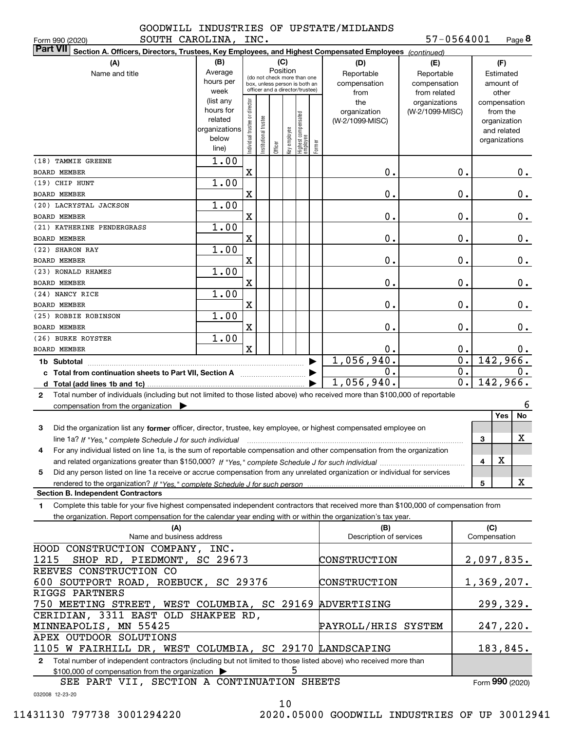GOODWILL INDUSTRIES OF UPSTATE/MIDLANDS SOUTH CAROLINA, INC. 57-0564001

Form 990 (2020) Page 8

## Part VII Section A. Officers, Directors, Trustees, Key Employees, and Highest Compensated Employees *(continued)*

| (A) Name and title | (B) Average hours per week (list any hours for related organizations below line) | (C) Individual trustee or director | Institutional trustee | Officer | Key employee | Highest compensated employee | Former | (D) Reportable compensation from the organization (W-2/1099-MISC) | (E) Reportable compensation from related organizations (W-2/1099-MISC) | (F) Estimated amount of other compensation from the organization and related organizations |
|---|---|---|---|---|---|---|---|---|---|---|
| (18) TAMMIE GREENE BOARD MEMBER | 1.00 | X | | | | | | 0. | 0. | 0. |
| (19) CHIP HUNT BOARD MEMBER | 1.00 | X | | | | | | 0. | 0. | 0. |
| (20) LACRYSTAL JACKSON BOARD MEMBER | 1.00 | X | | | | | | 0. | 0. | 0. |
| (21) KATHERINE PENDERGRASS BOARD MEMBER | 1.00 | X | | | | | | 0. | 0. | 0. |
| (22) SHARON RAY BOARD MEMBER | 1.00 | X | | | | | | 0. | 0. | 0. |
| (23) RONALD RHAMES BOARD MEMBER | 1.00 | X | | | | | | 0. | 0. | 0. |
| (24) NANCY RICE BOARD MEMBER | 1.00 | X | | | | | | 0. | 0. | 0. |
| (25) ROBBIE ROBINSON BOARD MEMBER | 1.00 | X | | | | | | 0. | 0. | 0. |
| (26) BURKE ROYSTER BOARD MEMBER | 1.00 | X | | | | | | 0. | 0. | 0. |
| **1b Subtotal** | | | | | | | | 1,056,940. | 0. | 142,966. |
| **c Total from continuation sheets to Part VII, Section A** | | | | | | | | 0. | 0. | 0. |
| **d Total (add lines 1b and 1c)** | | | | | | | | 1,056,940. | 0. | 142,966. |

**2** Total number of individuals (including but not limited to those listed above) who received more than $100,000 of reportable compensation from the organization ▶ 6

| | | | Yes | No |
|---|---|---|---|---|
| **3** | Did the organization list any **former** officer, director, trustee, key employee, or highest compensated employee on line 1a? *If "Yes," complete Schedule J for such individual* | 3 | | X |
| **4** | For any individual listed on line 1a, is the sum of reportable compensation and other compensation from the organization and related organizations greater than $150,000? *If "Yes," complete Schedule J for such individual* | 4 | X | |
| **5** | Did any person listed on line 1a receive or accrue compensation from any unrelated organization or individual for services rendered to the organization? *If "Yes," complete Schedule J for such person* | 5 | | X |

### Section B. Independent Contractors

**1** Complete this table for your five highest compensated independent contractors that received more than $100,000 of compensation from the organization. Report compensation for the calendar year ending with or within the organization's tax year.

| (A) Name and business address | (B) Description of services | (C) Compensation |
|---|---|---|
| HOOD CONSTRUCTION COMPANY, INC. 1215 SHOP RD, PIEDMONT, SC 29673 | CONSTRUCTION | 2,097,835. |
| REEVES CONSTRUCTION CO 600 SOUTPORT ROAD, ROEBUCK, SC 29376 | CONSTRUCTION | 1,369,207. |
| RIGGS PARTNERS 750 MEETING STREET, WEST COLUMBIA, SC 29169 | ADVERTISING | 299,329. |
| CERIDIAN, 3311 EAST OLD SHAKPEE RD, MINNEAPOLIS, MN 55425 | PAYROLL/HRIS SYSTEM | 247,220. |
| APEX OUTDOOR SOLUTIONS 1105 W FAIRHILL DR, WEST COLUMBIA, SC 29170 | LANDSCAPING | 183,845. |

**2** Total number of independent contractors (including but not limited to those listed above) who received more than $100,000 of compensation from the organization ▶ 5

SEE PART VII, SECTION A CONTINUATION SHEETS

Form **990** (2020)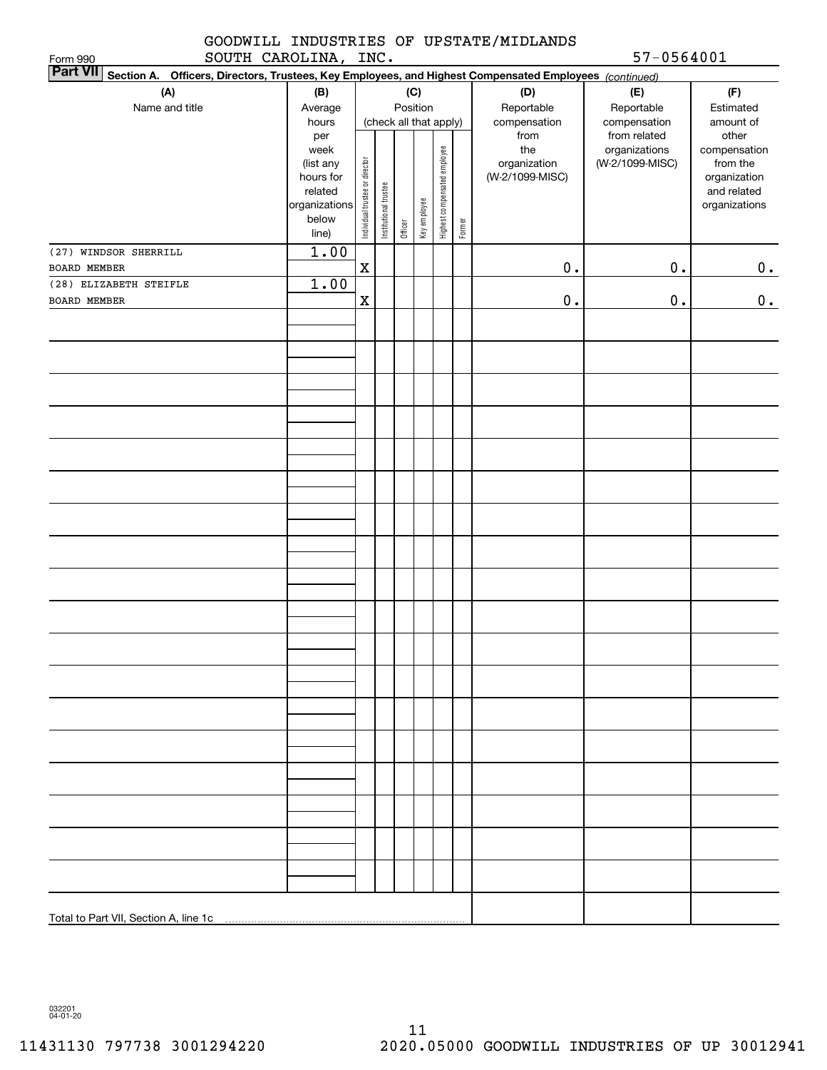GOODWILL INDUSTRIES OF UPSTATE/MIDLANDS SOUTH CAROLINA, INC. 57-0564001

Form 990

**Part VII Section A. Officers, Directors, Trustees, Key Employees, and Highest Compensated Employees** *(continued)*

| (A) Name and title | (B) Average hours per week (list any hours for related organizations below line) | (C) Position (check all that apply): Individual trustee or director | Institutional trustee | Officer | Key employee | Highest compensated employee | Former | (D) Reportable compensation from the organization (W-2/1099-MISC) | (E) Reportable compensation from related organizations (W-2/1099-MISC) | (F) Estimated amount of other compensation from the organization and related organizations |
|---|---|---|---|---|---|---|---|---|---|---|
| (27) WINDSOR SHERRILL<br>BOARD MEMBER | 1.00 | X | | | | | | 0. | 0. | 0. |
| (28) ELIZABETH STEIFLE<br>BOARD MEMBER | 1.00 | X | | | | | | 0. | 0. | 0. |
| Total to Part VII, Section A, line 1c | | | | | | | | | | |

032201 04-01-20

11431130 797738 3001294220 2020.05000 GOODWILL INDUSTRIES OF UP 30012941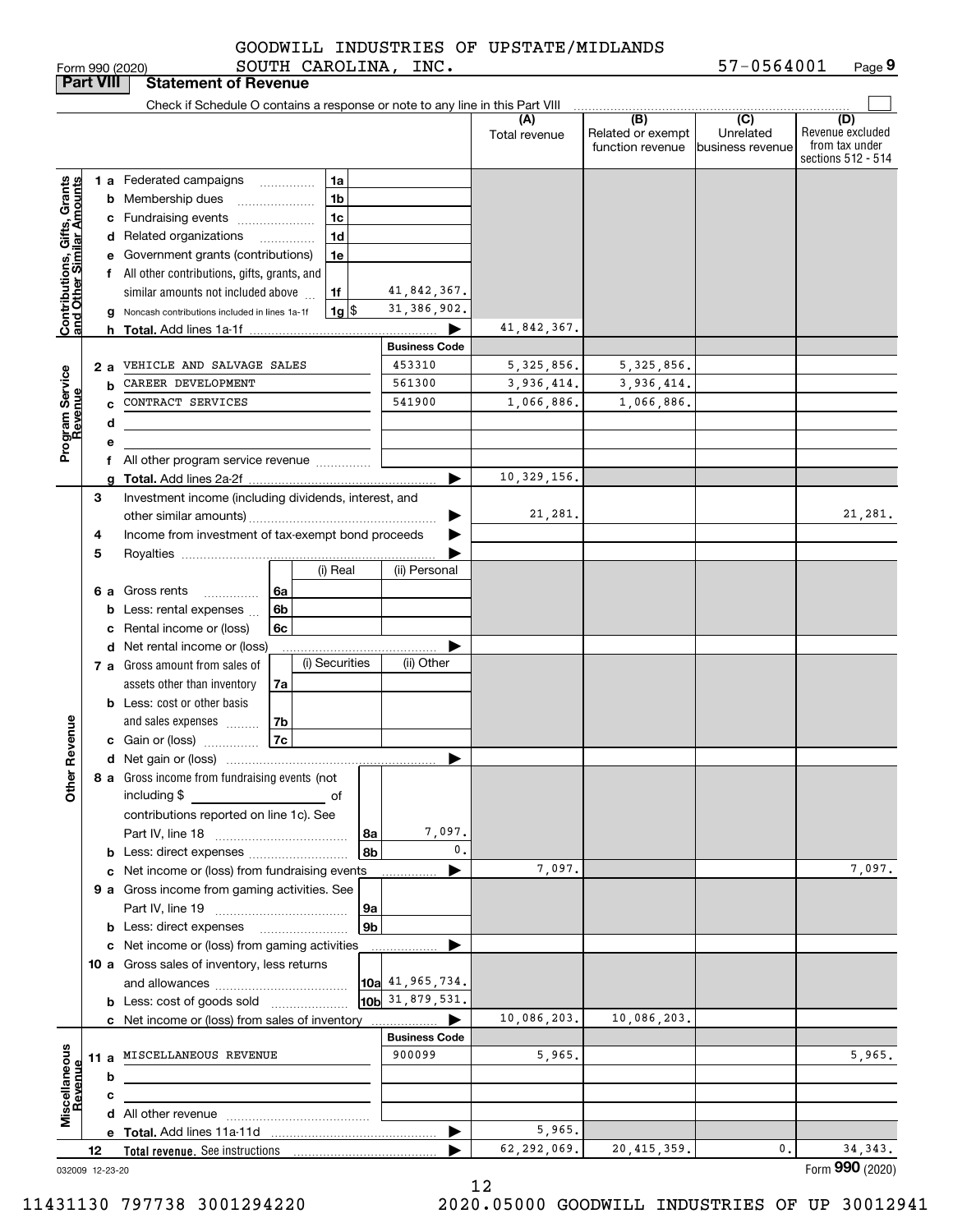GOODWILL INDUSTRIES OF UPSTATE/MIDLANDS SOUTH CAROLINA, INC. 57-0564001

Form 990 (2020) Page 9

## Part VIII Statement of Revenue

Check if Schedule O contains a response or note to any line in this Part VIII

| | | | | (A) Total revenue | (B) Related or exempt function revenue | (C) Unrelated business revenue | (D) Revenue excluded from tax under sections 512 - 514 |
|---|---|---|---|---|---|---|---|
| **Contributions, Gifts, Grants and Other Similar Amounts** | 1a Federated campaigns | 1a | | | | | |
| | b Membership dues | 1b | | | | | |
| | c Fundraising events | 1c | | | | | |
| | d Related organizations | 1d | | | | | |
| | e Government grants (contributions) | 1e | | | | | |
| | f All other contributions, gifts, grants, and similar amounts not included above | 1f | 41,842,367. | | | | |
| | g Noncash contributions included in lines 1a-1f | 1g $ | 31,386,902. | | | | |
| | h **Total.** Add lines 1a-1f | | | 41,842,367. | | | |
| **Program Service Revenue** | | | **Business Code** | | | | |
| | 2a VEHICLE AND SALVAGE SALES | | 453310 | 5,325,856. | 5,325,856. | | |
| | b CAREER DEVELOPMENT | | 561300 | 3,936,414. | 3,936,414. | | |
| | c CONTRACT SERVICES | | 541900 | 1,066,886. | 1,066,886. | | |
| | d | | | | | | |
| | e | | | | | | |
| | f All other program service revenue | | | | | | |
| | g **Total.** Add lines 2a-2f | | | 10,329,156. | | | |
| **Other Revenue** | 3 Investment income (including dividends, interest, and other similar amounts) | | | 21,281. | | | 21,281. |
| | 4 Income from investment of tax-exempt bond proceeds | | | | | | |
| | 5 Royalties | | | | | | |
| | | | (i) Real / (ii) Personal | | | | |
| | 6a Gross rents | 6a | | | | | |
| | b Less: rental expenses | 6b | | | | | |
| | c Rental income or (loss) | 6c | | | | | |
| | d Net rental income or (loss) | | | | | | |
| | | | (i) Securities / (ii) Other | | | | |
| | 7a Gross amount from sales of assets other than inventory | 7a | | | | | |
| | b Less: cost or other basis and sales expenses | 7b | | | | | |
| | c Gain or (loss) | 7c | | | | | |
| | d Net gain or (loss) | | | | | | |
| | 8a Gross income from fundraising events (not including $ of contributions reported on line 1c). See Part IV, line 18 | 8a | 7,097. | | | | |
| | b Less: direct expenses | 8b | 0. | | | | |
| | c Net income or (loss) from fundraising events | | | 7,097. | | | 7,097. |
| | 9a Gross income from gaming activities. See Part IV, line 19 | 9a | | | | | |
| | b Less: direct expenses | 9b | | | | | |
| | c Net income or (loss) from gaming activities | | | | | | |
| | 10a Gross sales of inventory, less returns and allowances | 10a | 41,965,734. | | | | |
| | b Less: cost of goods sold | 10b | 31,879,531. | | | | |
| | c Net income or (loss) from sales of inventory | | | 10,086,203. | 10,086,203. | | |
| **Miscellaneous Revenue** | | | **Business Code** | | | | |
| | 11a MISCELLANEOUS REVENUE | | 900099 | 5,965. | | | 5,965. |
| | b | | | | | | |
| | c | | | | | | |
| | d All other revenue | | | | | | |
| | e **Total.** Add lines 11a-11d | | | 5,965. | | | |
| | 12 **Total revenue.** See instructions | | | 62,292,069. | 20,415,359. | 0. | 34,343. |

032009 12-23-20 Form **990** (2020)

11431130 797738 3001294220 2020.05000 GOODWILL INDUSTRIES OF UP 30012941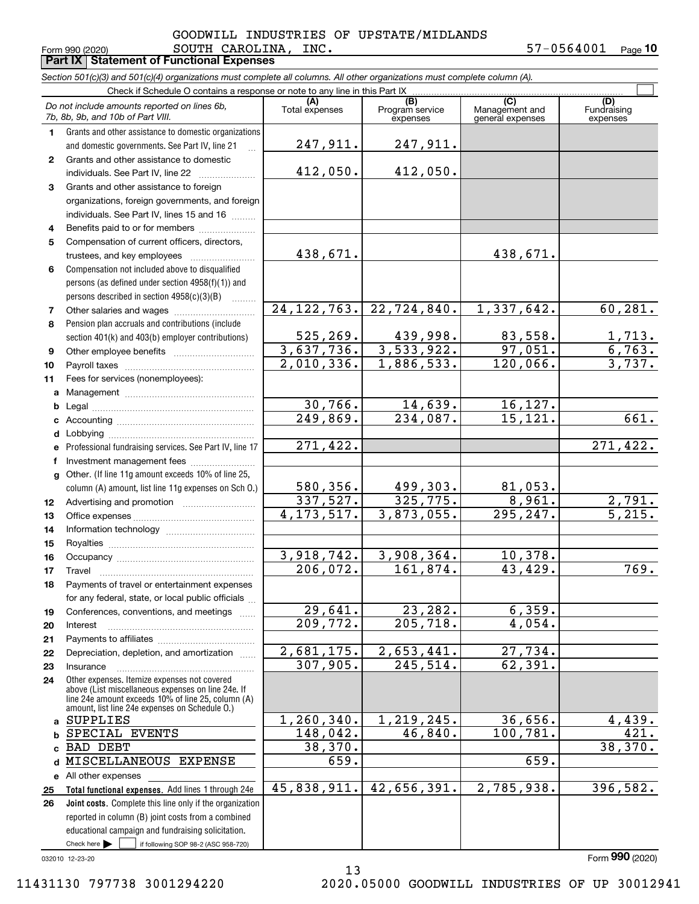GOODWILL INDUSTRIES OF UPSTATE/MIDLANDS SOUTH CAROLINA, INC. 57-0564001

Form 990 (2020) Page 10

**Part IX Statement of Functional Expenses**

*Section 501(c)(3) and 501(c)(4) organizations must complete all columns. All other organizations must complete column (A).*

Check if Schedule O contains a response or note to any line in this Part IX ☐

| *Do not include amounts reported on lines 6b, 7b, 8b, 9b, and 10b of Part VIII.* | (A) Total expenses | (B) Program service expenses | (C) Management and general expenses | (D) Fundraising expenses |
|---|---|---|---|---|
| 1 Grants and other assistance to domestic organizations and domestic governments. See Part IV, line 21 | 247,911. | 247,911. | | |
| 2 Grants and other assistance to domestic individuals. See Part IV, line 22 | 412,050. | 412,050. | | |
| 3 Grants and other assistance to foreign organizations, foreign governments, and foreign individuals. See Part IV, lines 15 and 16 | | | | |
| 4 Benefits paid to or for members | | | | |
| 5 Compensation of current officers, directors, trustees, and key employees | 438,671. | | 438,671. | |
| 6 Compensation not included above to disqualified persons (as defined under section 4958(f)(1)) and persons described in section 4958(c)(3)(B) | | | | |
| 7 Other salaries and wages | 24,122,763. | 22,724,840. | 1,337,642. | 60,281. |
| 8 Pension plan accruals and contributions (include section 401(k) and 403(b) employer contributions) | 525,269. | 439,998. | 83,558. | 1,713. |
| 9 Other employee benefits | 3,637,736. | 3,533,922. | 97,051. | 6,763. |
| 10 Payroll taxes | 2,010,336. | 1,886,533. | 120,066. | 3,737. |
| 11 Fees for services (nonemployees): | | | | |
| a Management | | | | |
| b Legal | 30,766. | 14,639. | 16,127. | |
| c Accounting | 249,869. | 234,087. | 15,121. | 661. |
| d Lobbying | | | | |
| e Professional fundraising services. See Part IV, line 17 | 271,422. | | | 271,422. |
| f Investment management fees | | | | |
| g Other. (If line 11g amount exceeds 10% of line 25, column (A) amount, list line 11g expenses on Sch O.) | 580,356. | 499,303. | 81,053. | |
| 12 Advertising and promotion | 337,527. | 325,775. | 8,961. | 2,791. |
| 13 Office expenses | 4,173,517. | 3,873,055. | 295,247. | 5,215. |
| 14 Information technology | | | | |
| 15 Royalties | | | | |
| 16 Occupancy | 3,918,742. | 3,908,364. | 10,378. | |
| 17 Travel | 206,072. | 161,874. | 43,429. | 769. |
| 18 Payments of travel or entertainment expenses for any federal, state, or local public officials | | | | |
| 19 Conferences, conventions, and meetings | 29,641. | 23,282. | 6,359. | |
| 20 Interest | 209,772. | 205,718. | 4,054. | |
| 21 Payments to affiliates | | | | |
| 22 Depreciation, depletion, and amortization | 2,681,175. | 2,653,441. | 27,734. | |
| 23 Insurance | 307,905. | 245,514. | 62,391. | |
| 24 Other expenses. Itemize expenses not covered above (List miscellaneous expenses on line 24e. If line 24e amount exceeds 10% of line 25, column (A) amount, list line 24e expenses on Schedule O.) | | | | |
| a SUPPLIES | 1,260,340. | 1,219,245. | 36,656. | 4,439. |
| b SPECIAL EVENTS | 148,042. | 46,840. | 100,781. | 421. |
| c BAD DEBT | 38,370. | | | 38,370. |
| d MISCELLANEOUS EXPENSE | 659. | | 659. | |
| e All other expenses | | | | |
| 25 **Total functional expenses.** Add lines 1 through 24e | 45,838,911. | 42,656,391. | 2,785,938. | 396,582. |
| 26 **Joint costs.** Complete this line only if the organization reported in column (B) joint costs from a combined educational campaign and fundraising solicitation. Check here ☐ if following SOP 98-2 (ASC 958-720) | | | | |

032010 12-23-20 Form **990** (2020)

11431130 797738 3001294220 2020.05000 GOODWILL INDUSTRIES OF UP 30012941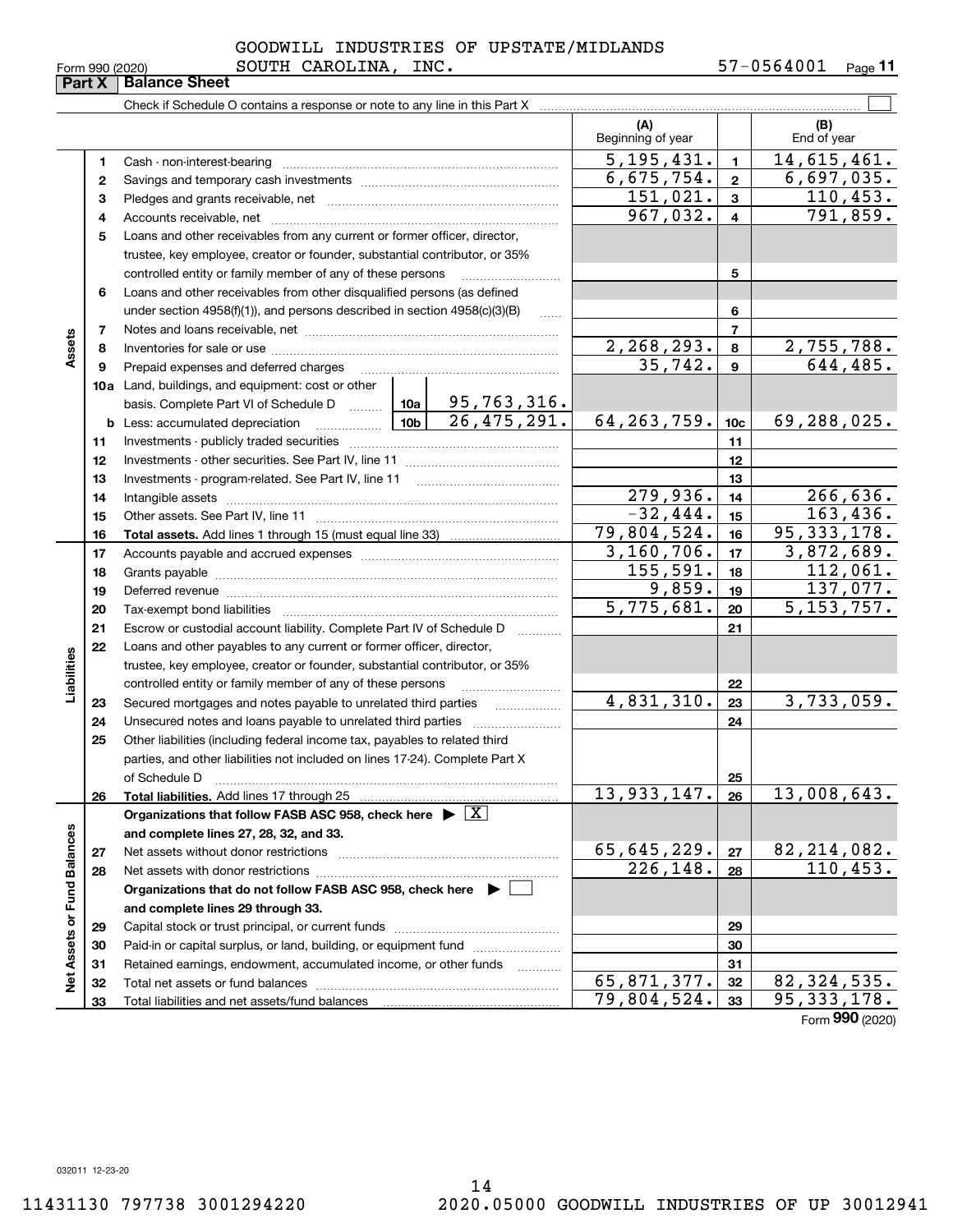GOODWILL INDUSTRIES OF UPSTATE/MIDLANDS SOUTH CAROLINA, INC. 57-0564001

Form 990 (2020)

## Part X Balance Sheet

Check if Schedule O contains a response or note to any line in this Part X

| | | | | (A) Beginning of year | | (B) End of year |
|---|---|---|---|---|---|---|
| **Assets** | 1 | Cash - non-interest-bearing | | 5,195,431. | 1 | 14,615,461. |
| | 2 | Savings and temporary cash investments | | 6,675,754. | 2 | 6,697,035. |
| | 3 | Pledges and grants receivable, net | | 151,021. | 3 | 110,453. |
| | 4 | Accounts receivable, net | | 967,032. | 4 | 791,859. |
| | 5 | Loans and other receivables from any current or former officer, director, trustee, key employee, creator or founder, substantial contributor, or 35% controlled entity or family member of any of these persons | | | 5 | |
| | 6 | Loans and other receivables from other disqualified persons (as defined under section 4958(f)(1)), and persons described in section 4958(c)(3)(B) | | | 6 | |
| | 7 | Notes and loans receivable, net | | | 7 | |
| | 8 | Inventories for sale or use | | 2,268,293. | 8 | 2,755,788. |
| | 9 | Prepaid expenses and deferred charges | | 35,742. | 9 | 644,485. |
| | 10a | Land, buildings, and equipment: cost or other basis. Complete Part VI of Schedule D | 10a 95,763,316. | | | |
| | b | Less: accumulated depreciation | 10b 26,475,291. | 64,263,759. | 10c | 69,288,025. |
| | 11 | Investments - publicly traded securities | | | 11 | |
| | 12 | Investments - other securities. See Part IV, line 11 | | | 12 | |
| | 13 | Investments - program-related. See Part IV, line 11 | | | 13 | |
| | 14 | Intangible assets | | 279,936. | 14 | 266,636. |
| | 15 | Other assets. See Part IV, line 11 | | -32,444. | 15 | 163,436. |
| | 16 | **Total assets.** Add lines 1 through 15 (must equal line 33) | | 79,804,524. | 16 | 95,333,178. |
| **Liabilities** | 17 | Accounts payable and accrued expenses | | 3,160,706. | 17 | 3,872,689. |
| | 18 | Grants payable | | 155,591. | 18 | 112,061. |
| | 19 | Deferred revenue | | 9,859. | 19 | 137,077. |
| | 20 | Tax-exempt bond liabilities | | 5,775,681. | 20 | 5,153,757. |
| | 21 | Escrow or custodial account liability. Complete Part IV of Schedule D | | | 21 | |
| | 22 | Loans and other payables to any current or former officer, director, trustee, key employee, creator or founder, substantial contributor, or 35% controlled entity or family member of any of these persons | | | 22 | |
| | 23 | Secured mortgages and notes payable to unrelated third parties | | 4,831,310. | 23 | 3,733,059. |
| | 24 | Unsecured notes and loans payable to unrelated third parties | | | 24 | |
| | 25 | Other liabilities (including federal income tax, payables to related third parties, and other liabilities not included on lines 17-24). Complete Part X of Schedule D | | | 25 | |
| | 26 | **Total liabilities.** Add lines 17 through 25 | | 13,933,147. | 26 | 13,008,643. |
| **Net Assets or Fund Balances** | | **Organizations that follow FASB ASC 958, check here** ▶ [X] **and complete lines 27, 28, 32, and 33.** | | | | |
| | 27 | Net assets without donor restrictions | | 65,645,229. | 27 | 82,214,082. |
| | 28 | Net assets with donor restrictions | | 226,148. | 28 | 110,453. |
| | | **Organizations that do not follow FASB ASC 958, check here** ▶ [ ] **and complete lines 29 through 33.** | | | | |
| | 29 | Capital stock or trust principal, or current funds | | | 29 | |
| | 30 | Paid-in or capital surplus, or land, building, or equipment fund | | | 30 | |
| | 31 | Retained earnings, endowment, accumulated income, or other funds | | | 31 | |
| | 32 | Total net assets or fund balances | | 65,871,377. | 32 | 82,324,535. |
| | 33 | Total liabilities and net assets/fund balances | | 79,804,524. | 33 | 95,333,178. |

Form **990** (2020)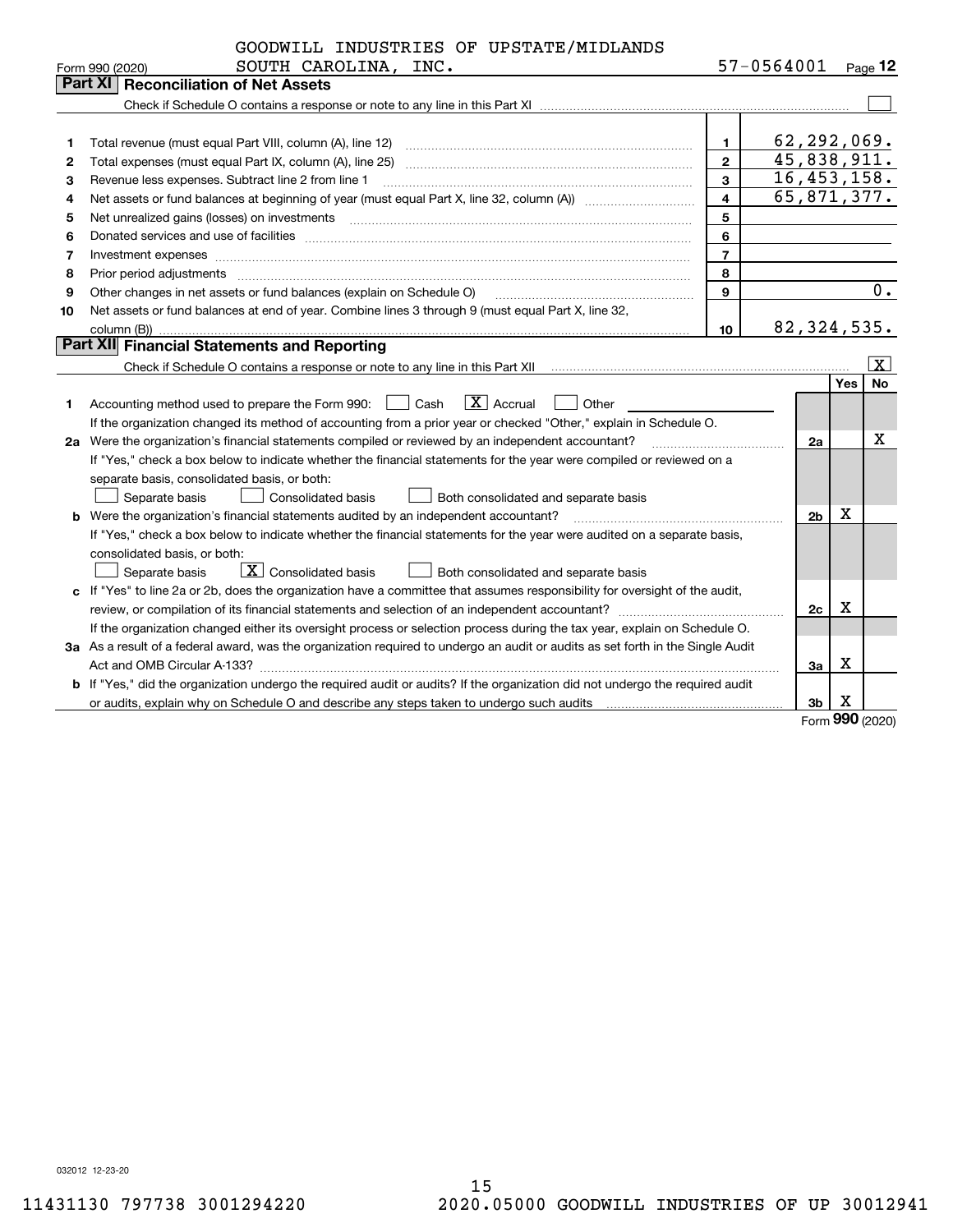GOODWILL INDUSTRIES OF UPSTATE/MIDLANDS SOUTH CAROLINA, INC.

Form 990 (2020) 57-0564001 Page **12**

## Part XI Reconciliation of Net Assets

Check if Schedule O contains a response or note to any line in this Part XI ☐

| | | | |
|---|---|---|---|
| 1 | Total revenue (must equal Part VIII, column (A), line 12) | 1 | 62,292,069. |
| 2 | Total expenses (must equal Part IX, column (A), line 25) | 2 | 45,838,911. |
| 3 | Revenue less expenses. Subtract line 2 from line 1 | 3 | 16,453,158. |
| 4 | Net assets or fund balances at beginning of year (must equal Part X, line 32, column (A)) | 4 | 65,871,377. |
| 5 | Net unrealized gains (losses) on investments | 5 | |
| 6 | Donated services and use of facilities | 6 | |
| 7 | Investment expenses | 7 | |
| 8 | Prior period adjustments | 8 | |
| 9 | Other changes in net assets or fund balances (explain on Schedule O) | 9 | 0. |
| 10 | Net assets or fund balances at end of year. Combine lines 3 through 9 (must equal Part X, line 32, column (B)) | 10 | 82,324,535. |

## Part XII Financial Statements and Reporting

Check if Schedule O contains a response or note to any line in this Part XII ☒

| | | | Yes | No |
|---|---|---|---|---|
| 1 | Accounting method used to prepare the Form 990: ☐ Cash ☒ Accrual ☐ Other<br>If the organization changed its method of accounting from a prior year or checked "Other," explain in Schedule O. | | | |
| 2a | Were the organization's financial statements compiled or reviewed by an independent accountant?<br>If "Yes," check a box below to indicate whether the financial statements for the year were compiled or reviewed on a separate basis, consolidated basis, or both:<br>☐ Separate basis ☐ Consolidated basis ☐ Both consolidated and separate basis | 2a | | X |
| b | Were the organization's financial statements audited by an independent accountant?<br>If "Yes," check a box below to indicate whether the financial statements for the year were audited on a separate basis, consolidated basis, or both:<br>☐ Separate basis ☒ Consolidated basis ☐ Both consolidated and separate basis | 2b | X | |
| c | If "Yes" to line 2a or 2b, does the organization have a committee that assumes responsibility for oversight of the audit, review, or compilation of its financial statements and selection of an independent accountant?<br>If the organization changed either its oversight process or selection process during the tax year, explain on Schedule O. | 2c | X | |
| 3a | As a result of a federal award, was the organization required to undergo an audit or audits as set forth in the Single Audit Act and OMB Circular A-133? | 3a | X | |
| b | If "Yes," did the organization undergo the required audit or audits? If the organization did not undergo the required audit or audits, explain why on Schedule O and describe any steps taken to undergo such audits | 3b | X | |

Form **990** (2020)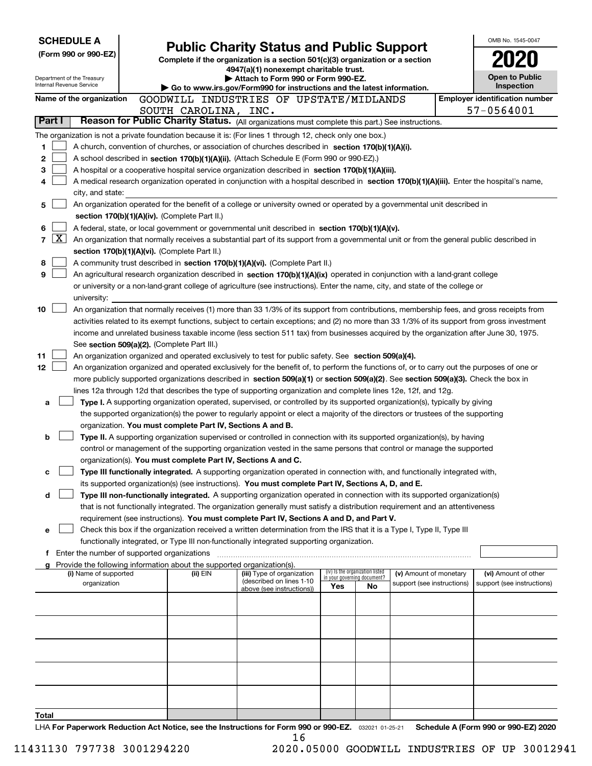**SCHEDULE A**
**(Form 990 or 990-EZ)**

Department of the Treasury
Internal Revenue Service

# Public Charity Status and Public Support

**Complete if the organization is a section 501(c)(3) organization or a section 4947(a)(1) nonexempt charitable trust.**
**▶ Attach to Form 990 or Form 990-EZ.**
**▶ Go to www.irs.gov/Form990 for instructions and the latest information.**

OMB No. 1545-0047
**2020**
**Open to Public Inspection**

**Name of the organization:** GOODWILL INDUSTRIES OF UPSTATE/MIDLANDS SOUTH CAROLINA, INC.
**Employer identification number:** 57-0564001

## Part I Reason for Public Charity Status. (All organizations must complete this part.) See instructions.

The organization is not a private foundation because it is: (For lines 1 through 12, check only one box.)

1. [ ] A church, convention of churches, or association of churches described in **section 170(b)(1)(A)(i).**
2. [ ] A school described in **section 170(b)(1)(A)(ii).** (Attach Schedule E (Form 990 or 990-EZ).)
3. [ ] A hospital or a cooperative hospital service organization described in **section 170(b)(1)(A)(iii).**
4. [ ] A medical research organization operated in conjunction with a hospital described in **section 170(b)(1)(A)(iii).** Enter the hospital's name, city, and state:
5. [ ] An organization operated for the benefit of a college or university owned or operated by a governmental unit described in **section 170(b)(1)(A)(iv).** (Complete Part II.)
6. [ ] A federal, state, or local government or governmental unit described in **section 170(b)(1)(A)(v).**
7. [X] An organization that normally receives a substantial part of its support from a governmental unit or from the general public described in **section 170(b)(1)(A)(vi).** (Complete Part II.)
8. [ ] A community trust described in **section 170(b)(1)(A)(vi).** (Complete Part II.)
9. [ ] An agricultural research organization described in **section 170(b)(1)(A)(ix)** operated in conjunction with a land-grant college or university or a non-land-grant college of agriculture (see instructions). Enter the name, city, and state of the college or university:
10. [ ] An organization that normally receives (1) more than 33 1/3% of its support from contributions, membership fees, and gross receipts from activities related to its exempt functions, subject to certain exceptions; and (2) no more than 33 1/3% of its support from gross investment income and unrelated business taxable income (less section 511 tax) from businesses acquired by the organization after June 30, 1975. See **section 509(a)(2).** (Complete Part III.)
11. [ ] An organization organized and operated exclusively to test for public safety. See **section 509(a)(4).**
12. [ ] An organization organized and operated exclusively for the benefit of, to perform the functions of, or to carry out the purposes of one or more publicly supported organizations described in **section 509(a)(1)** or **section 509(a)(2)**. See **section 509(a)(3).** Check the box in lines 12a through 12d that describes the type of supporting organization and complete lines 12e, 12f, and 12g.
   - **a** [ ] **Type I.** A supporting organization operated, supervised, or controlled by its supported organization(s), typically by giving the supported organization(s) the power to regularly appoint or elect a majority of the directors or trustees of the supporting organization. **You must complete Part IV, Sections A and B.**
   - **b** [ ] **Type II.** A supporting organization supervised or controlled in connection with its supported organization(s), by having control or management of the supporting organization vested in the same persons that control or manage the supported organization(s). **You must complete Part IV, Sections A and C.**
   - **c** [ ] **Type III functionally integrated.** A supporting organization operated in connection with, and functionally integrated with, its supported organization(s) (see instructions). **You must complete Part IV, Sections A, D, and E.**
   - **d** [ ] **Type III non-functionally integrated.** A supporting organization operated in connection with its supported organization(s) that is not functionally integrated. The organization generally must satisfy a distribution requirement and an attentiveness requirement (see instructions). **You must complete Part IV, Sections A and D, and Part V.**
   - **e** [ ] Check this box if the organization received a written determination from the IRS that it is a Type I, Type II, Type III functionally integrated, or Type III non-functionally integrated supporting organization.
   - **f** Enter the number of supported organizations
   - **g** Provide the following information about the supported organization(s).

| (i) Name of supported organization | (ii) EIN | (iii) Type of organization (described on lines 1-10 above (see instructions)) | (iv) Is the organization listed in your governing document? Yes | No | (v) Amount of monetary support (see instructions) | (vi) Amount of other support (see instructions) |
|---|---|---|---|---|---|---|
| | | | | | | |
| | | | | | | |
| | | | | | | |
| | | | | | | |
| | | | | | | |
| **Total** | | | | | | |

LHA **For Paperwork Reduction Act Notice, see the Instructions for Form 990 or 990-EZ.** 032021 01-25-21 **Schedule A (Form 990 or 990-EZ) 2020**

11431130 797738 3001294220 2020.05000 GOODWILL INDUSTRIES OF UP 30012941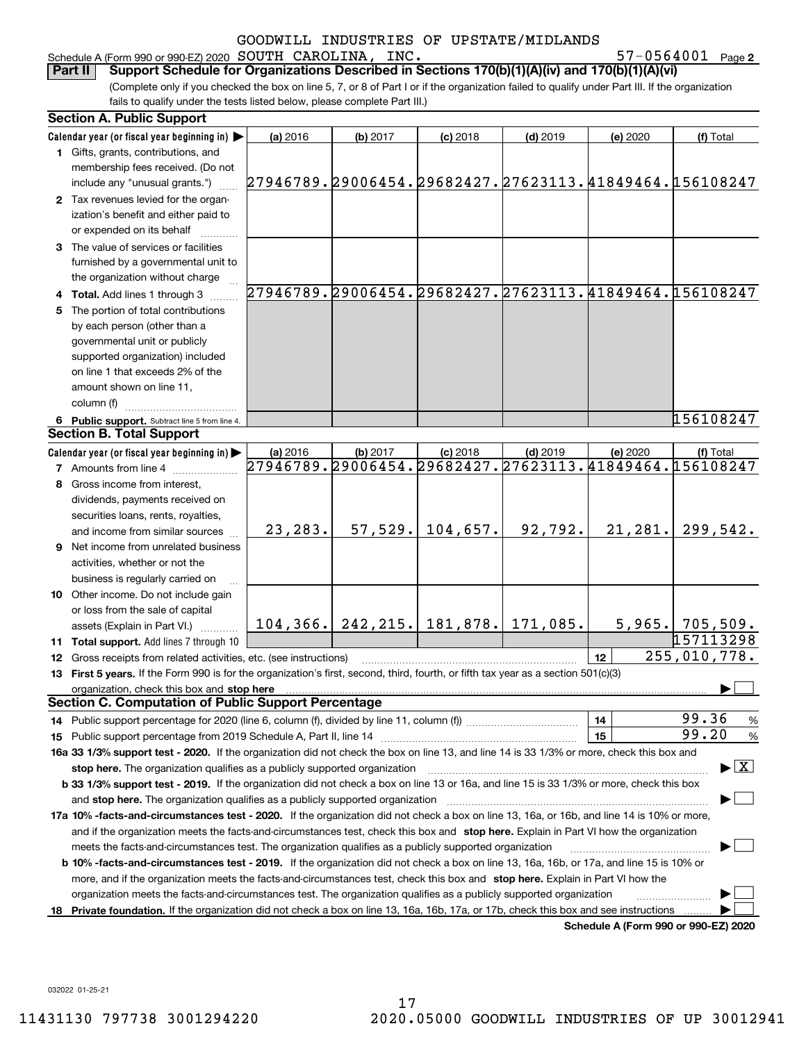GOODWILL INDUSTRIES OF UPSTATE/MIDLANDS

Schedule A (Form 990 or 990-EZ) 2020 SOUTH CAROLINA, INC. 57-0564001 Page **2**

**Part II** **Support Schedule for Organizations Described in Sections 170(b)(1)(A)(iv) and 170(b)(1)(A)(vi)**

(Complete only if you checked the box on line 5, 7, or 8 of Part I or if the organization failed to qualify under Part III. If the organization fails to qualify under the tests listed below, please complete Part III.)

**Section A. Public Support**

| Calendar year (or fiscal year beginning in) ▶ | (a) 2016 | (b) 2017 | (c) 2018 | (d) 2019 | (e) 2020 | (f) Total |
|---|---|---|---|---|---|---|
| **1** Gifts, grants, contributions, and membership fees received. (Do not include any "unusual grants.") | 27946789. | 29006454. | 29682427. | 27623113. | 41849464. | 156108247 |
| **2** Tax revenues levied for the organization's benefit and either paid to or expended on its behalf | | | | | | |
| **3** The value of services or facilities furnished by a governmental unit to the organization without charge | | | | | | |
| **4 Total.** Add lines 1 through 3 | 27946789. | 29006454. | 29682427. | 27623113. | 41849464. | 156108247 |
| **5** The portion of total contributions by each person (other than a governmental unit or publicly supported organization) included on line 1 that exceeds 2% of the amount shown on line 11, column (f) | | | | | | |
| **6 Public support.** Subtract line 5 from line 4. | | | | | | 156108247 |

**Section B. Total Support**

| Calendar year (or fiscal year beginning in) ▶ | (a) 2016 | (b) 2017 | (c) 2018 | (d) 2019 | (e) 2020 | (f) Total |
|---|---|---|---|---|---|---|
| **7** Amounts from line 4 | 27946789. | 29006454. | 29682427. | 27623113. | 41849464. | 156108247 |
| **8** Gross income from interest, dividends, payments received on securities loans, rents, royalties, and income from similar sources | 23,283. | 57,529. | 104,657. | 92,792. | 21,281. | 299,542. |
| **9** Net income from unrelated business activities, whether or not the business is regularly carried on | | | | | | |
| **10** Other income. Do not include gain or loss from the sale of capital assets (Explain in Part VI.) | 104,366. | 242,215. | 181,878. | 171,085. | 5,965. | 705,509. |
| **11 Total support.** Add lines 7 through 10 | | | | | | 157113298 |

**12** Gross receipts from related activities, etc. (see instructions) **12** 255,010,778.

**13 First 5 years.** If the Form 990 is for the organization's first, second, third, fourth, or fifth tax year as a section 501(c)(3) organization, check this box and **stop here** ▶ ☐

**Section C. Computation of Public Support Percentage**

**14** Public support percentage for 2020 (line 6, column (f), divided by line 11, column (f)) **14** 99.36 %

**15** Public support percentage from 2019 Schedule A, Part II, line 14 **15** 99.20 %

**16a 33 1/3% support test - 2020.** If the organization did not check the box on line 13, and line 14 is 33 1/3% or more, check this box and **stop here.** The organization qualifies as a publicly supported organization ▶ ☒

**b 33 1/3% support test - 2019.** If the organization did not check a box on line 13 or 16a, and line 15 is 33 1/3% or more, check this box and **stop here.** The organization qualifies as a publicly supported organization ▶ ☐

**17a 10% -facts-and-circumstances test - 2020.** If the organization did not check a box on line 13, 16a, or 16b, and line 14 is 10% or more, and if the organization meets the facts-and-circumstances test, check this box and **stop here.** Explain in Part VI how the organization meets the facts-and-circumstances test. The organization qualifies as a publicly supported organization ▶ ☐

**b 10% -facts-and-circumstances test - 2019.** If the organization did not check a box on line 13, 16a, 16b, or 17a, and line 15 is 10% or more, and if the organization meets the facts-and-circumstances test, check this box and **stop here.** Explain in Part VI how the organization meets the facts-and-circumstances test. The organization qualifies as a publicly supported organization ▶ ☐

**18 Private foundation.** If the organization did not check a box on line 13, 16a, 16b, 17a, or 17b, check this box and see instructions ▶ ☐

**Schedule A (Form 990 or 990-EZ) 2020**

032022 01-25-21

11431130 797738 3001294220 2020.05000 GOODWILL INDUSTRIES OF UP 30012941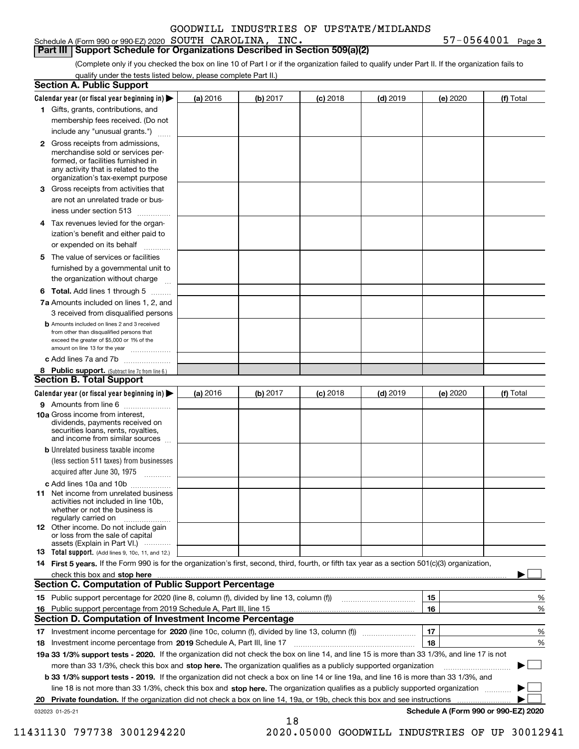Schedule A (Form 990 or 990-EZ) 2020 GOODWILL INDUSTRIES OF UPSTATE/MIDLANDS SOUTH CAROLINA, INC. 57-0564001 Page 3

## Part III Support Schedule for Organizations Described in Section 509(a)(2)

(Complete only if you checked the box on line 10 of Part I or if the organization failed to qualify under Part II. If the organization fails to qualify under the tests listed below, please complete Part II.)

### Section A. Public Support

| Calendar year (or fiscal year beginning in) ▶ | (a) 2016 | (b) 2017 | (c) 2018 | (d) 2019 | (e) 2020 | (f) Total |
|---|---|---|---|---|---|---|
| 1 Gifts, grants, contributions, and membership fees received. (Do not include any "unusual grants.") | | | | | | |
| 2 Gross receipts from admissions, merchandise sold or services performed, or facilities furnished in any activity that is related to the organization's tax-exempt purpose | | | | | | |
| 3 Gross receipts from activities that are not an unrelated trade or business under section 513 | | | | | | |
| 4 Tax revenues levied for the organization's benefit and either paid to or expended on its behalf | | | | | | |
| 5 The value of services or facilities furnished by a governmental unit to the organization without charge | | | | | | |
| 6 **Total.** Add lines 1 through 5 | | | | | | |
| 7a Amounts included on lines 1, 2, and 3 received from disqualified persons | | | | | | |
| b Amounts included on lines 2 and 3 received from other than disqualified persons that exceed the greater of $5,000 or 1% of the amount on line 13 for the year | | | | | | |
| c Add lines 7a and 7b | | | | | | |
| 8 **Public support.** (Subtract line 7c from line 6.) | | | | | | |

### Section B. Total Support

| Calendar year (or fiscal year beginning in) ▶ | (a) 2016 | (b) 2017 | (c) 2018 | (d) 2019 | (e) 2020 | (f) Total |
|---|---|---|---|---|---|---|
| 9 Amounts from line 6 | | | | | | |
| 10a Gross income from interest, dividends, payments received on securities loans, rents, royalties, and income from similar sources | | | | | | |
| b Unrelated business taxable income (less section 511 taxes) from businesses acquired after June 30, 1975 | | | | | | |
| c Add lines 10a and 10b | | | | | | |
| 11 Net income from unrelated business activities not included in line 10b, whether or not the business is regularly carried on | | | | | | |
| 12 Other income. Do not include gain or loss from the sale of capital assets (Explain in Part VI.) | | | | | | |
| 13 **Total support.** (Add lines 9, 10c, 11, and 12.) | | | | | | |

14 **First 5 years.** If the Form 990 is for the organization's first, second, third, fourth, or fifth tax year as a section 501(c)(3) organization, check this box and **stop here** ▶ ☐

### Section C. Computation of Public Support Percentage

| | | | |
|---|---|---|---|
| 15 | Public support percentage for 2020 (line 8, column (f), divided by line 13, column (f)) | 15 | % |
| 16 | Public support percentage from 2019 Schedule A, Part III, line 15 | 16 | % |

### Section D. Computation of Investment Income Percentage

| | | | |
|---|---|---|---|
| 17 | Investment income percentage for **2020** (line 10c, column (f), divided by line 13, column (f)) | 17 | % |
| 18 | Investment income percentage from **2019** Schedule A, Part III, line 17 | 18 | % |

**19a 33 1/3% support tests - 2020.** If the organization did not check the box on line 14, and line 15 is more than 33 1/3%, and line 17 is not more than 33 1/3%, check this box and **stop here.** The organization qualifies as a publicly supported organization ▶ ☐

**b 33 1/3% support tests - 2019.** If the organization did not check a box on line 14 or line 19a, and line 16 is more than 33 1/3%, and line 18 is not more than 33 1/3%, check this box and **stop here.** The organization qualifies as a publicly supported organization ▶ ☐

**20 Private foundation.** If the organization did not check a box on line 14, 19a, or 19b, check this box and see instructions ▶ ☐

032023 01-25-21 **Schedule A (Form 990 or 990-EZ) 2020**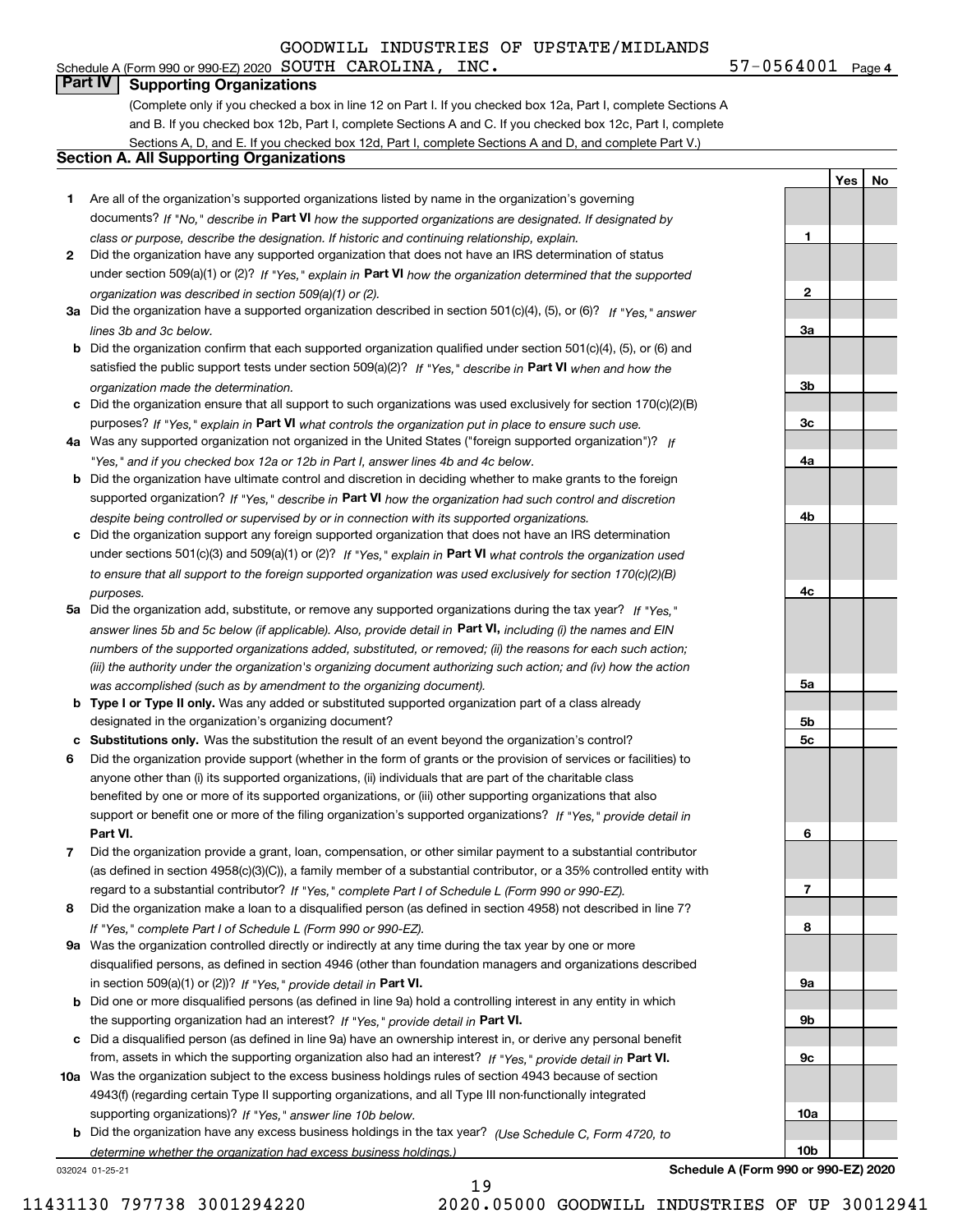GOODWILL INDUSTRIES OF UPSTATE/MIDLANDS

Schedule A (Form 990 or 990-EZ) 2020 SOUTH CAROLINA, INC. 57-0564001 Page 4

## Part IV Supporting Organizations

(Complete only if you checked a box in line 12 on Part I. If you checked box 12a, Part I, complete Sections A and B. If you checked box 12b, Part I, complete Sections A and C. If you checked box 12c, Part I, complete Sections A, D, and E. If you checked box 12d, Part I, complete Sections A and D, and complete Part V.)

### Section A. All Supporting Organizations

| | | | Yes | No |
|---|---|---|---|---|
| 1 | Are all of the organization's supported organizations listed by name in the organization's governing documents? *If "No," describe in* **Part VI** *how the supported organizations are designated. If designated by class or purpose, describe the designation. If historic and continuing relationship, explain.* | 1 | | |
| 2 | Did the organization have any supported organization that does not have an IRS determination of status under section 509(a)(1) or (2)? *If "Yes," explain in* **Part VI** *how the organization determined that the supported organization was described in section 509(a)(1) or (2).* | 2 | | |
| 3a | Did the organization have a supported organization described in section 501(c)(4), (5), or (6)? *If "Yes," answer lines 3b and 3c below.* | 3a | | |
| b | Did the organization confirm that each supported organization qualified under section 501(c)(4), (5), or (6) and satisfied the public support tests under section 509(a)(2)? *If "Yes," describe in* **Part VI** *when and how the organization made the determination.* | 3b | | |
| c | Did the organization ensure that all support to such organizations was used exclusively for section 170(c)(2)(B) purposes? *If "Yes," explain in* **Part VI** *what controls the organization put in place to ensure such use.* | 3c | | |
| 4a | Was any supported organization not organized in the United States ("foreign supported organization")? *If "Yes," and if you checked box 12a or 12b in Part I, answer lines 4b and 4c below.* | 4a | | |
| b | Did the organization have ultimate control and discretion in deciding whether to make grants to the foreign supported organization? *If "Yes," describe in* **Part VI** *how the organization had such control and discretion despite being controlled or supervised by or in connection with its supported organizations.* | 4b | | |
| c | Did the organization support any foreign supported organization that does not have an IRS determination under sections 501(c)(3) and 509(a)(1) or (2)? *If "Yes," explain in* **Part VI** *what controls the organization used to ensure that all support to the foreign supported organization was used exclusively for section 170(c)(2)(B) purposes.* | 4c | | |
| 5a | Did the organization add, substitute, or remove any supported organizations during the tax year? *If "Yes," answer lines 5b and 5c below (if applicable). Also, provide detail in* **Part VI,** *including (i) the names and EIN numbers of the supported organizations added, substituted, or removed; (ii) the reasons for each such action; (iii) the authority under the organization's organizing document authorizing such action; and (iv) how the action was accomplished (such as by amendment to the organizing document).* | 5a | | |
| b | **Type I or Type II only.** Was any added or substituted supported organization part of a class already designated in the organization's organizing document? | 5b | | |
| c | **Substitutions only.** Was the substitution the result of an event beyond the organization's control? | 5c | | |
| 6 | Did the organization provide support (whether in the form of grants or the provision of services or facilities) to anyone other than (i) its supported organizations, (ii) individuals that are part of the charitable class benefited by one or more of its supported organizations, or (iii) other supporting organizations that also support or benefit one or more of the filing organization's supported organizations? *If "Yes," provide detail in* **Part VI.** | 6 | | |
| 7 | Did the organization provide a grant, loan, compensation, or other similar payment to a substantial contributor (as defined in section 4958(c)(3)(C)), a family member of a substantial contributor, or a 35% controlled entity with regard to a substantial contributor? *If "Yes," complete Part I of Schedule L (Form 990 or 990-EZ).* | 7 | | |
| 8 | Did the organization make a loan to a disqualified person (as defined in section 4958) not described in line 7? *If "Yes," complete Part I of Schedule L (Form 990 or 990-EZ).* | 8 | | |
| 9a | Was the organization controlled directly or indirectly at any time during the tax year by one or more disqualified persons, as defined in section 4946 (other than foundation managers and organizations described in section 509(a)(1) or (2))? *If "Yes," provide detail in* **Part VI.** | 9a | | |
| b | Did one or more disqualified persons (as defined in line 9a) hold a controlling interest in any entity in which the supporting organization had an interest? *If "Yes," provide detail in* **Part VI.** | 9b | | |
| c | Did a disqualified person (as defined in line 9a) have an ownership interest in, or derive any personal benefit from, assets in which the supporting organization also had an interest? *If "Yes," provide detail in* **Part VI.** | 9c | | |
| 10a | Was the organization subject to the excess business holdings rules of section 4943 because of section 4943(f) (regarding certain Type II supporting organizations, and all Type III non-functionally integrated supporting organizations)? *If "Yes," answer line 10b below.* | 10a | | |
| b | Did the organization have any excess business holdings in the tax year? *(Use Schedule C, Form 4720, to determine whether the organization had excess business holdings.)* | 10b | | |

032024 01-25-21 **Schedule A (Form 990 or 990-EZ) 2020**

11431130 797738 3001294220 2020.05000 GOODWILL INDUSTRIES OF UP 30012941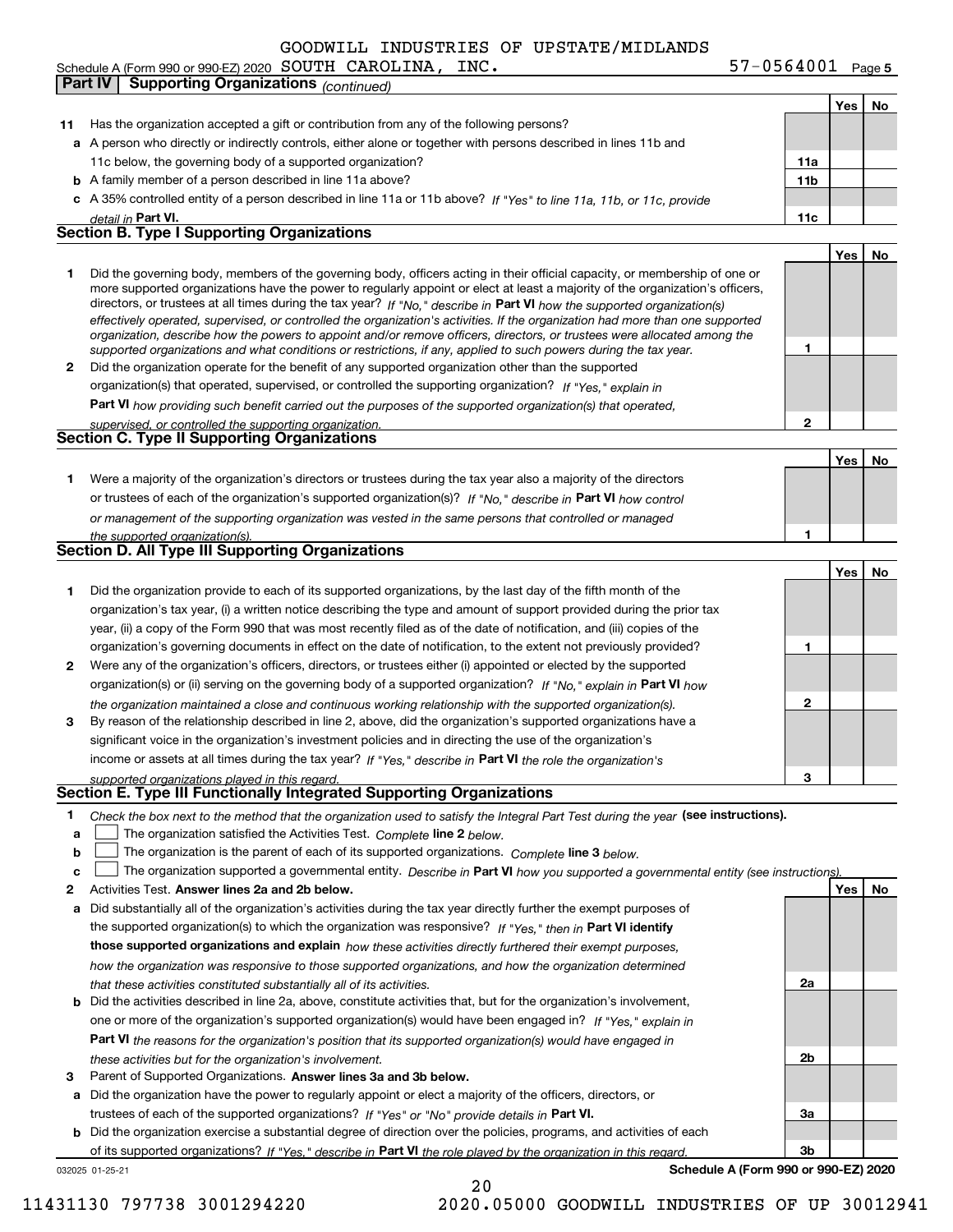GOODWILL INDUSTRIES OF UPSTATE/MIDLANDS

Schedule A (Form 990 or 990-EZ) 2020 SOUTH CAROLINA, INC. 57-0564001 Page 5

**Part IV Supporting Organizations** *(continued)*

| | | | Yes | No |
|---|---|---|---|---|
| **11** | Has the organization accepted a gift or contribution from any of the following persons? | | | |
| **a** | A person who directly or indirectly controls, either alone or together with persons described in lines 11b and 11c below, the governing body of a supported organization? | **11a** | | |
| **b** | A family member of a person described in line 11a above? | **11b** | | |
| **c** | A 35% controlled entity of a person described in line 11a or 11b above? *If "Yes" to line 11a, 11b, or 11c, provide detail in* **Part VI.** | **11c** | | |

## Section B. Type I Supporting Organizations

| | | | Yes | No |
|---|---|---|---|---|
| **1** | Did the governing body, members of the governing body, officers acting in their official capacity, or membership of one or more supported organizations have the power to regularly appoint or elect at least a majority of the organization's officers, directors, or trustees at all times during the tax year? *If "No," describe in* **Part VI** *how the supported organization(s) effectively operated, supervised, or controlled the organization's activities. If the organization had more than one supported organization, describe how the powers to appoint and/or remove officers, directors, or trustees were allocated among the supported organizations and what conditions or restrictions, if any, applied to such powers during the tax year.* | **1** | | |
| **2** | Did the organization operate for the benefit of any supported organization other than the supported organization(s) that operated, supervised, or controlled the supporting organization? *If "Yes," explain in* **Part VI** *how providing such benefit carried out the purposes of the supported organization(s) that operated, supervised, or controlled the supporting organization.* | **2** | | |

## Section C. Type II Supporting Organizations

| | | | Yes | No |
|---|---|---|---|---|
| **1** | Were a majority of the organization's directors or trustees during the tax year also a majority of the directors or trustees of each of the organization's supported organization(s)? *If "No," describe in* **Part VI** *how control or management of the supporting organization was vested in the same persons that controlled or managed the supported organization(s).* | **1** | | |

## Section D. All Type III Supporting Organizations

| | | | Yes | No |
|---|---|---|---|---|
| **1** | Did the organization provide to each of its supported organizations, by the last day of the fifth month of the organization's tax year, (i) a written notice describing the type and amount of support provided during the prior tax year, (ii) a copy of the Form 990 that was most recently filed as of the date of notification, and (iii) copies of the organization's governing documents in effect on the date of notification, to the extent not previously provided? | **1** | | |
| **2** | Were any of the organization's officers, directors, or trustees either (i) appointed or elected by the supported organization(s) or (ii) serving on the governing body of a supported organization? *If "No," explain in* **Part VI** *how the organization maintained a close and continuous working relationship with the supported organization(s).* | **2** | | |
| **3** | By reason of the relationship described in line 2, above, did the organization's supported organizations have a significant voice in the organization's investment policies and in directing the use of the organization's income or assets at all times during the tax year? *If "Yes," describe in* **Part VI** *the role the organization's supported organizations played in this regard.* | **3** | | |

## Section E. Type III Functionally Integrated Supporting Organizations

**1** *Check the box next to the method that the organization used to satisfy the Integral Part Test during the year* **(see instructions).**

**a** ☐ The organization satisfied the Activities Test. *Complete* **line 2** *below.*

**b** ☐ The organization is the parent of each of its supported organizations. *Complete* **line 3** *below.*

**c** ☐ The organization supported a governmental entity. *Describe in* **Part VI** *how you supported a governmental entity (see instructions).*

| | | | Yes | No |
|---|---|---|---|---|
| **2** | Activities Test. **Answer lines 2a and 2b below.** | | | |
| **a** | Did substantially all of the organization's activities during the tax year directly further the exempt purposes of the supported organization(s) to which the organization was responsive? *If "Yes," then in* **Part VI identify those supported organizations and explain** *how these activities directly furthered their exempt purposes, how the organization was responsive to those supported organizations, and how the organization determined that these activities constituted substantially all of its activities.* | **2a** | | |
| **b** | Did the activities described in line 2a, above, constitute activities that, but for the organization's involvement, one or more of the organization's supported organization(s) would have been engaged in? *If "Yes," explain in* **Part VI** *the reasons for the organization's position that its supported organization(s) would have engaged in these activities but for the organization's involvement.* | **2b** | | |
| **3** | Parent of Supported Organizations. **Answer lines 3a and 3b below.** | | | |
| **a** | Did the organization have the power to regularly appoint or elect a majority of the officers, directors, or trustees of each of the supported organizations? *If "Yes" or "No" provide details in* **Part VI.** | **3a** | | |
| **b** | Did the organization exercise a substantial degree of direction over the policies, programs, and activities of each of its supported organizations? *If "Yes," describe in* **Part VI** *the role played by the organization in this regard.* | **3b** | | |

032025 01-25-21 **Schedule A (Form 990 or 990-EZ) 2020**

11431130 797738 3001294220 2020.05000 GOODWILL INDUSTRIES OF UP 30012941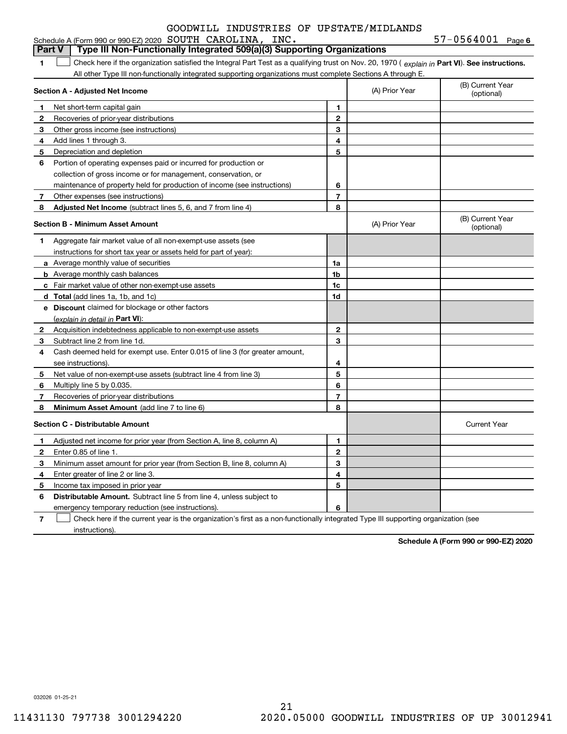GOODWILL INDUSTRIES OF UPSTATE/MIDLANDS

Schedule A (Form 990 or 990-EZ) 2020 SOUTH CAROLINA, INC. 57-0564001 Page 6

## Part V Type III Non-Functionally Integrated 509(a)(3) Supporting Organizations

**1** ☐ Check here if the organization satisfied the Integral Part Test as a qualifying trust on Nov. 20, 1970 ( *explain in* **Part VI**). **See instructions.** All other Type III non-functionally integrated supporting organizations must complete Sections A through E.

| **Section A - Adjusted Net Income** | | | (A) Prior Year | (B) Current Year (optional) |
|---|---|---|---|---|
| **1** | Net short-term capital gain | 1 | | |
| **2** | Recoveries of prior-year distributions | 2 | | |
| **3** | Other gross income (see instructions) | 3 | | |
| **4** | Add lines 1 through 3. | 4 | | |
| **5** | Depreciation and depletion | 5 | | |
| **6** | Portion of operating expenses paid or incurred for production or collection of gross income or for management, conservation, or maintenance of property held for production of income (see instructions) | 6 | | |
| **7** | Other expenses (see instructions) | 7 | | |
| **8** | **Adjusted Net Income** (subtract lines 5, 6, and 7 from line 4) | 8 | | |

| **Section B - Minimum Asset Amount** | | | (A) Prior Year | (B) Current Year (optional) |
|---|---|---|---|---|
| **1** | Aggregate fair market value of all non-exempt-use assets (see instructions for short tax year or assets held for part of year): | | | |
| **a** | Average monthly value of securities | 1a | | |
| **b** | Average monthly cash balances | 1b | | |
| **c** | Fair market value of other non-exempt-use assets | 1c | | |
| **d** | **Total** (add lines 1a, 1b, and 1c) | 1d | | |
| **e** | **Discount** claimed for blockage or other factors (*explain in detail in* **Part VI**): | | | |
| **2** | Acquisition indebtedness applicable to non-exempt-use assets | 2 | | |
| **3** | Subtract line 2 from line 1d. | 3 | | |
| **4** | Cash deemed held for exempt use. Enter 0.015 of line 3 (for greater amount, see instructions). | 4 | | |
| **5** | Net value of non-exempt-use assets (subtract line 4 from line 3) | 5 | | |
| **6** | Multiply line 5 by 0.035. | 6 | | |
| **7** | Recoveries of prior-year distributions | 7 | | |
| **8** | **Minimum Asset Amount** (add line 7 to line 6) | 8 | | |

| **Section C - Distributable Amount** | | | | Current Year |
|---|---|---|---|---|
| **1** | Adjusted net income for prior year (from Section A, line 8, column A) | 1 | | |
| **2** | Enter 0.85 of line 1. | 2 | | |
| **3** | Minimum asset amount for prior year (from Section B, line 8, column A) | 3 | | |
| **4** | Enter greater of line 2 or line 3. | 4 | | |
| **5** | Income tax imposed in prior year | 5 | | |
| **6** | **Distributable Amount.** Subtract line 5 from line 4, unless subject to emergency temporary reduction (see instructions). | 6 | | |

**7** ☐ Check here if the current year is the organization's first as a non-functionally integrated Type III supporting organization (see instructions).

**Schedule A (Form 990 or 990-EZ) 2020**

032026 01-25-21

11431130 797738 3001294220 2020.05000 GOODWILL INDUSTRIES OF UP 30012941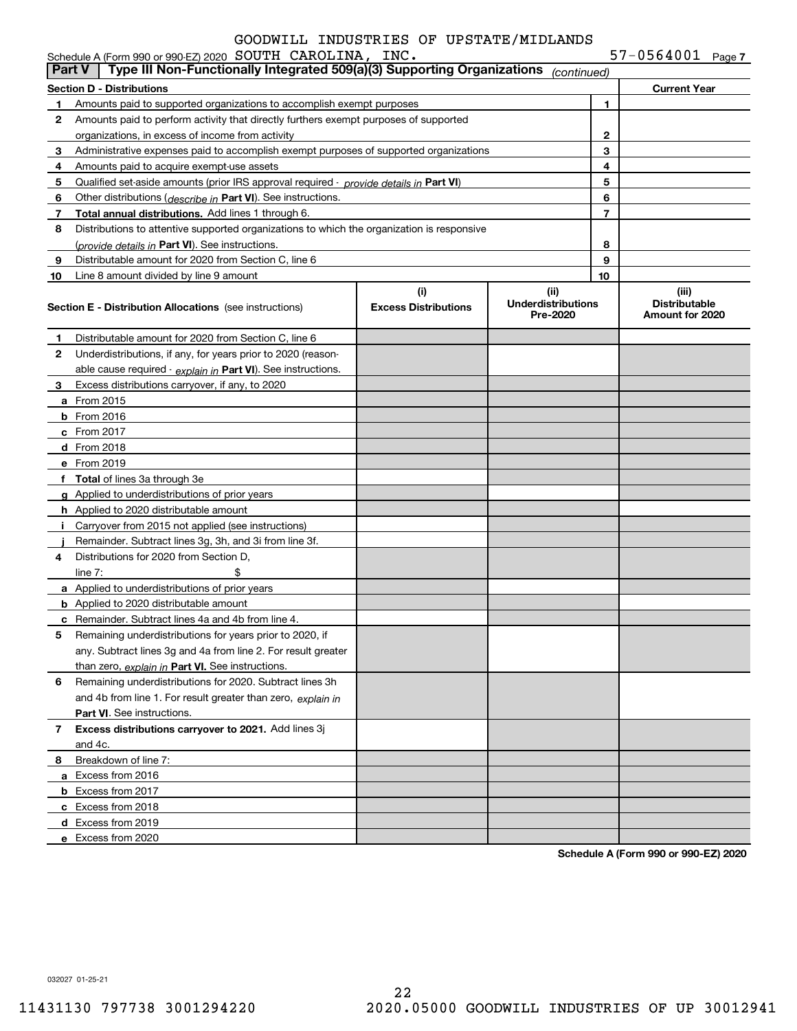GOODWILL INDUSTRIES OF UPSTATE/MIDLANDS

Schedule A (Form 990 or 990-EZ) 2020 SOUTH CAROLINA, INC. 57-0564001 Page 7

**Part V | Type III Non-Functionally Integrated 509(a)(3) Supporting Organizations** *(continued)*

| **Section D - Distributions** | | | **Current Year** |
|---|---|---|---|
| **1** | Amounts paid to supported organizations to accomplish exempt purposes | 1 | |
| **2** | Amounts paid to perform activity that directly furthers exempt purposes of supported organizations, in excess of income from activity | 2 | |
| **3** | Administrative expenses paid to accomplish exempt purposes of supported organizations | 3 | |
| **4** | Amounts paid to acquire exempt-use assets | 4 | |
| **5** | Qualified set-aside amounts (prior IRS approval required - *provide details in* **Part VI**) | 5 | |
| **6** | Other distributions (*describe in* **Part VI**). See instructions. | 6 | |
| **7** | **Total annual distributions.** Add lines 1 through 6. | 7 | |
| **8** | Distributions to attentive supported organizations to which the organization is responsive (*provide details in* **Part VI**). See instructions. | 8 | |
| **9** | Distributable amount for 2020 from Section C, line 6 | 9 | |
| **10** | Line 8 amount divided by line 9 amount | 10 | |

| **Section E - Distribution Allocations** (see instructions) | **(i)** **Excess Distributions** | **(ii)** **Underdistributions Pre-2020** | **(iii)** **Distributable Amount for 2020** |
|---|---|---|---|
| **1** Distributable amount for 2020 from Section C, line 6 | | | |
| **2** Underdistributions, if any, for years prior to 2020 (reasonable cause required - *explain in* **Part VI**). See instructions. | | | |
| **3** Excess distributions carryover, if any, to 2020 | | | |
| **a** From 2015 | | | |
| **b** From 2016 | | | |
| **c** From 2017 | | | |
| **d** From 2018 | | | |
| **e** From 2019 | | | |
| **f** **Total** of lines 3a through 3e | | | |
| **g** Applied to underdistributions of prior years | | | |
| **h** Applied to 2020 distributable amount | | | |
| **i** Carryover from 2015 not applied (see instructions) | | | |
| **j** Remainder. Subtract lines 3g, 3h, and 3i from line 3f. | | | |
| **4** Distributions for 2020 from Section D, line 7: $ | | | |
| **a** Applied to underdistributions of prior years | | | |
| **b** Applied to 2020 distributable amount | | | |
| **c** Remainder. Subtract lines 4a and 4b from line 4. | | | |
| **5** Remaining underdistributions for years prior to 2020, if any. Subtract lines 3g and 4a from line 2. For result greater than zero, *explain in* **Part VI.** See instructions. | | | |
| **6** Remaining underdistributions for 2020. Subtract lines 3h and 4b from line 1. For result greater than zero, *explain in* **Part VI**. See instructions. | | | |
| **7** **Excess distributions carryover to 2021.** Add lines 3j and 4c. | | | |
| **8** Breakdown of line 7: | | | |
| **a** Excess from 2016 | | | |
| **b** Excess from 2017 | | | |
| **c** Excess from 2018 | | | |
| **d** Excess from 2019 | | | |
| **e** Excess from 2020 | | | |

**Schedule A (Form 990 or 990-EZ) 2020**

032027 01-25-21

11431130 797738 3001294220 2020.05000 GOODWILL INDUSTRIES OF UP 30012941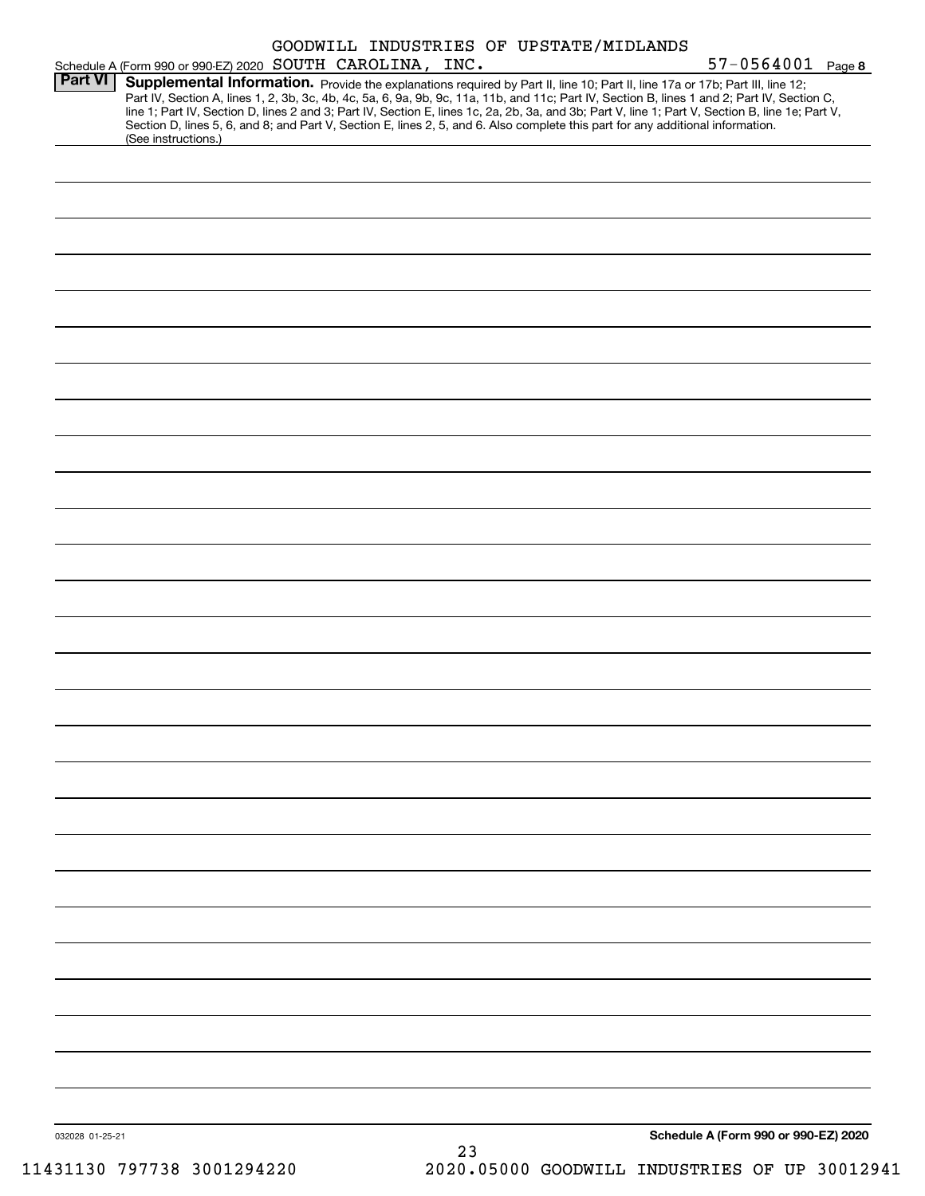Schedule A (Form 990 or 990-EZ) 2020 GOODWILL INDUSTRIES OF UPSTATE/MIDLANDS SOUTH CAROLINA, INC. 57-0564001 Page **8**

## Part VI Supplemental Information.

Provide the explanations required by Part II, line 10; Part II, line 17a or 17b; Part III, line 12; Part IV, Section A, lines 1, 2, 3b, 3c, 4b, 4c, 5a, 6, 9a, 9b, 9c, 11a, 11b, and 11c; Part IV, Section B, lines 1 and 2; Part IV, Section C, line 1; Part IV, Section D, lines 2 and 3; Part IV, Section E, lines 1c, 2a, 2b, 3a, and 3b; Part V, line 1; Part V, Section B, line 1e; Part V, Section D, lines 5, 6, and 8; and Part V, Section E, lines 2, 5, and 6. Also complete this part for any additional information. (See instructions.)

032028 01-25-21

**Schedule A (Form 990 or 990-EZ) 2020**

11431130 797738 3001294220 2020.05000 GOODWILL INDUSTRIES OF UP 30012941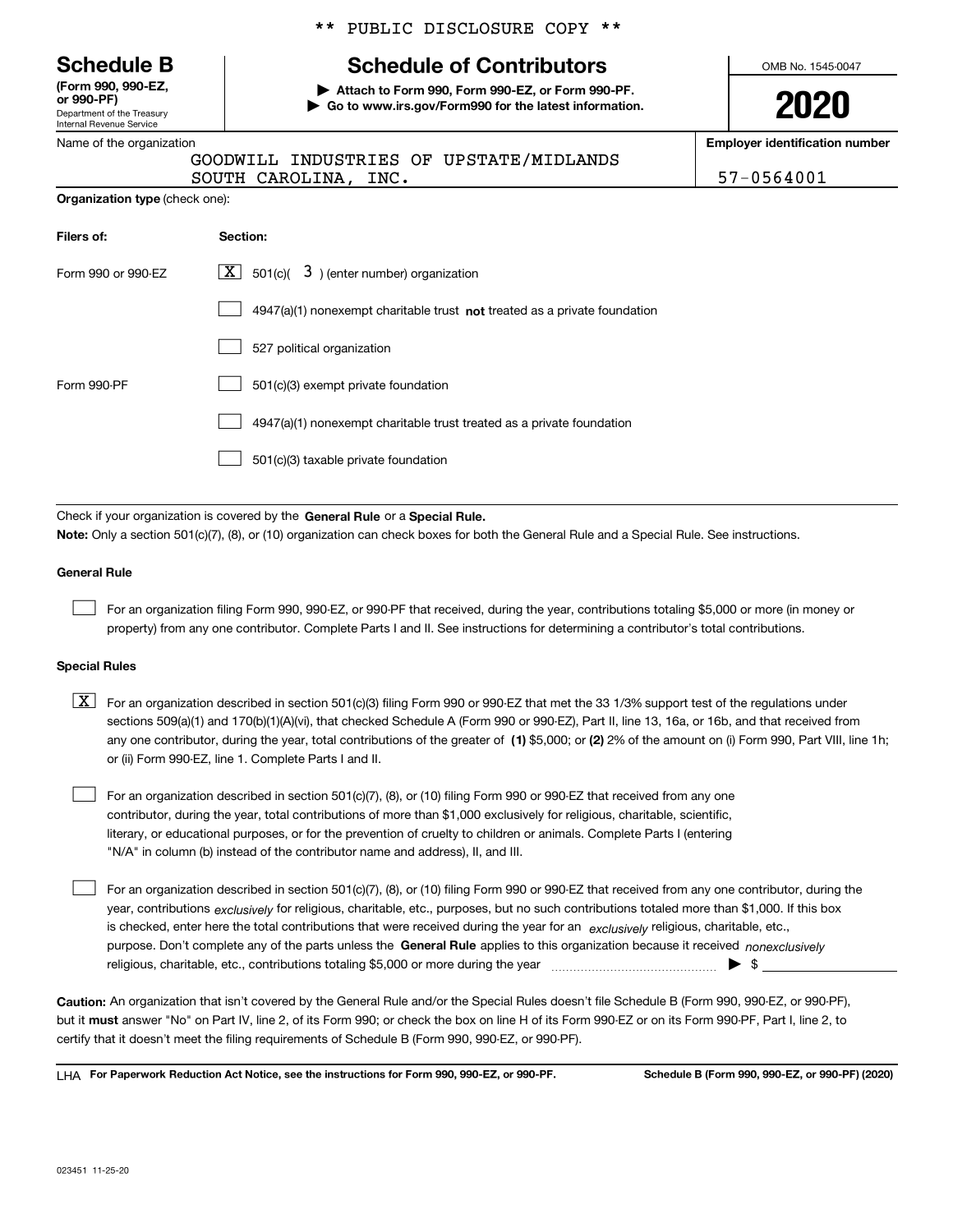** PUBLIC DISCLOSURE COPY **

# Schedule B

**(Form 990, 990-EZ, or 990-PF)**
Department of the Treasury
Internal Revenue Service

## Schedule of Contributors

▶ **Attach to Form 990, Form 990-EZ, or Form 990-PF.**
▶ **Go to www.irs.gov/Form990 for the latest information.**

OMB No. 1545-0047

**2020**

Name of the organization: GOODWILL INDUSTRIES OF UPSTATE/MIDLANDS SOUTH CAROLINA, INC.

**Employer identification number**: 57-0564001

**Organization type** (check one):

| **Filers of:** | **Section:** |
|---|---|
| Form 990 or 990-EZ | [X] 501(c)( 3 ) (enter number) organization |
| | [ ] 4947(a)(1) nonexempt charitable trust **not** treated as a private foundation |
| | [ ] 527 political organization |
| Form 990-PF | [ ] 501(c)(3) exempt private foundation |
| | [ ] 4947(a)(1) nonexempt charitable trust treated as a private foundation |
| | [ ] 501(c)(3) taxable private foundation |

Check if your organization is covered by the **General Rule** or a **Special Rule.**

**Note:** Only a section 501(c)(7), (8), or (10) organization can check boxes for both the General Rule and a Special Rule. See instructions.

**General Rule**

[ ] For an organization filing Form 990, 990-EZ, or 990-PF that received, during the year, contributions totaling $5,000 or more (in money or property) from any one contributor. Complete Parts I and II. See instructions for determining a contributor's total contributions.

**Special Rules**

[X] For an organization described in section 501(c)(3) filing Form 990 or 990-EZ that met the 33 1/3% support test of the regulations under sections 509(a)(1) and 170(b)(1)(A)(vi), that checked Schedule A (Form 990 or 990-EZ), Part II, line 13, 16a, or 16b, and that received from any one contributor, during the year, total contributions of the greater of **(1)** $5,000; or **(2)** 2% of the amount on (i) Form 990, Part VIII, line 1h; or (ii) Form 990-EZ, line 1. Complete Parts I and II.

[ ] For an organization described in section 501(c)(7), (8), or (10) filing Form 990 or 990-EZ that received from any one contributor, during the year, total contributions of more than $1,000 exclusively for religious, charitable, scientific, literary, or educational purposes, or for the prevention of cruelty to children or animals. Complete Parts I (entering "N/A" in column (b) instead of the contributor name and address), II, and III.

[ ] For an organization described in section 501(c)(7), (8), or (10) filing Form 990 or 990-EZ that received from any one contributor, during the year, contributions *exclusively* for religious, charitable, etc., purposes, but no such contributions totaled more than $1,000. If this box is checked, enter here the total contributions that were received during the year for an *exclusively* religious, charitable, etc., purpose. Don't complete any of the parts unless the **General Rule** applies to this organization because it received *nonexclusively* religious, charitable, etc., contributions totaling $5,000 or more during the year ▶ $

**Caution:** An organization that isn't covered by the General Rule and/or the Special Rules doesn't file Schedule B (Form 990, 990-EZ, or 990-PF), but it **must** answer "No" on Part IV, line 2, of its Form 990; or check the box on line H of its Form 990-EZ or on its Form 990-PF, Part I, line 2, to certify that it doesn't meet the filing requirements of Schedule B (Form 990, 990-EZ, or 990-PF).

LHA **For Paperwork Reduction Act Notice, see the instructions for Form 990, 990-EZ, or 990-PF.** **Schedule B (Form 990, 990-EZ, or 990-PF) (2020)**

023451 11-25-20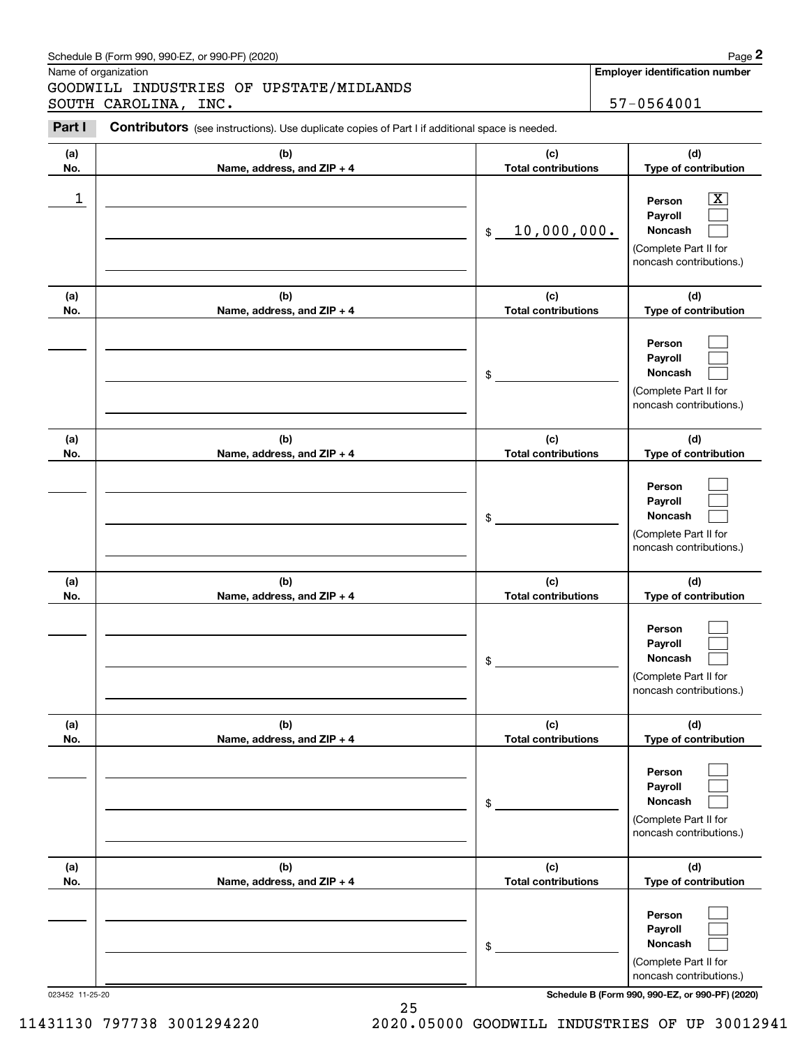Schedule B (Form 990, 990-EZ, or 990-PF) (2020)

Name of organization

GOODWILL INDUSTRIES OF UPSTATE/MIDLANDS SOUTH CAROLINA, INC.

**Employer identification number**

57-0564001

**Part I** **Contributors** (see instructions). Use duplicate copies of Part I if additional space is needed.

| (a) No. | (b) Name, address, and ZIP + 4 | (c) Total contributions | (d) Type of contribution |
|---|---|---|---|
| 1 | | $ 10,000,000. | Person [X] Payroll [ ] Noncash [ ] (Complete Part II for noncash contributions.) |
| | | $ | Person [ ] Payroll [ ] Noncash [ ] (Complete Part II for noncash contributions.) |
| | | $ | Person [ ] Payroll [ ] Noncash [ ] (Complete Part II for noncash contributions.) |
| | | $ | Person [ ] Payroll [ ] Noncash [ ] (Complete Part II for noncash contributions.) |
| | | $ | Person [ ] Payroll [ ] Noncash [ ] (Complete Part II for noncash contributions.) |
| | | $ | Person [ ] Payroll [ ] Noncash [ ] (Complete Part II for noncash contributions.) |

023452 11-25-20

**Schedule B (Form 990, 990-EZ, or 990-PF) (2020)**

11431130 797738 3001294220 2020.05000 GOODWILL INDUSTRIES OF UP 30012941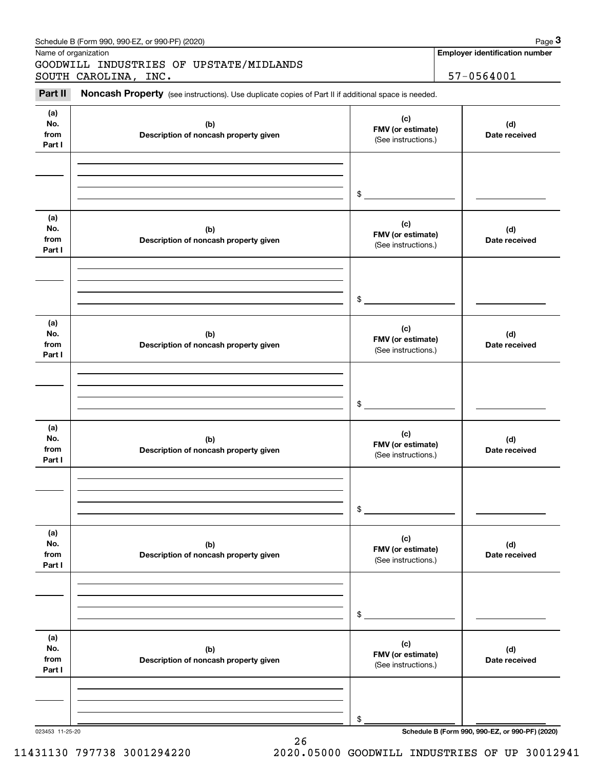Schedule B (Form 990, 990-EZ, or 990-PF) (2020)

Name of organization: GOODWILL INDUSTRIES OF UPSTATE/MIDLANDS SOUTH CAROLINA, INC.

**Employer identification number**: 57-0564001

## Part II Noncash Property (see instructions). Use duplicate copies of Part II if additional space is needed.

| (a) No. from Part I | (b) Description of noncash property given | (c) FMV (or estimate) (See instructions.) | (d) Date received |
|---|---|---|---|
| | | $ | |
| | | $ | |
| | | $ | |
| | | $ | |
| | | $ | |
| | | $ | |

023453 11-25-20

**Schedule B (Form 990, 990-EZ, or 990-PF) (2020)**

11431130 797738 3001294220 2020.05000 GOODWILL INDUSTRIES OF UP 30012941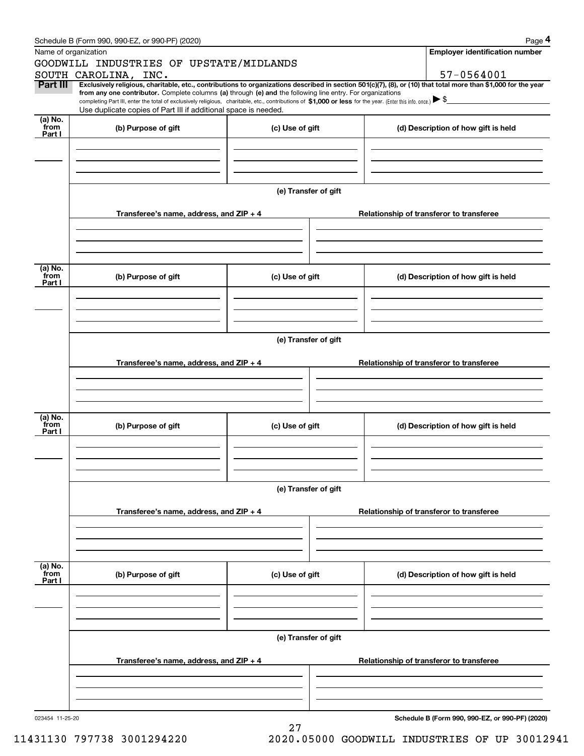Name of organization

GOODWILL INDUSTRIES OF UPSTATE/MIDLANDS SOUTH CAROLINA, INC.

**Employer identification number**

57-0564001

**Part III** **Exclusively religious, charitable, etc., contributions to organizations described in section 501(c)(7), (8), or (10) that total more than $1,000 for the year from any one contributor.** Complete columns **(a)** through **(e)** and the following line entry. For organizations completing Part III, enter the total of exclusively religious, charitable, etc., contributions of **$1,000 or less** for the year. (Enter this info. once.) ▶ $

Use duplicate copies of Part III if additional space is needed.

| (a) No. from Part I | (b) Purpose of gift | (c) Use of gift | (d) Description of how gift is held |
|---|---|---|---|
| | | | |

(e) Transfer of gift

| Transferee's name, address, and ZIP + 4 | Relationship of transferor to transferee |
|---|---|
| | |

| (a) No. from Part I | (b) Purpose of gift | (c) Use of gift | (d) Description of how gift is held |
|---|---|---|---|
| | | | |

(e) Transfer of gift

| Transferee's name, address, and ZIP + 4 | Relationship of transferor to transferee |
|---|---|
| | |

| (a) No. from Part I | (b) Purpose of gift | (c) Use of gift | (d) Description of how gift is held |
|---|---|---|---|
| | | | |

(e) Transfer of gift

| Transferee's name, address, and ZIP + 4 | Relationship of transferor to transferee |
|---|---|
| | |

| (a) No. from Part I | (b) Purpose of gift | (c) Use of gift | (d) Description of how gift is held |
|---|---|---|---|
| | | | |

(e) Transfer of gift

| Transferee's name, address, and ZIP + 4 | Relationship of transferor to transferee |
|---|---|
| | |

023454 11-25-20

**Schedule B (Form 990, 990-EZ, or 990-PF) (2020)**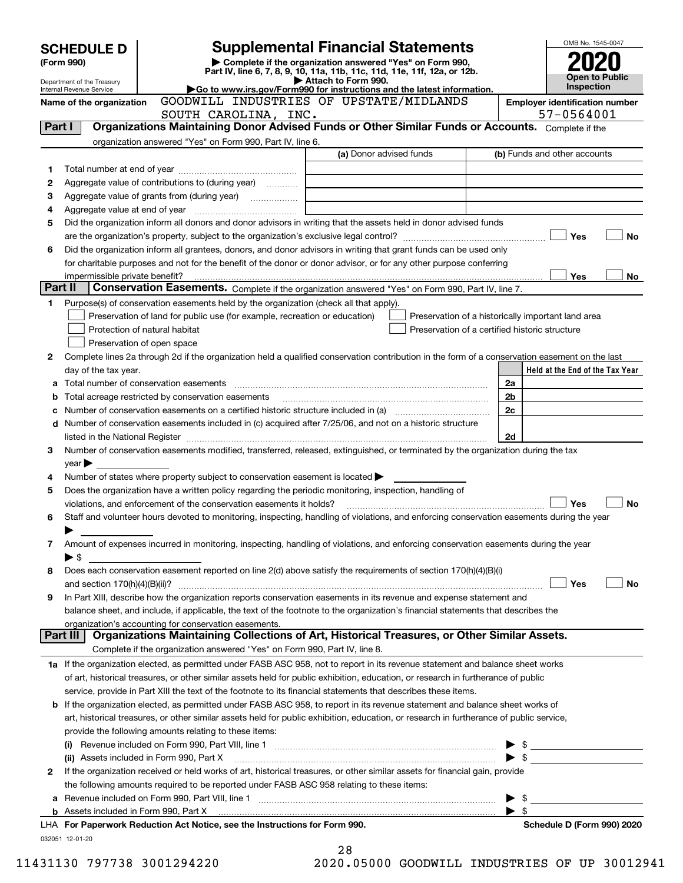# SCHEDULE D (Form 990)

Department of the Treasury
Internal Revenue Service

## Supplemental Financial Statements

▶ Complete if the organization answered "Yes" on Form 990, Part IV, line 6, 7, 8, 9, 10, 11a, 11b, 11c, 11d, 11e, 11f, 12a, or 12b.
▶ Attach to Form 990.
▶Go to www.irs.gov/Form990 for instructions and the latest information.

OMB No. 1545-0047

**2020**

**Open to Public Inspection**

Name of the organization: GOODWILL INDUSTRIES OF UPSTATE/MIDLANDS SOUTH CAROLINA, INC.

Employer identification number: 57-0564001

**Part I — Organizations Maintaining Donor Advised Funds or Other Similar Funds or Accounts.** Complete if the organization answered "Yes" on Form 990, Part IV, line 6.

| | | (a) Donor advised funds | (b) Funds and other accounts |
|---|---|---|---|
| 1 | Total number at end of year | | |
| 2 | Aggregate value of contributions to (during year) | | |
| 3 | Aggregate value of grants from (during year) | | |
| 4 | Aggregate value at end of year | | |

5 Did the organization inform all donors and donor advisors in writing that the assets held in donor advised funds are the organization's property, subject to the organization's exclusive legal control? ☐ Yes ☐ No

6 Did the organization inform all grantees, donors, and donor advisors in writing that grant funds can be used only for charitable purposes and not for the benefit of the donor or donor advisor, or for any other purpose conferring impermissible private benefit? ☐ Yes ☐ No

**Part II — Conservation Easements.** Complete if the organization answered "Yes" on Form 990, Part IV, line 7.

1 Purpose(s) of conservation easements held by the organization (check all that apply).

- ☐ Preservation of land for public use (for example, recreation or education)
- ☐ Protection of natural habitat
- ☐ Preservation of open space
- ☐ Preservation of a historically important land area
- ☐ Preservation of a certified historic structure

2 Complete lines 2a through 2d if the organization held a qualified conservation contribution in the form of a conservation easement on the last day of the tax year.

| | | | Held at the End of the Tax Year |
|---|---|---|---|
| a | Total number of conservation easements | 2a | |
| b | Total acreage restricted by conservation easements | 2b | |
| c | Number of conservation easements on a certified historic structure included in (a) | 2c | |
| d | Number of conservation easements included in (c) acquired after 7/25/06, and not on a historic structure listed in the National Register | 2d | |

3 Number of conservation easements modified, transferred, released, extinguished, or terminated by the organization during the tax year ▶

4 Number of states where property subject to conservation easement is located ▶

5 Does the organization have a written policy regarding the periodic monitoring, inspection, handling of violations, and enforcement of the conservation easements it holds? ☐ Yes ☐ No

6 Staff and volunteer hours devoted to monitoring, inspecting, handling of violations, and enforcing conservation easements during the year ▶

7 Amount of expenses incurred in monitoring, inspecting, handling of violations, and enforcing conservation easements during the year ▶ $

8 Does each conservation easement reported on line 2(d) above satisfy the requirements of section 170(h)(4)(B)(i) and section 170(h)(4)(B)(ii)? ☐ Yes ☐ No

9 In Part XIII, describe how the organization reports conservation easements in its revenue and expense statement and balance sheet, and include, if applicable, the text of the footnote to the organization's financial statements that describes the organization's accounting for conservation easements.

**Part III — Organizations Maintaining Collections of Art, Historical Treasures, or Other Similar Assets.** Complete if the organization answered "Yes" on Form 990, Part IV, line 8.

1a If the organization elected, as permitted under FASB ASC 958, not to report in its revenue statement and balance sheet works of art, historical treasures, or other similar assets held for public exhibition, education, or research in furtherance of public service, provide in Part XIII the text of the footnote to its financial statements that describes these items.

b If the organization elected, as permitted under FASB ASC 958, to report in its revenue statement and balance sheet works of art, historical treasures, or other similar assets held for public exhibition, education, or research in furtherance of public service, provide the following amounts relating to these items:

(i) Revenue included on Form 990, Part VIII, line 1 ▶ $

(ii) Assets included in Form 990, Part X ▶ $

2 If the organization received or held works of art, historical treasures, or other similar assets for financial gain, provide the following amounts required to be reported under FASB ASC 958 relating to these items:

a Revenue included on Form 990, Part VIII, line 1 ▶ $

b Assets included in Form 990, Part X ▶ $

LHA For Paperwork Reduction Act Notice, see the Instructions for Form 990. Schedule D (Form 990) 2020

032051 12-01-20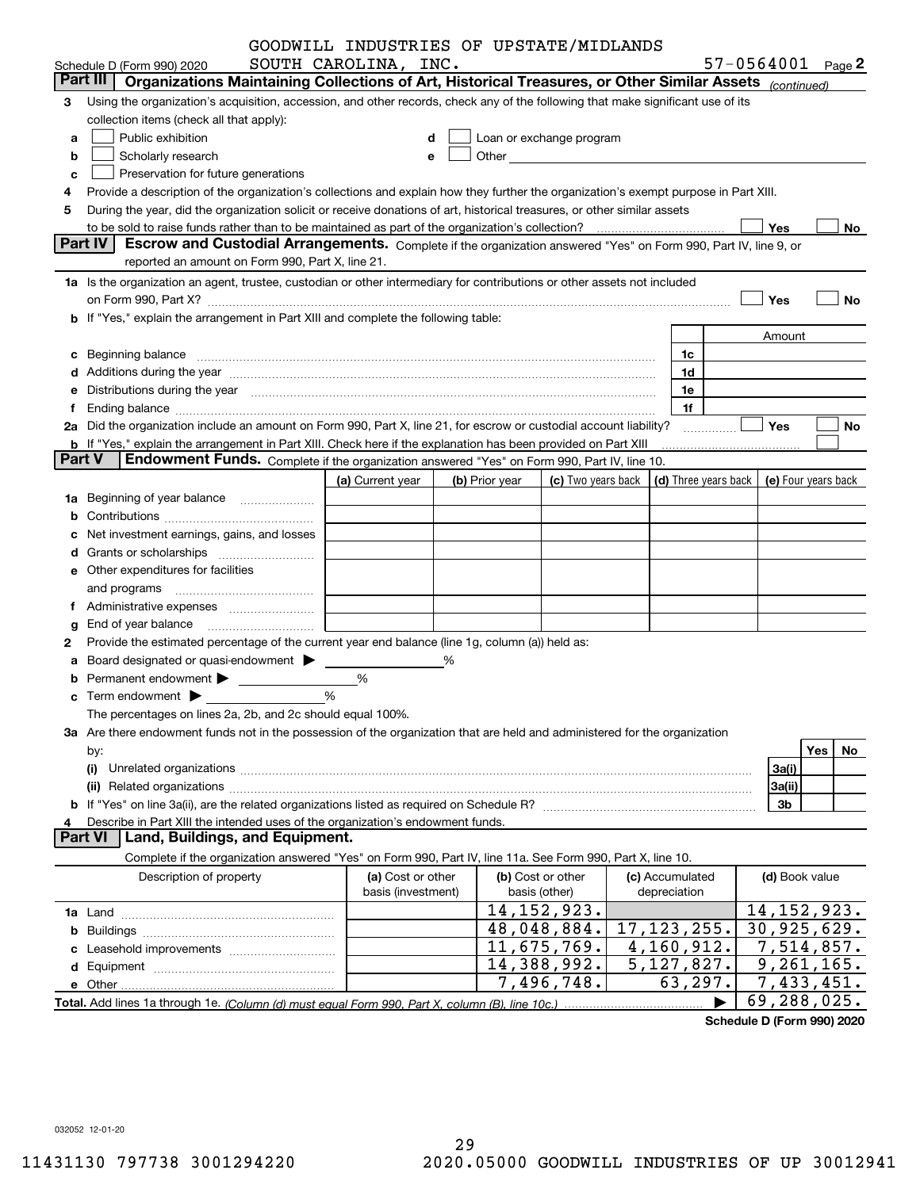GOODWILL INDUSTRIES OF UPSTATE/MIDLANDS SOUTH CAROLINA, INC. 57-0564001

Schedule D (Form 990) 2020 Page 2

## Part III Organizations Maintaining Collections of Art, Historical Treasures, or Other Similar Assets *(continued)*

3 Using the organization's acquisition, accession, and other records, check any of the following that make significant use of its collection items (check all that apply):

- a ☐ Public exhibition
- b ☐ Scholarly research
- c ☐ Preservation for future generations
- d ☐ Loan or exchange program
- e ☐ Other

4 Provide a description of the organization's collections and explain how they further the organization's exempt purpose in Part XIII.

5 During the year, did the organization solicit or receive donations of art, historical treasures, or other similar assets to be sold to raise funds rather than to be maintained as part of the organization's collection? ☐ Yes ☐ No

## Part IV Escrow and Custodial Arrangements.

Complete if the organization answered "Yes" on Form 990, Part IV, line 9, or reported an amount on Form 990, Part X, line 21.

1a Is the organization an agent, trustee, custodian or other intermediary for contributions or other assets not included on Form 990, Part X? ☐ Yes ☐ No

b If "Yes," explain the arrangement in Part XIII and complete the following table:

| | | Amount |
|---|---|---|
| c Beginning balance | 1c | |
| d Additions during the year | 1d | |
| e Distributions during the year | 1e | |
| f Ending balance | 1f | |

2a Did the organization include an amount on Form 990, Part X, line 21, for escrow or custodial account liability? ☐ Yes ☐ No

b If "Yes," explain the arrangement in Part XIII. Check here if the explanation has been provided on Part XIII ☐

## Part V Endowment Funds.

Complete if the organization answered "Yes" on Form 990, Part IV, line 10.

| | (a) Current year | (b) Prior year | (c) Two years back | (d) Three years back | (e) Four years back |
|---|---|---|---|---|---|
| 1a Beginning of year balance | | | | | |
| b Contributions | | | | | |
| c Net investment earnings, gains, and losses | | | | | |
| d Grants or scholarships | | | | | |
| e Other expenditures for facilities and programs | | | | | |
| f Administrative expenses | | | | | |
| g End of year balance | | | | | |

2 Provide the estimated percentage of the current year end balance (line 1g, column (a)) held as:

- a Board designated or quasi-endowment ▶ %
- b Permanent endowment ▶ %
- c Term endowment ▶ %

The percentages on lines 2a, 2b, and 2c should equal 100%.

3a Are there endowment funds not in the possession of the organization that are held and administered for the organization by:

| | | Yes | No |
|---|---|---|---|
| (i) Unrelated organizations | 3a(i) | | |
| (ii) Related organizations | 3a(ii) | | |
| b If "Yes" on line 3a(ii), are the related organizations listed as required on Schedule R? | 3b | | |

4 Describe in Part XIII the intended uses of the organization's endowment funds.

## Part VI Land, Buildings, and Equipment.

Complete if the organization answered "Yes" on Form 990, Part IV, line 11a. See Form 990, Part X, line 10.

| Description of property | (a) Cost or other basis (investment) | (b) Cost or other basis (other) | (c) Accumulated depreciation | (d) Book value |
|---|---|---|---|---|
| 1a Land | | 14,152,923. | | 14,152,923. |
| b Buildings | | 48,048,884. | 17,123,255. | 30,925,629. |
| c Leasehold improvements | | 11,675,769. | 4,160,912. | 7,514,857. |
| d Equipment | | 14,388,992. | 5,127,827. | 9,261,165. |
| e Other | | 7,496,748. | 63,297. | 7,433,451. |
| **Total.** Add lines 1a through 1e. *(Column (d) must equal Form 990, Part X, column (B), line 10c.)* | | | ▶ | 69,288,025. |

**Schedule D (Form 990) 2020**

032052 12-01-20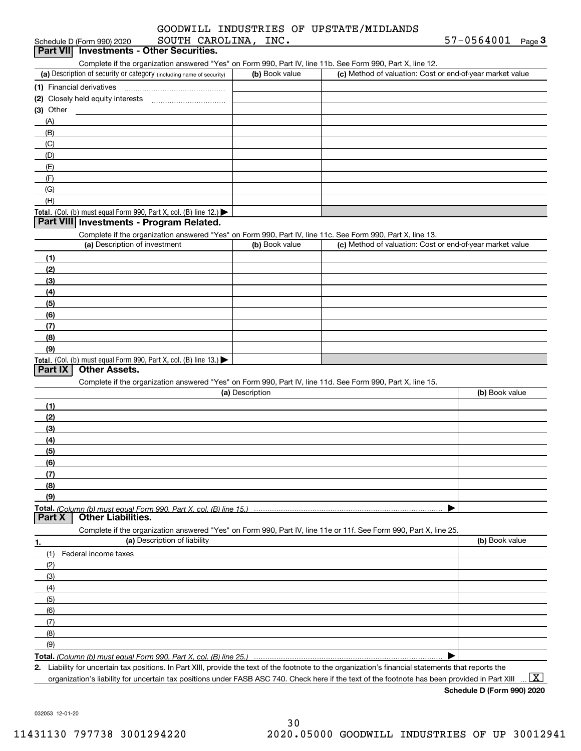GOODWILL INDUSTRIES OF UPSTATE/MIDLANDS SOUTH CAROLINA, INC. 57-0564001

Schedule D (Form 990) 2020 Page 3

## Part VII Investments - Other Securities.

Complete if the organization answered "Yes" on Form 990, Part IV, line 11b. See Form 990, Part X, line 12.

| (a) Description of security or category (including name of security) | (b) Book value | (c) Method of valuation: Cost or end-of-year market value |
|---|---|---|
| (1) Financial derivatives | | |
| (2) Closely held equity interests | | |
| (3) Other | | |
| (A) | | |
| (B) | | |
| (C) | | |
| (D) | | |
| (E) | | |
| (F) | | |
| (G) | | |
| (H) | | |
| **Total.** (Col. (b) must equal Form 990, Part X, col. (B) line 12.) ▶ | | |

## Part VIII Investments - Program Related.

Complete if the organization answered "Yes" on Form 990, Part IV, line 11c. See Form 990, Part X, line 13.

| (a) Description of investment | (b) Book value | (c) Method of valuation: Cost or end-of-year market value |
|---|---|---|
| (1) | | |
| (2) | | |
| (3) | | |
| (4) | | |
| (5) | | |
| (6) | | |
| (7) | | |
| (8) | | |
| (9) | | |
| **Total.** (Col. (b) must equal Form 990, Part X, col. (B) line 13.) ▶ | | |

## Part IX Other Assets.

Complete if the organization answered "Yes" on Form 990, Part IV, line 11d. See Form 990, Part X, line 15.

| (a) Description | (b) Book value |
|---|---|
| (1) | |
| (2) | |
| (3) | |
| (4) | |
| (5) | |
| (6) | |
| (7) | |
| (8) | |
| (9) | |
| **Total.** *(Column (b) must equal Form 990, Part X, col. (B) line 15.)* ▶ | |

## Part X Other Liabilities.

Complete if the organization answered "Yes" on Form 990, Part IV, line 11e or 11f. See Form 990, Part X, line 25.

| 1. (a) Description of liability | (b) Book value |
|---|---|
| (1) Federal income taxes | |
| (2) | |
| (3) | |
| (4) | |
| (5) | |
| (6) | |
| (7) | |
| (8) | |
| (9) | |
| **Total.** *(Column (b) must equal Form 990, Part X, col. (B) line 25.)* ▶ | |

**2.** Liability for uncertain tax positions. In Part XIII, provide the text of the footnote to the organization's financial statements that reports the organization's liability for uncertain tax positions under FASB ASC 740. Check here if the text of the footnote has been provided in Part XIII ... [X]

**Schedule D (Form 990) 2020**

032053 12-01-20

11431130 797738 3001294220 2020.05000 GOODWILL INDUSTRIES OF UP 30012941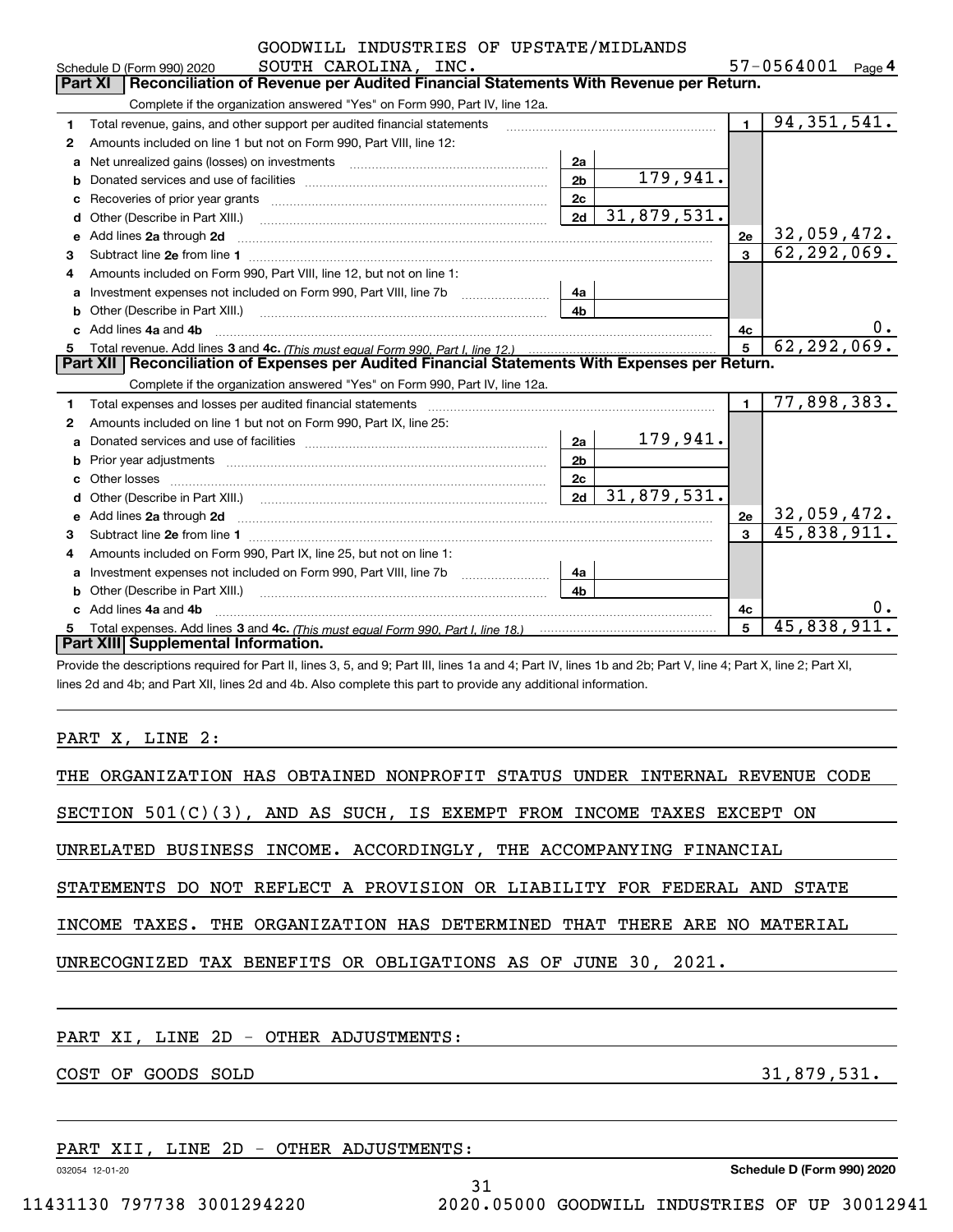GOODWILL INDUSTRIES OF UPSTATE/MIDLANDS SOUTH CAROLINA, INC. 57-0564001

Schedule D (Form 990) 2020 Page 4

## Part XI | Reconciliation of Revenue per Audited Financial Statements With Revenue per Return.

Complete if the organization answered "Yes" on Form 990, Part IV, line 12a.

| | | | | | |
|---|---|---|---|---|---|
| 1 | Total revenue, gains, and other support per audited financial statements | | | 1 | 94,351,541. |
| 2 | Amounts included on line 1 but not on Form 990, Part VIII, line 12: | | | | |
| a | Net unrealized gains (losses) on investments | 2a | | | |
| b | Donated services and use of facilities | 2b | 179,941. | | |
| c | Recoveries of prior year grants | 2c | | | |
| d | Other (Describe in Part XIII.) | 2d | 31,879,531. | | |
| e | Add lines 2a through 2d | | | 2e | 32,059,472. |
| 3 | Subtract line 2e from line 1 | | | 3 | 62,292,069. |
| 4 | Amounts included on Form 990, Part VIII, line 12, but not on line 1: | | | | |
| a | Investment expenses not included on Form 990, Part VIII, line 7b | 4a | | | |
| b | Other (Describe in Part XIII.) | 4b | | | |
| c | Add lines 4a and 4b | | | 4c | 0. |
| 5 | Total revenue. Add lines 3 and 4c. *(This must equal Form 990, Part I, line 12.)* | | | 5 | 62,292,069. |

## Part XII | Reconciliation of Expenses per Audited Financial Statements With Expenses per Return.

Complete if the organization answered "Yes" on Form 990, Part IV, line 12a.

| | | | | | |
|---|---|---|---|---|---|
| 1 | Total expenses and losses per audited financial statements | | | 1 | 77,898,383. |
| 2 | Amounts included on line 1 but not on Form 990, Part IX, line 25: | | | | |
| a | Donated services and use of facilities | 2a | 179,941. | | |
| b | Prior year adjustments | 2b | | | |
| c | Other losses | 2c | | | |
| d | Other (Describe in Part XIII.) | 2d | 31,879,531. | | |
| e | Add lines 2a through 2d | | | 2e | 32,059,472. |
| 3 | Subtract line 2e from line 1 | | | 3 | 45,838,911. |
| 4 | Amounts included on Form 990, Part IX, line 25, but not on line 1: | | | | |
| a | Investment expenses not included on Form 990, Part VIII, line 7b | 4a | | | |
| b | Other (Describe in Part XIII.) | 4b | | | |
| c | Add lines 4a and 4b | | | 4c | 0. |
| 5 | Total expenses. Add lines 3 and 4c. *(This must equal Form 990, Part I, line 18.)* | | | 5 | 45,838,911. |

## Part XIII | Supplemental Information.

Provide the descriptions required for Part II, lines 3, 5, and 9; Part III, lines 1a and 4; Part IV, lines 1b and 2b; Part V, line 4; Part X, line 2; Part XI, lines 2d and 4b; and Part XII, lines 2d and 4b. Also complete this part to provide any additional information.

PART X, LINE 2:

THE ORGANIZATION HAS OBTAINED NONPROFIT STATUS UNDER INTERNAL REVENUE CODE SECTION 501(C)(3), AND AS SUCH, IS EXEMPT FROM INCOME TAXES EXCEPT ON UNRELATED BUSINESS INCOME. ACCORDINGLY, THE ACCOMPANYING FINANCIAL STATEMENTS DO NOT REFLECT A PROVISION OR LIABILITY FOR FEDERAL AND STATE INCOME TAXES. THE ORGANIZATION HAS DETERMINED THAT THERE ARE NO MATERIAL UNRECOGNIZED TAX BENEFITS OR OBLIGATIONS AS OF JUNE 30, 2021.

PART XI, LINE 2D - OTHER ADJUSTMENTS:

COST OF GOODS SOLD 31,879,531.

PART XII, LINE 2D - OTHER ADJUSTMENTS:

032054 12-01-20 Schedule D (Form 990) 2020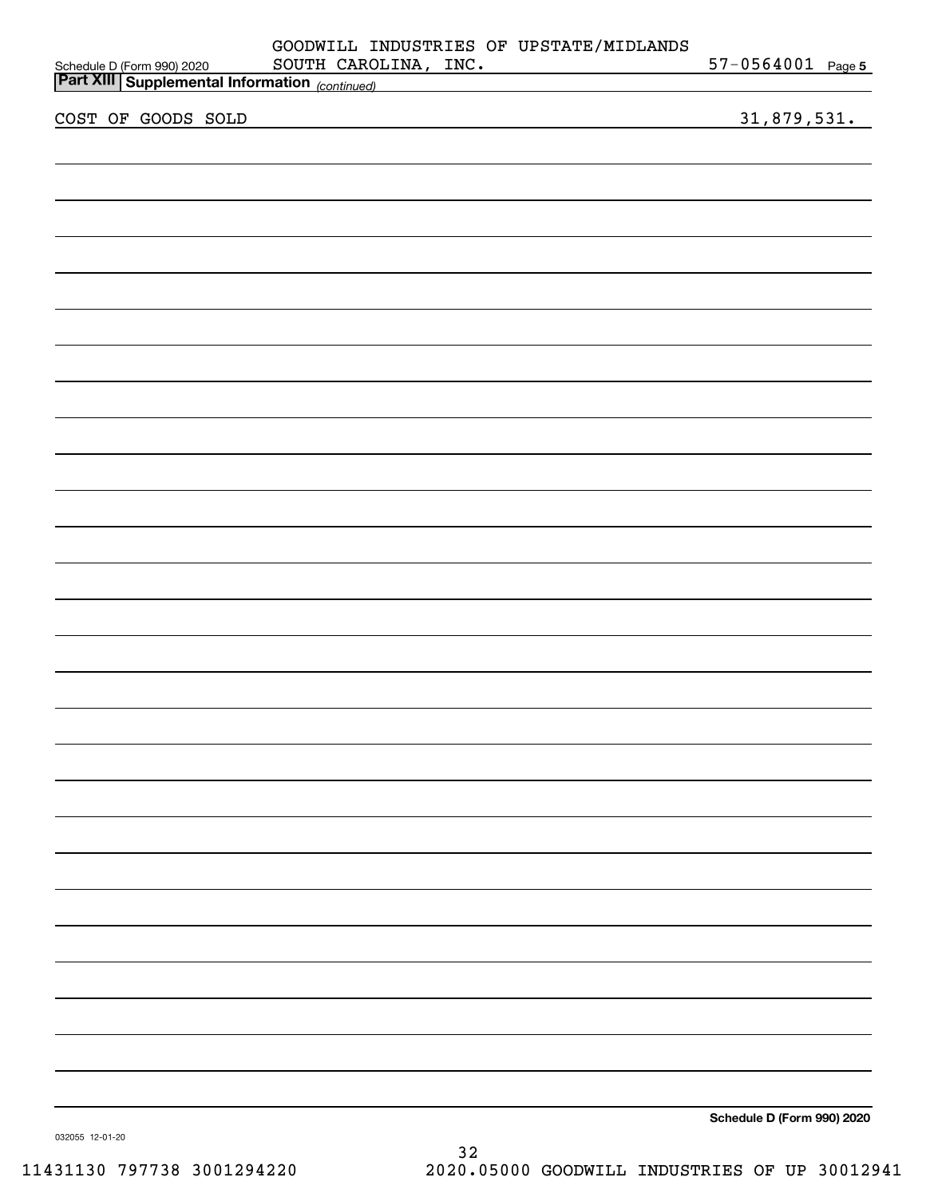GOODWILL INDUSTRIES OF UPSTATE/MIDLANDS SOUTH CAROLINA, INC. 57-0564001

## Part XIII Supplemental Information *(continued)*

| | |
|---|---|
| COST OF GOODS SOLD | 31,879,531. |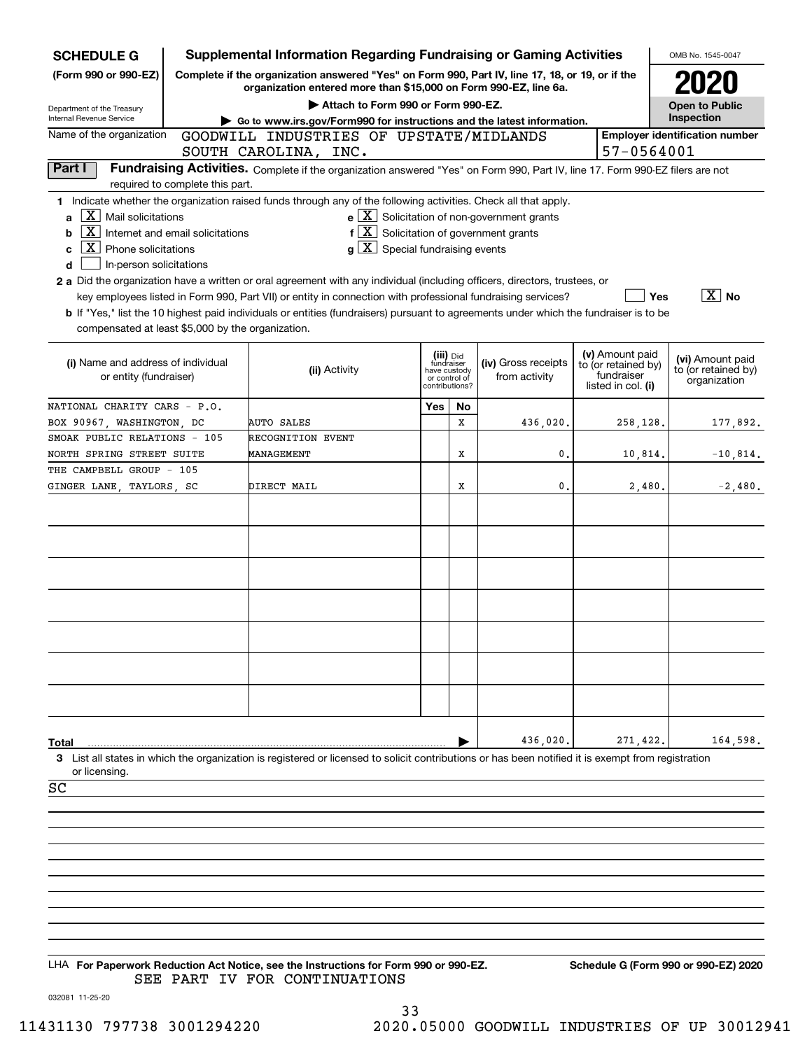**SCHEDULE G**
**(Form 990 or 990-EZ)**

Department of the Treasury
Internal Revenue Service

# Supplemental Information Regarding Fundraising or Gaming Activities

**Complete if the organization answered "Yes" on Form 990, Part IV, line 17, 18, or 19, or if the organization entered more than $15,000 on Form 990-EZ, line 6a.**

▶ Attach to Form 990 or Form 990-EZ.

▶ Go to www.irs.gov/Form990 for instructions and the latest information.

OMB No. 1545-0047

**2020**

**Open to Public Inspection**

Name of the organization: GOODWILL INDUSTRIES OF UPSTATE/MIDLANDS SOUTH CAROLINA, INC.

Employer identification number: 57-0564001

## Part I Fundraising Activities.

Complete if the organization answered "Yes" on Form 990, Part IV, line 17. Form 990-EZ filers are not required to complete this part.

**1** Indicate whether the organization raised funds through any of the following activities. Check all that apply.

- **a** [X] Mail solicitations
- **b** [X] Internet and email solicitations
- **c** [X] Phone solicitations
- **d** [ ] In-person solicitations
- **e** [X] Solicitation of non-government grants
- **f** [X] Solicitation of government grants
- **g** [X] Special fundraising events

**2 a** Did the organization have a written or oral agreement with any individual (including officers, directors, trustees, or key employees listed in Form 990, Part VII) or entity in connection with professional fundraising services? [ ] Yes [X] No

**b** If "Yes," list the 10 highest paid individuals or entities (fundraisers) pursuant to agreements under which the fundraiser is to be compensated at least $5,000 by the organization.

| (i) Name and address of individual or entity (fundraiser) | (ii) Activity | (iii) Did fundraiser have custody or control of contributions? Yes | No | (iv) Gross receipts from activity | (v) Amount paid to (or retained by) fundraiser listed in col. (i) | (vi) Amount paid to (or retained by) organization |
|---|---|---|---|---|---|---|
| NATIONAL CHARITY CARS - P.O. BOX 90967, WASHINGTON, DC | AUTO SALES | | X | 436,020. | 258,128. | 177,892. |
| SMOAK PUBLIC RELATIONS - 105 NORTH SPRING STREET SUITE | RECOGNITION EVENT MANAGEMENT | | X | 0. | 10,814. | -10,814. |
| THE CAMPBELL GROUP - 105 GINGER LANE, TAYLORS, SC | DIRECT MAIL | | X | 0. | 2,480. | -2,480. |
| | | | | | | |
| | | | | | | |
| | | | | | | |
| | | | | | | |
| | | | | | | |
| | | | | | | |
| | | | | | | |
| **Total** | | | ▶ | 436,020. | 271,422. | 164,598. |

**3** List all states in which the organization is registered or licensed to solicit contributions or has been notified it is exempt from registration or licensing.

SC

LHA **For Paperwork Reduction Act Notice, see the Instructions for Form 990 or 990-EZ.** **Schedule G (Form 990 or 990-EZ) 2020**

SEE PART IV FOR CONTINUATIONS

032081 11-25-20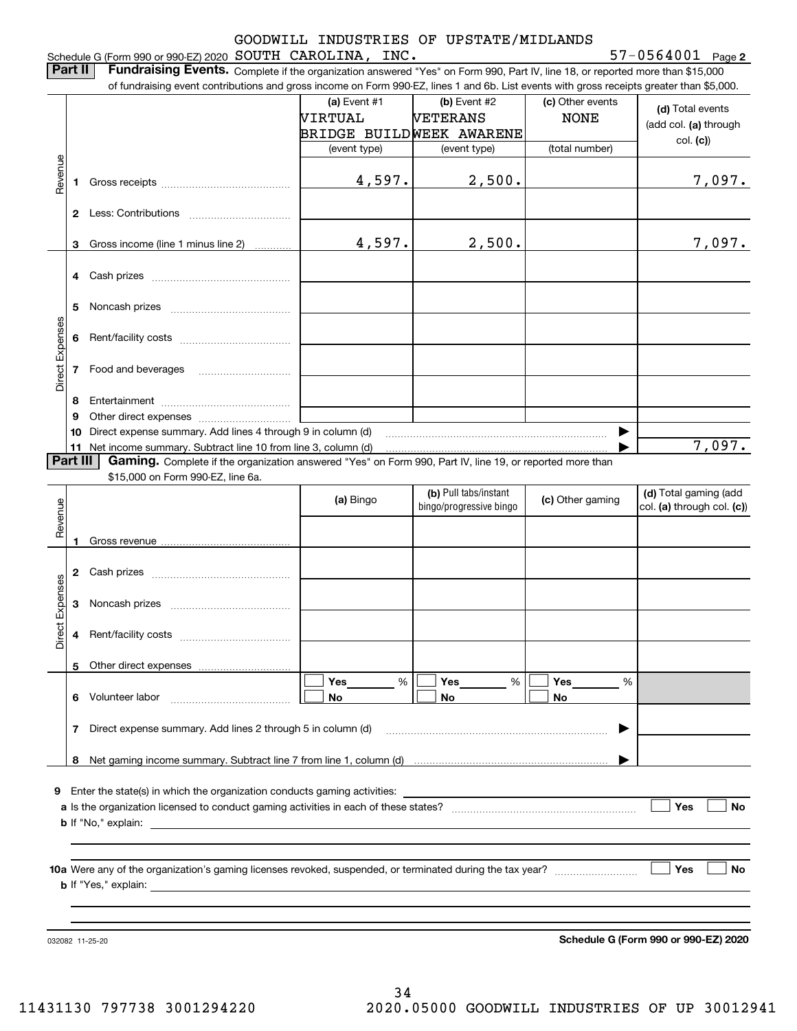Schedule G (Form 990 or 990-EZ) 2020 GOODWILL INDUSTRIES OF UPSTATE/MIDLANDS SOUTH CAROLINA, INC. 57-0564001 Page 2

**Part II** **Fundraising Events.** Complete if the organization answered "Yes" on Form 990, Part IV, line 18, or reported more than $15,000 of fundraising event contributions and gross income on Form 990-EZ, lines 1 and 6b. List events with gross receipts greater than $5,000.

| | | (a) Event #1 VIRTUAL BRIDGE BUILD (event type) | (b) Event #2 VETERANS WEEK AWARENE (event type) | (c) Other events NONE (total number) | (d) Total events (add col. (a) through col. (c)) |
|---|---|---|---|---|---|
| Revenue | 1 Gross receipts | 4,597. | 2,500. | | 7,097. |
| | 2 Less: Contributions | | | | |
| | 3 Gross income (line 1 minus line 2) | 4,597. | 2,500. | | 7,097. |
| Direct Expenses | 4 Cash prizes | | | | |
| | 5 Noncash prizes | | | | |
| | 6 Rent/facility costs | | | | |
| | 7 Food and beverages | | | | |
| | 8 Entertainment | | | | |
| | 9 Other direct expenses | | | | |
| | 10 Direct expense summary. Add lines 4 through 9 in column (d) | | | ▶ | |
| | 11 Net income summary. Subtract line 10 from line 3, column (d) | | | ▶ | 7,097. |

**Part III** **Gaming.** Complete if the organization answered "Yes" on Form 990, Part IV, line 19, or reported more than $15,000 on Form 990-EZ, line 6a.

| | | (a) Bingo | (b) Pull tabs/instant bingo/progressive bingo | (c) Other gaming | (d) Total gaming (add col. (a) through col. (c)) |
|---|---|---|---|---|---|
| Revenue | 1 Gross revenue | | | | |
| Direct Expenses | 2 Cash prizes | | | | |
| | 3 Noncash prizes | | | | |
| | 4 Rent/facility costs | | | | |
| | 5 Other direct expenses | | | | |
| | 6 Volunteer labor | ☐ Yes ___ % ☐ No | ☐ Yes ___ % ☐ No | ☐ Yes ___ % ☐ No | |
| | 7 Direct expense summary. Add lines 2 through 5 in column (d) | | | ▶ | |
| | 8 Net gaming income summary. Subtract line 7 from line 1, column (d) | | | ▶ | |

9 Enter the state(s) in which the organization conducts gaming activities: ______

a Is the organization licensed to conduct gaming activities in each of these states? ☐ Yes ☐ No

b If "No," explain: ______

10a Were any of the organization's gaming licenses revoked, suspended, or terminated during the tax year? ☐ Yes ☐ No

b If "Yes," explain: ______

032082 11-25-20 **Schedule G (Form 990 or 990-EZ) 2020**

11431130 797738 3001294220 2020.05000 GOODWILL INDUSTRIES OF UP 30012941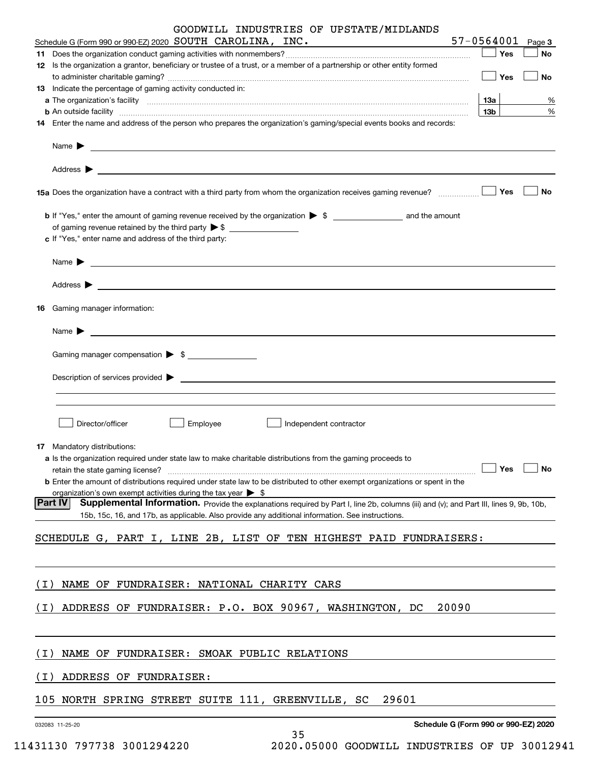Schedule G (Form 990 or 990-EZ) 2020 GOODWILL INDUSTRIES OF UPSTATE/MIDLANDS SOUTH CAROLINA, INC. 57-0564001 Page 3

**11** Does the organization conduct gaming activities with nonmembers? ☐ Yes ☐ No

**12** Is the organization a grantor, beneficiary or trustee of a trust, or a member of a partnership or other entity formed to administer charitable gaming? ☐ Yes ☐ No

**13** Indicate the percentage of gaming activity conducted in:

**a** The organization's facility **13a** %

**b** An outside facility **13b** %

**14** Enter the name and address of the person who prepares the organization's gaming/special events books and records:

Name ▶

Address ▶

**15a** Does the organization have a contract with a third party from whom the organization receives gaming revenue? ☐ Yes ☐ No

**b** If "Yes," enter the amount of gaming revenue received by the organization ▶ $ ______ and the amount of gaming revenue retained by the third party ▶ $ ______

**c** If "Yes," enter name and address of the third party:

Name ▶

Address ▶

**16** Gaming manager information:

Name ▶

Gaming manager compensation ▶ $

Description of services provided ▶

☐ Director/officer ☐ Employee ☐ Independent contractor

**17** Mandatory distributions:

**a** Is the organization required under state law to make charitable distributions from the gaming proceeds to retain the state gaming license? ☐ Yes ☐ No

**b** Enter the amount of distributions required under state law to be distributed to other exempt organizations or spent in the organization's own exempt activities during the tax year ▶ $

**Part IV** **Supplemental Information.** Provide the explanations required by Part I, line 2b, columns (iii) and (v); and Part III, lines 9, 9b, 10b, 15b, 15c, 16, and 17b, as applicable. Also provide any additional information. See instructions.

SCHEDULE G, PART I, LINE 2B, LIST OF TEN HIGHEST PAID FUNDRAISERS:

(I) NAME OF FUNDRAISER: NATIONAL CHARITY CARS

(I) ADDRESS OF FUNDRAISER: P.O. BOX 90967, WASHINGTON, DC 20090

(I) NAME OF FUNDRAISER: SMOAK PUBLIC RELATIONS

(I) ADDRESS OF FUNDRAISER:

105 NORTH SPRING STREET SUITE 111, GREENVILLE, SC 29601

032083 11-25-20 **Schedule G (Form 990 or 990-EZ) 2020**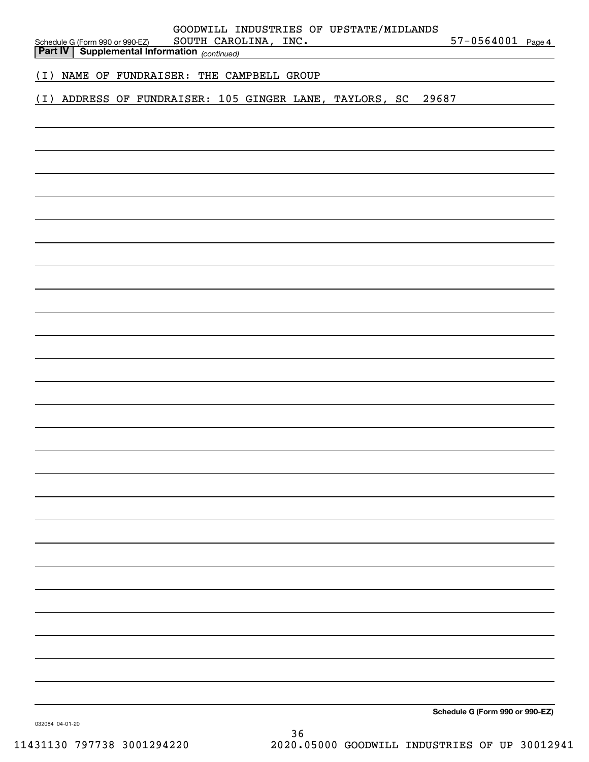## Part IV Supplemental Information *(continued)*

(I) NAME OF FUNDRAISER: THE CAMPBELL GROUP

(I) ADDRESS OF FUNDRAISER: 105 GINGER LANE, TAYLORS, SC 29687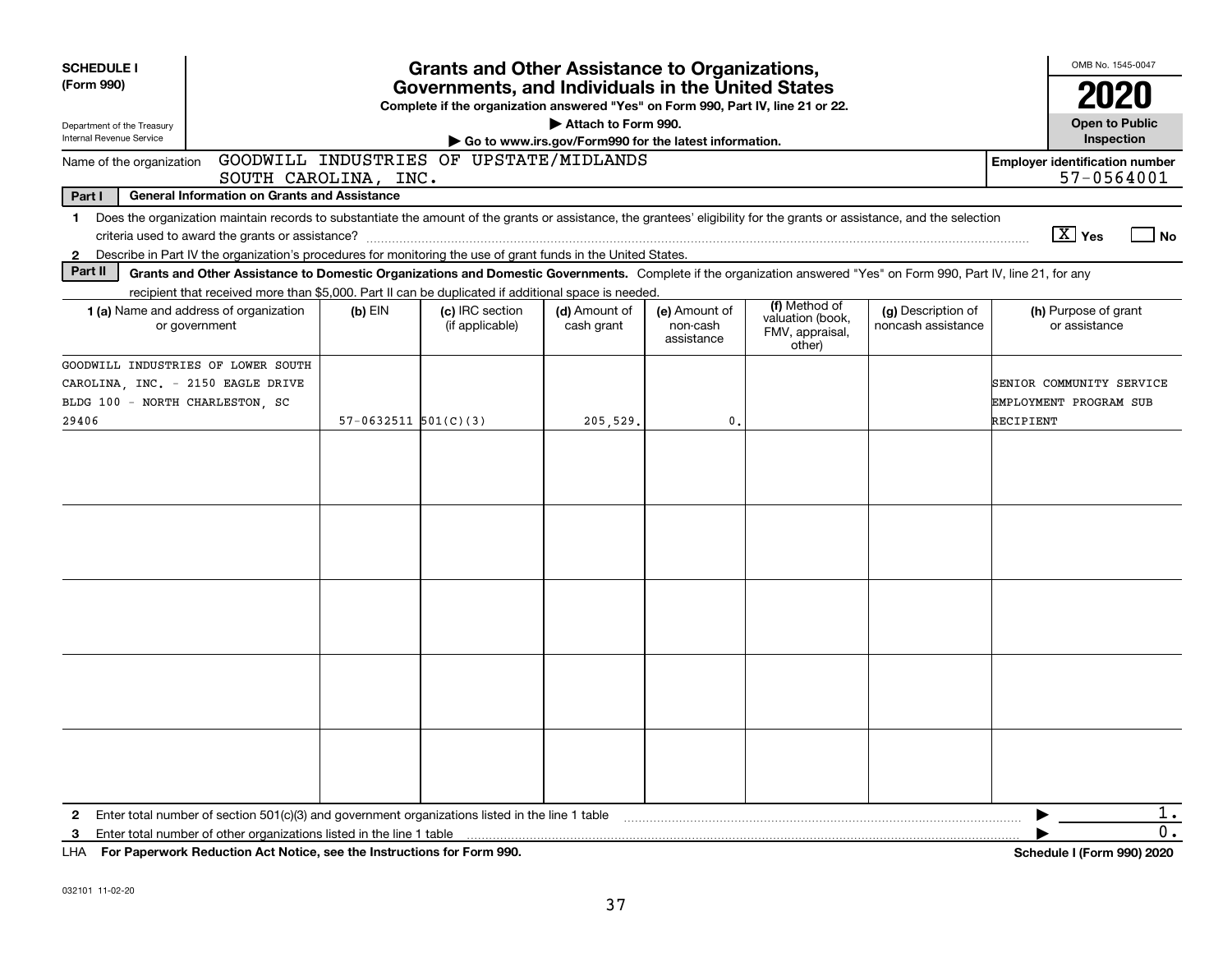**SCHEDULE I**
**(Form 990)**

Department of the Treasury
Internal Revenue Service

# Grants and Other Assistance to Organizations, Governments, and Individuals in the United States

**Complete if the organization answered "Yes" on Form 990, Part IV, line 21 or 22.**

▶ **Attach to Form 990.**

▶ **Go to www.irs.gov/Form990 for the latest information.**

OMB No. 1545-0047

**2020**

**Open to Public Inspection**

Name of the organization: GOODWILL INDUSTRIES OF UPSTATE/MIDLANDS SOUTH CAROLINA, INC.

**Employer identification number:** 57-0564001

**Part I — General Information on Grants and Assistance**

1 Does the organization maintain records to substantiate the amount of the grants or assistance, the grantees' eligibility for the grants or assistance, and the selection criteria used to award the grants or assistance? [X] Yes [ ] No

2 Describe in Part IV the organization's procedures for monitoring the use of grant funds in the United States.

**Part II — Grants and Other Assistance to Domestic Organizations and Domestic Governments.** Complete if the organization answered "Yes" on Form 990, Part IV, line 21, for any recipient that received more than $5,000. Part II can be duplicated if additional space is needed.

| 1 (a) Name and address of organization or government | (b) EIN | (c) IRC section (if applicable) | (d) Amount of cash grant | (e) Amount of non-cash assistance | (f) Method of valuation (book, FMV, appraisal, other) | (g) Description of noncash assistance | (h) Purpose of grant or assistance |
|---|---|---|---|---|---|---|---|
| GOODWILL INDUSTRIES OF LOWER SOUTH CAROLINA, INC. - 2150 EAGLE DRIVE BLDG 100 - NORTH CHARLESTON, SC 29406 | 57-0632511 | 501(C)(3) | 205,529. | 0. | | | SENIOR COMMUNITY SERVICE EMPLOYMENT PROGRAM SUB RECIPIENT |
| | | | | | | | |
| | | | | | | | |
| | | | | | | | |
| | | | | | | | |
| | | | | | | | |

2 Enter total number of section 501(c)(3) and government organizations listed in the line 1 table ▶ 1.

3 Enter total number of other organizations listed in the line 1 table ▶ 0.

LHA **For Paperwork Reduction Act Notice, see the Instructions for Form 990.** **Schedule I (Form 990) 2020**

032101 11-02-20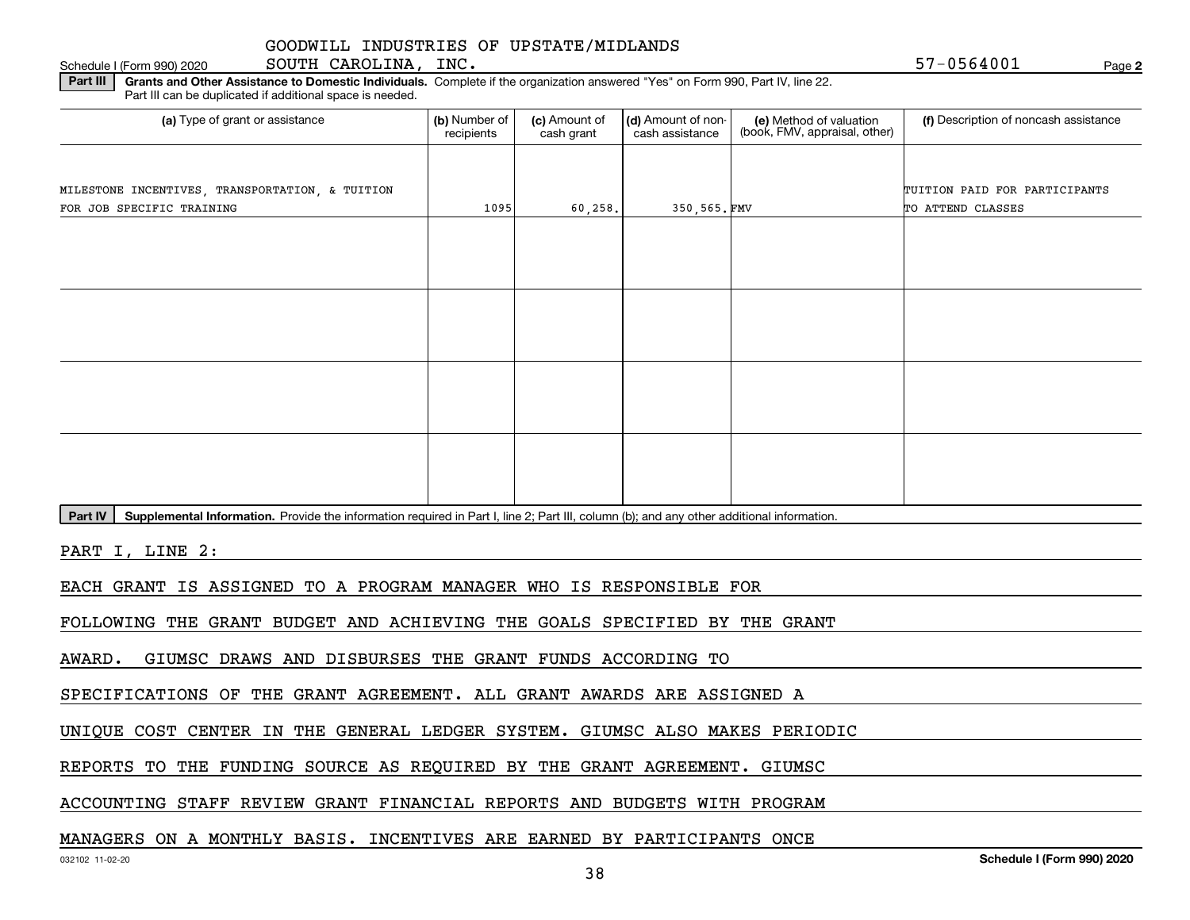GOODWILL INDUSTRIES OF UPSTATE/MIDLANDS SOUTH CAROLINA, INC. 57-0564001

Schedule I (Form 990) 2020 Page 2

**Part III** **Grants and Other Assistance to Domestic Individuals.** Complete if the organization answered "Yes" on Form 990, Part IV, line 22. Part III can be duplicated if additional space is needed.

| (a) Type of grant or assistance | (b) Number of recipients | (c) Amount of cash grant | (d) Amount of non-cash assistance | (e) Method of valuation (book, FMV, appraisal, other) | (f) Description of noncash assistance |
|---|---|---|---|---|---|
| MILESTONE INCENTIVES, TRANSPORTATION, & TUITION FOR JOB SPECIFIC TRAINING | 1095 | 60,258. | 350,565. | FMV | TUITION PAID FOR PARTICIPANTS TO ATTEND CLASSES |
| | | | | | |
| | | | | | |
| | | | | | |
| | | | | | |

**Part IV** **Supplemental Information.** Provide the information required in Part I, line 2; Part III, column (b); and any other additional information.

PART I, LINE 2:

EACH GRANT IS ASSIGNED TO A PROGRAM MANAGER WHO IS RESPONSIBLE FOR FOLLOWING THE GRANT BUDGET AND ACHIEVING THE GOALS SPECIFIED BY THE GRANT AWARD. GIUMSC DRAWS AND DISBURSES THE GRANT FUNDS ACCORDING TO SPECIFICATIONS OF THE GRANT AGREEMENT. ALL GRANT AWARDS ARE ASSIGNED A UNIQUE COST CENTER IN THE GENERAL LEDGER SYSTEM. GIUMSC ALSO MAKES PERIODIC REPORTS TO THE FUNDING SOURCE AS REQUIRED BY THE GRANT AGREEMENT. GIUMSC ACCOUNTING STAFF REVIEW GRANT FINANCIAL REPORTS AND BUDGETS WITH PROGRAM MANAGERS ON A MONTHLY BASIS. INCENTIVES ARE EARNED BY PARTICIPANTS ONCE

032102 11-02-20 Schedule I (Form 990) 2020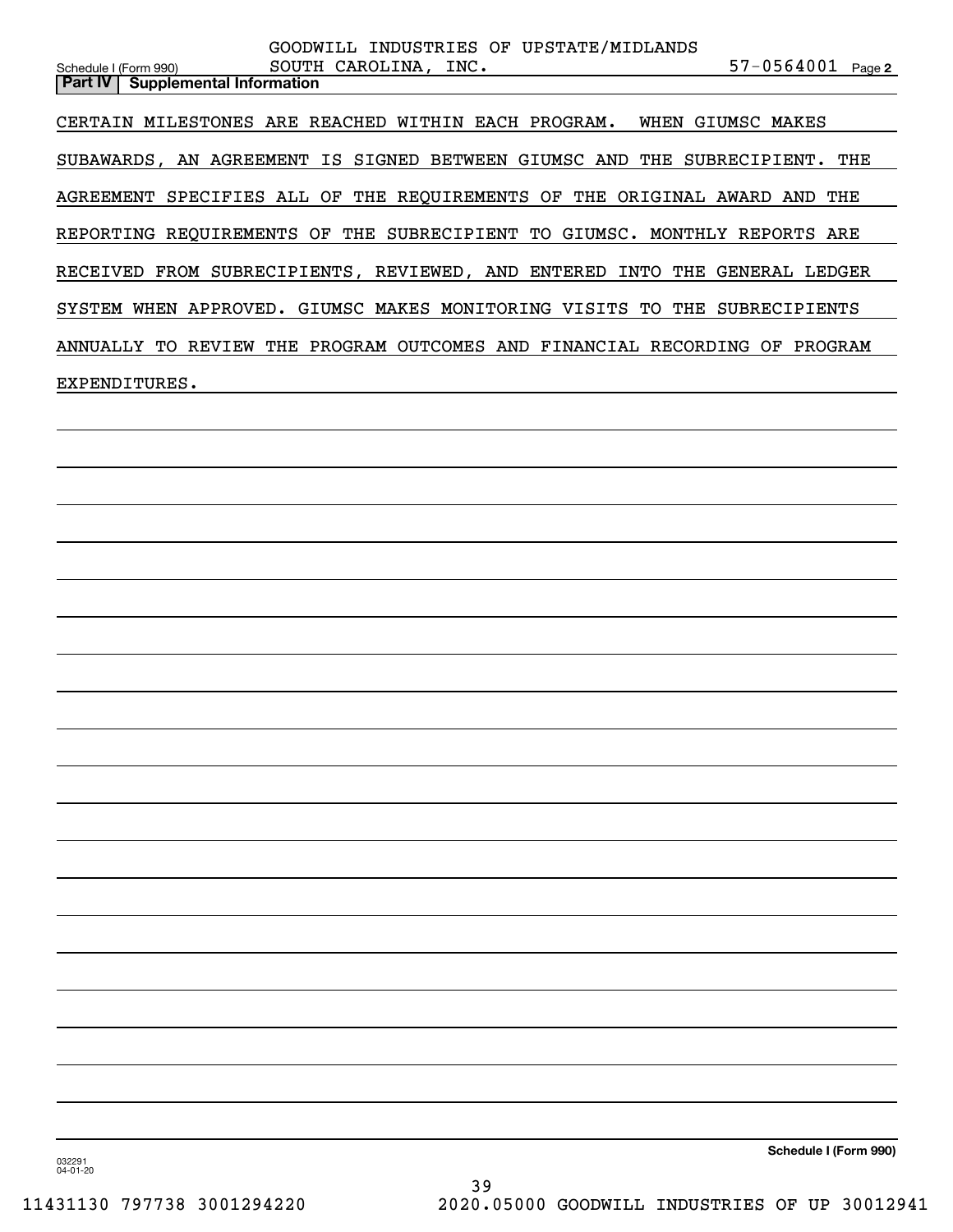## Part IV | Supplemental Information

CERTAIN MILESTONES ARE REACHED WITHIN EACH PROGRAM. WHEN GIUMSC MAKES SUBAWARDS, AN AGREEMENT IS SIGNED BETWEEN GIUMSC AND THE SUBRECIPIENT. THE AGREEMENT SPECIFIES ALL OF THE REQUIREMENTS OF THE ORIGINAL AWARD AND THE REPORTING REQUIREMENTS OF THE SUBRECIPIENT TO GIUMSC. MONTHLY REPORTS ARE RECEIVED FROM SUBRECIPIENTS, REVIEWED, AND ENTERED INTO THE GENERAL LEDGER SYSTEM WHEN APPROVED. GIUMSC MAKES MONITORING VISITS TO THE SUBRECIPIENTS ANNUALLY TO REVIEW THE PROGRAM OUTCOMES AND FINANCIAL RECORDING OF PROGRAM EXPENDITURES.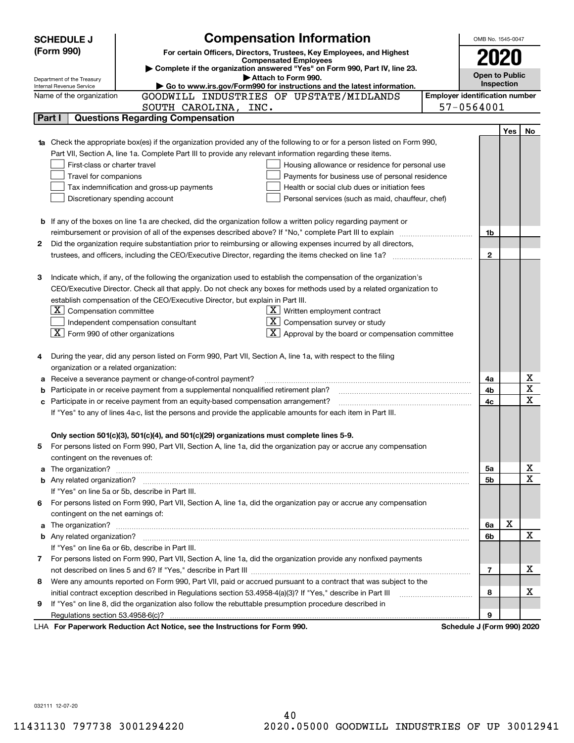**SCHEDULE J (Form 990)**

Department of the Treasury
Internal Revenue Service

# Compensation Information

**For certain Officers, Directors, Trustees, Key Employees, and Highest Compensated Employees**

▶ Complete if the organization answered "Yes" on Form 990, Part IV, line 23.
▶ Attach to Form 990.
▶ Go to www.irs.gov/Form990 for instructions and the latest information.

OMB No. 1545-0047

**2020**

**Open to Public Inspection**

Name of the organization: GOODWILL INDUSTRIES OF UPSTATE/MIDLANDS SOUTH CAROLINA, INC.

Employer identification number: 57-0564001

## Part I Questions Regarding Compensation

| | | | Yes | No |
|---|---|---|---|---|
| **1a** | Check the appropriate box(es) if the organization provided any of the following to or for a person listed on Form 990, Part VII, Section A, line 1a. Complete Part III to provide any relevant information regarding these items.<br>☐ First-class or charter travel ☐ Housing allowance or residence for personal use<br>☐ Travel for companions ☐ Payments for business use of personal residence<br>☐ Tax indemnification and gross-up payments ☐ Health or social club dues or initiation fees<br>☐ Discretionary spending account ☐ Personal services (such as maid, chauffeur, chef) | | | |
| **b** | If any of the boxes on line 1a are checked, did the organization follow a written policy regarding payment or reimbursement or provision of all of the expenses described above? If "No," complete Part III to explain | 1b | | |
| **2** | Did the organization require substantiation prior to reimbursing or allowing expenses incurred by all directors, trustees, and officers, including the CEO/Executive Director, regarding the items checked on line 1a? | 2 | | |
| **3** | Indicate which, if any, of the following the organization used to establish the compensation of the organization's CEO/Executive Director. Check all that apply. Do not check any boxes for methods used by a related organization to establish compensation of the CEO/Executive Director, but explain in Part III.<br>☒ Compensation committee ☒ Written employment contract<br>☐ Independent compensation consultant ☒ Compensation survey or study<br>☒ Form 990 of other organizations ☒ Approval by the board or compensation committee | | | |
| **4** | During the year, did any person listed on Form 990, Part VII, Section A, line 1a, with respect to the filing organization or a related organization: | | | |
| **a** | Receive a severance payment or change-of-control payment? | 4a | | X |
| **b** | Participate in or receive payment from a supplemental nonqualified retirement plan? | 4b | | X |
| **c** | Participate in or receive payment from an equity-based compensation arrangement?<br>If "Yes" to any of lines 4a-c, list the persons and provide the applicable amounts for each item in Part III. | 4c | | X |
| | **Only section 501(c)(3), 501(c)(4), and 501(c)(29) organizations must complete lines 5-9.** | | | |
| **5** | For persons listed on Form 990, Part VII, Section A, line 1a, did the organization pay or accrue any compensation contingent on the revenues of: | | | |
| **a** | The organization? | 5a | | X |
| **b** | Any related organization?<br>If "Yes" on line 5a or 5b, describe in Part III. | 5b | | X |
| **6** | For persons listed on Form 990, Part VII, Section A, line 1a, did the organization pay or accrue any compensation contingent on the net earnings of: | | | |
| **a** | The organization? | 6a | X | |
| **b** | Any related organization?<br>If "Yes" on line 6a or 6b, describe in Part III. | 6b | | X |
| **7** | For persons listed on Form 990, Part VII, Section A, line 1a, did the organization provide any nonfixed payments not described on lines 5 and 6? If "Yes," describe in Part III | 7 | | X |
| **8** | Were any amounts reported on Form 990, Part VII, paid or accrued pursuant to a contract that was subject to the initial contract exception described in Regulations section 53.4958-4(a)(3)? If "Yes," describe in Part III | 8 | | X |
| **9** | If "Yes" on line 8, did the organization also follow the rebuttable presumption procedure described in Regulations section 53.4958-6(c)? | 9 | | |

LHA **For Paperwork Reduction Act Notice, see the Instructions for Form 990.** **Schedule J (Form 990) 2020**

032111 12-07-20

11431130 797738 3001294220 2020.05000 GOODWILL INDUSTRIES OF UP 30012941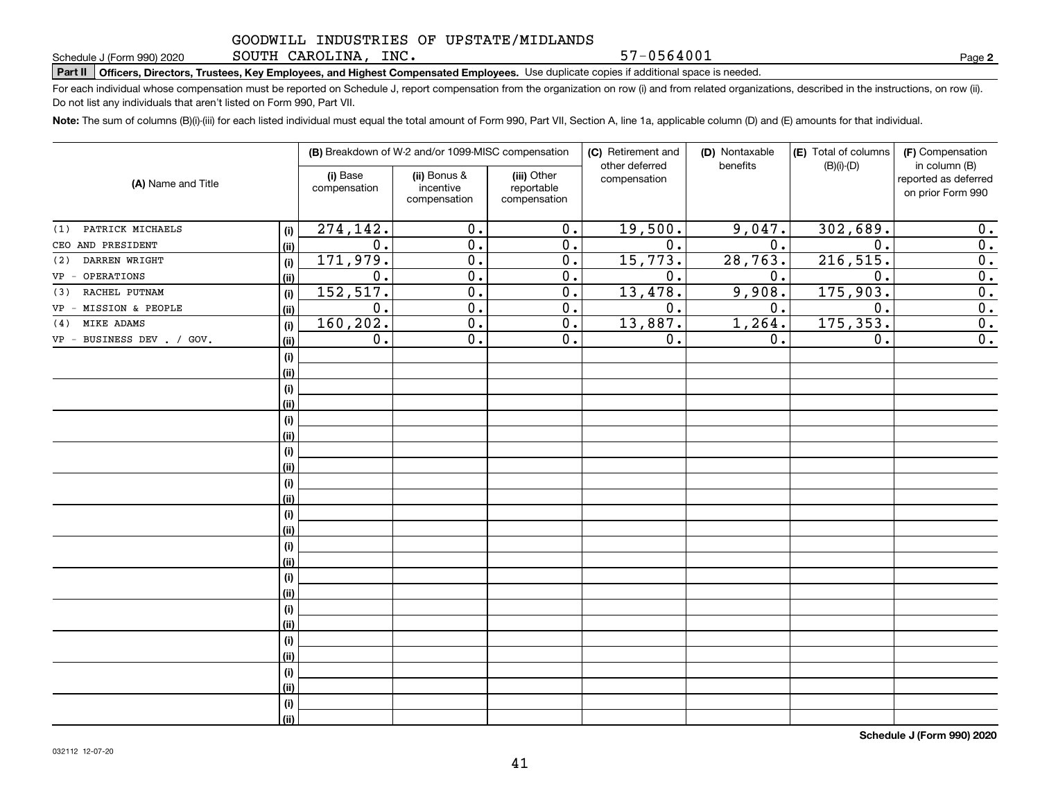GOODWILL INDUSTRIES OF UPSTATE/MIDLANDS

Schedule J (Form 990) 2020 SOUTH CAROLINA, INC. 57-0564001 Page **2**

**Part II** **Officers, Directors, Trustees, Key Employees, and Highest Compensated Employees.** Use duplicate copies if additional space is needed.

For each individual whose compensation must be reported on Schedule J, report compensation from the organization on row (i) and from related organizations, described in the instructions, on row (ii). Do not list any individuals that aren't listed on Form 990, Part VII.

**Note:** The sum of columns (B)(i)-(iii) for each listed individual must equal the total amount of Form 990, Part VII, Section A, line 1a, applicable column (D) and (E) amounts for that individual.

| (A) Name and Title | | (B) Breakdown of W-2 and/or 1099-MISC compensation | | | (C) Retirement and other deferred compensation | (D) Nontaxable benefits | (E) Total of columns (B)(i)-(D) | (F) Compensation in column (B) reported as deferred on prior Form 990 |
|---|---|---|---|---|---|---|---|---|
| | | (i) Base compensation | (ii) Bonus & incentive compensation | (iii) Other reportable compensation | | | | |
| (1) PATRICK MICHAELS | (i) | 274,142. | 0. | 0. | 19,500. | 9,047. | 302,689. | 0. |
| CEO AND PRESIDENT | (ii) | 0. | 0. | 0. | 0. | 0. | 0. | 0. |
| (2) DARREN WRIGHT | (i) | 171,979. | 0. | 0. | 15,773. | 28,763. | 216,515. | 0. |
| VP - OPERATIONS | (ii) | 0. | 0. | 0. | 0. | 0. | 0. | 0. |
| (3) RACHEL PUTNAM | (i) | 152,517. | 0. | 0. | 13,478. | 9,908. | 175,903. | 0. |
| VP - MISSION & PEOPLE | (ii) | 0. | 0. | 0. | 0. | 0. | 0. | 0. |
| (4) MIKE ADAMS | (i) | 160,202. | 0. | 0. | 13,887. | 1,264. | 175,353. | 0. |
| VP - BUSINESS DEV . / GOV. | (ii) | 0. | 0. | 0. | 0. | 0. | 0. | 0. |

**Schedule J (Form 990) 2020**

032112 12-07-20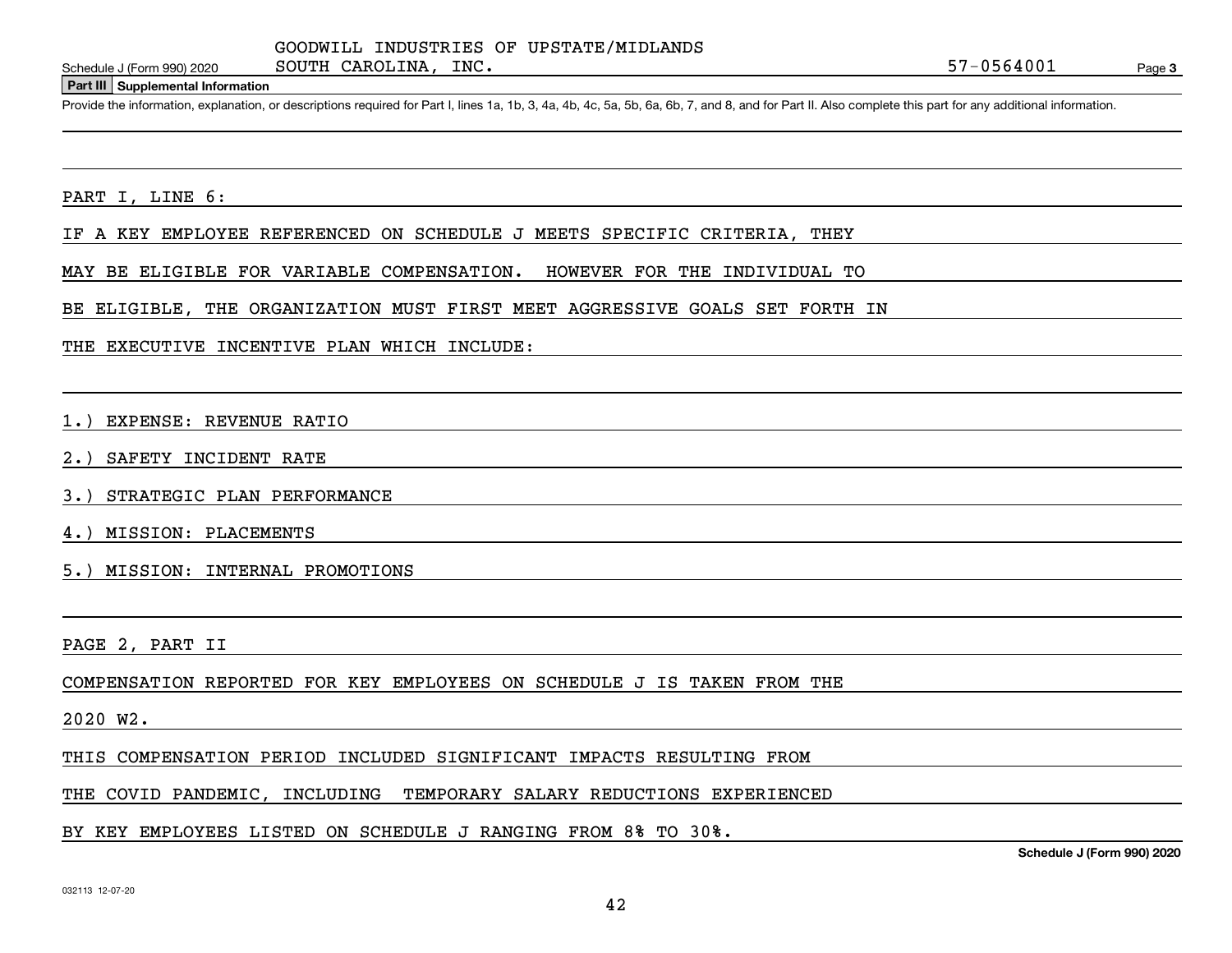GOODWILL INDUSTRIES OF UPSTATE/MIDLANDS SOUTH CAROLINA, INC. 57-0564001

Schedule J (Form 990) 2020

## Part III Supplemental Information

Provide the information, explanation, or descriptions required for Part I, lines 1a, 1b, 3, 4a, 4b, 4c, 5a, 5b, 6a, 6b, 7, and 8, and for Part II. Also complete this part for any additional information.

PART I, LINE 6:

IF A KEY EMPLOYEE REFERENCED ON SCHEDULE J MEETS SPECIFIC CRITERIA, THEY MAY BE ELIGIBLE FOR VARIABLE COMPENSATION. HOWEVER FOR THE INDIVIDUAL TO BE ELIGIBLE, THE ORGANIZATION MUST FIRST MEET AGGRESSIVE GOALS SET FORTH IN THE EXECUTIVE INCENTIVE PLAN WHICH INCLUDE:

1.) EXPENSE: REVENUE RATIO

2.) SAFETY INCIDENT RATE

3.) STRATEGIC PLAN PERFORMANCE

4.) MISSION: PLACEMENTS

5.) MISSION: INTERNAL PROMOTIONS

PAGE 2, PART II

COMPENSATION REPORTED FOR KEY EMPLOYEES ON SCHEDULE J IS TAKEN FROM THE 2020 W2.

THIS COMPENSATION PERIOD INCLUDED SIGNIFICANT IMPACTS RESULTING FROM THE COVID PANDEMIC, INCLUDING TEMPORARY SALARY REDUCTIONS EXPERIENCED BY KEY EMPLOYEES LISTED ON SCHEDULE J RANGING FROM 8% TO 30%.

Schedule J (Form 990) 2020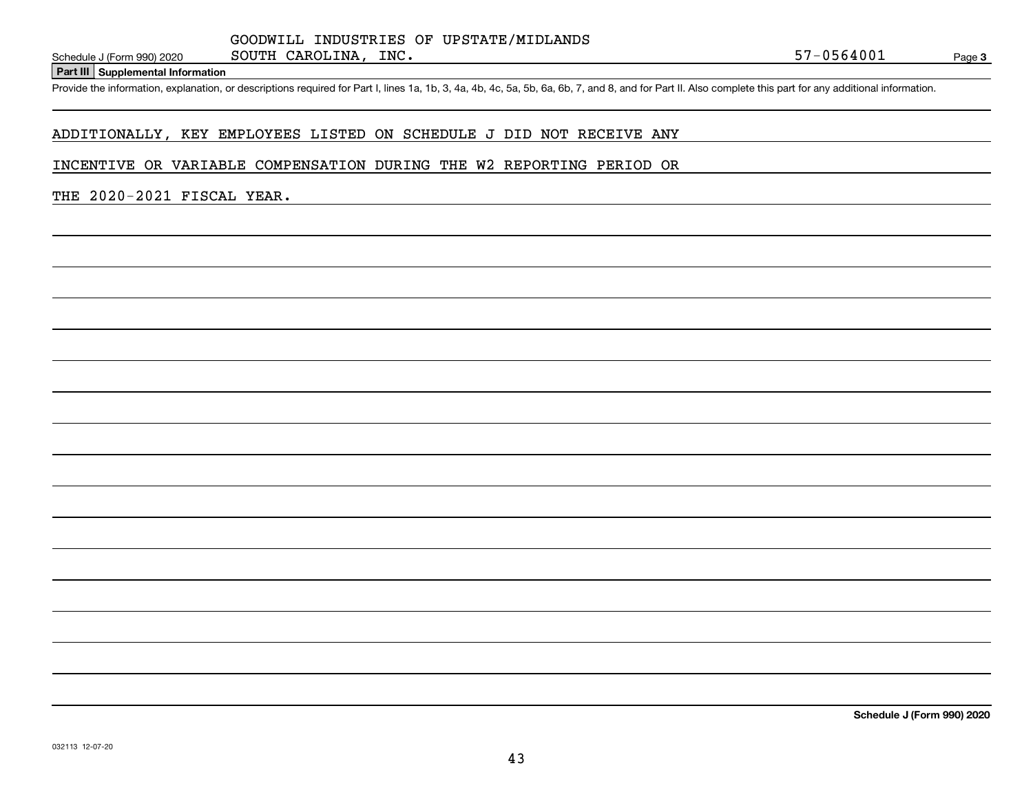GOODWILL INDUSTRIES OF UPSTATE/MIDLANDS SOUTH CAROLINA, INC. — 57-0564001

Schedule J (Form 990) 2020

**Part III Supplemental Information**

Provide the information, explanation, or descriptions required for Part I, lines 1a, 1b, 3, 4a, 4b, 4c, 5a, 5b, 6a, 6b, 7, and 8, and for Part II. Also complete this part for any additional information.

ADDITIONALLY, KEY EMPLOYEES LISTED ON SCHEDULE J DID NOT RECEIVE ANY INCENTIVE OR VARIABLE COMPENSATION DURING THE W2 REPORTING PERIOD OR THE 2020-2021 FISCAL YEAR.

**Schedule J (Form 990) 2020**

032113 12-07-20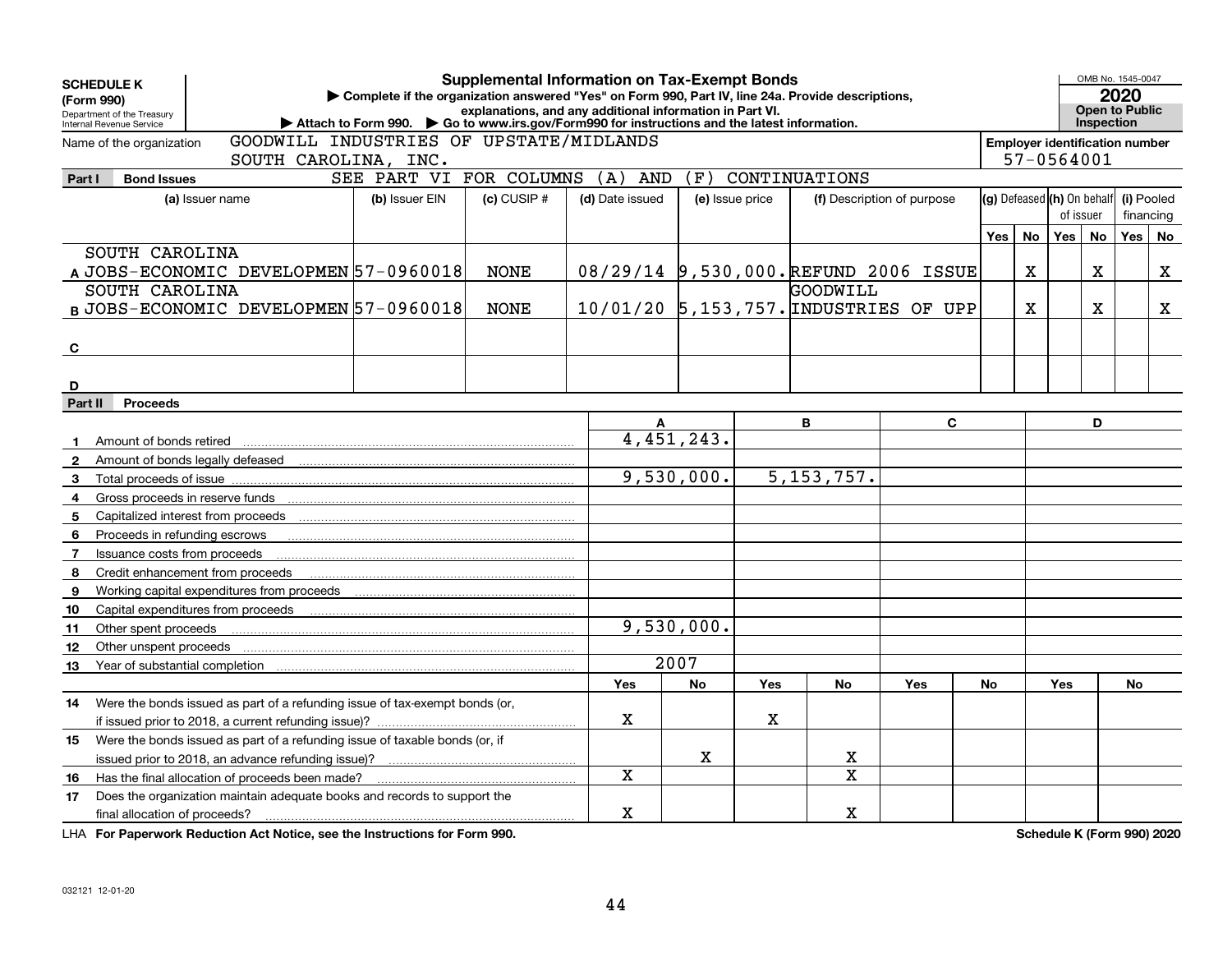**SCHEDULE K (Form 990)**
Department of the Treasury
Internal Revenue Service

# Supplemental Information on Tax-Exempt Bonds

▶ Complete if the organization answered "Yes" on Form 990, Part IV, line 24a. Provide descriptions, explanations, and any additional information in Part VI.
▶ Attach to Form 990. ▶ Go to www.irs.gov/Form990 for instructions and the latest information.

OMB No. 1545-0047
**2020**
**Open to Public Inspection**

Name of the organization: GOODWILL INDUSTRIES OF UPSTATE/MIDLANDS SOUTH CAROLINA, INC.

Employer identification number: 57-0564001

## Part I Bond Issues

SEE PART VI FOR COLUMNS (A) AND (F) CONTINUATIONS

| | (a) Issuer name | (b) Issuer EIN | (c) CUSIP # | (d) Date issued | (e) Issue price | (f) Description of purpose | (g) Defeased Yes | (g) Defeased No | (h) On behalf of issuer Yes | (h) On behalf of issuer No | (i) Pooled financing Yes | (i) Pooled financing No |
|---|---|---|---|---|---|---|---|---|---|---|---|---|
| A | SOUTH CAROLINA JOBS-ECONOMIC DEVELOPMEN | 57-0960018 | NONE | 08/29/14 | 9,530,000. | REFUND 2006 ISSUE | | X | | X | | X |
| B | SOUTH CAROLINA JOBS-ECONOMIC DEVELOPMEN | 57-0960018 | NONE | 10/01/20 | 5,153,757. | GOODWILL INDUSTRIES OF UPP | | X | | X | | X |
| C | | | | | | | | | | | | |
| D | | | | | | | | | | | | |

## Part II Proceeds

| | | A | B | C | D |
|---|---|---|---|---|---|
| 1 | Amount of bonds retired | 4,451,243. | | | |
| 2 | Amount of bonds legally defeased | | | | |
| 3 | Total proceeds of issue | 9,530,000. | 5,153,757. | | |
| 4 | Gross proceeds in reserve funds | | | | |
| 5 | Capitalized interest from proceeds | | | | |
| 6 | Proceeds in refunding escrows | | | | |
| 7 | Issuance costs from proceeds | | | | |
| 8 | Credit enhancement from proceeds | | | | |
| 9 | Working capital expenditures from proceeds | | | | |
| 10 | Capital expenditures from proceeds | | | | |
| 11 | Other spent proceeds | 9,530,000. | | | |
| 12 | Other unspent proceeds | | | | |
| 13 | Year of substantial completion | 2007 | | | |

| | | A Yes | A No | B Yes | B No | C Yes | C No | D Yes | D No |
|---|---|---|---|---|---|---|---|---|---|
| 14 | Were the bonds issued as part of a refunding issue of tax-exempt bonds (or, if issued prior to 2018, a current refunding issue)? | X | | X | | | | | |
| 15 | Were the bonds issued as part of a refunding issue of taxable bonds (or, if issued prior to 2018, an advance refunding issue)? | | X | | X | | | | |
| 16 | Has the final allocation of proceeds been made? | X | | | X | | | | |
| 17 | Does the organization maintain adequate books and records to support the final allocation of proceeds? | X | | | X | | | | |

LHA **For Paperwork Reduction Act Notice, see the Instructions for Form 990.** **Schedule K (Form 990) 2020**

032121 12-01-20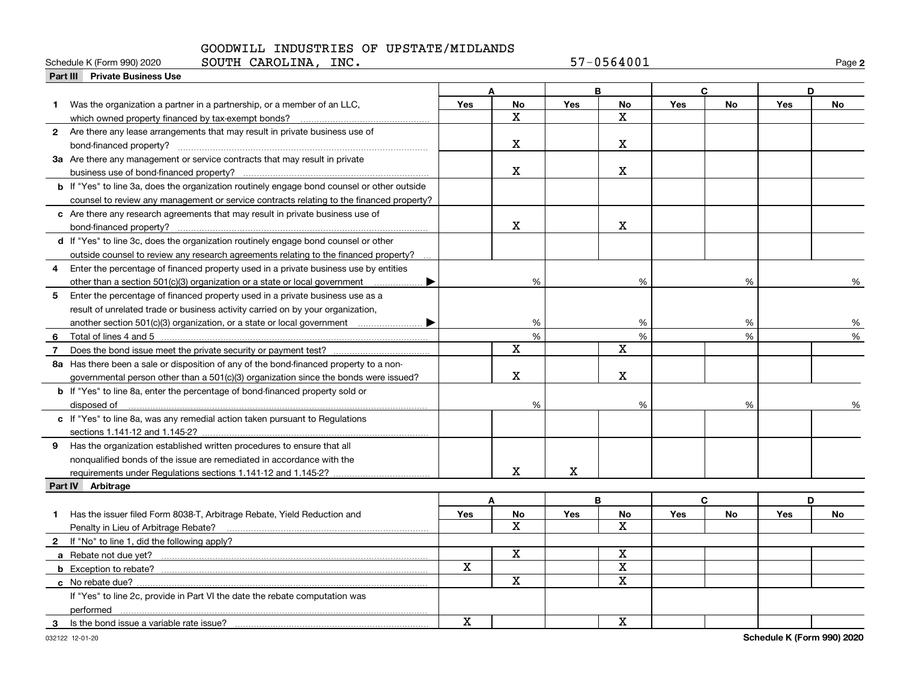GOODWILL INDUSTRIES OF UPSTATE/MIDLANDS SOUTH CAROLINA, INC. 57-0564001

Schedule K (Form 990) 2020

## Part III Private Business Use

| | A Yes | A No | B Yes | B No | C Yes | C No | D Yes | D No |
|---|---|---|---|---|---|---|---|---|
| **1** Was the organization a partner in a partnership, or a member of an LLC, which owned property financed by tax-exempt bonds? | | X | | X | | | | |
| **2** Are there any lease arrangements that may result in private business use of bond-financed property? | | X | | X | | | | |
| **3a** Are there any management or service contracts that may result in private business use of bond-financed property? | | X | | X | | | | |
| **b** If "Yes" to line 3a, does the organization routinely engage bond counsel or other outside counsel to review any management or service contracts relating to the financed property? | | | | | | | | |
| **c** Are there any research agreements that may result in private business use of bond-financed property? | | X | | X | | | | |
| **d** If "Yes" to line 3c, does the organization routinely engage bond counsel or other outside counsel to review any research agreements relating to the financed property? | | | | | | | | |
| **4** Enter the percentage of financed property used in a private business use by entities other than a section 501(c)(3) organization or a state or local government ▶ | | % | | % | | % | | % |
| **5** Enter the percentage of financed property used in a private business use as a result of unrelated trade or business activity carried on by your organization, another section 501(c)(3) organization, or a state or local government ▶ | | % | | % | | % | | % |
| **6** Total of lines 4 and 5 | | % | | % | | % | | % |
| **7** Does the bond issue meet the private security or payment test? | | X | | X | | | | |
| **8a** Has there been a sale or disposition of any of the bond-financed property to a non-governmental person other than a 501(c)(3) organization since the bonds were issued? | | X | | X | | | | |
| **b** If "Yes" to line 8a, enter the percentage of bond-financed property sold or disposed of | | % | | % | | % | | % |
| **c** If "Yes" to line 8a, was any remedial action taken pursuant to Regulations sections 1.141-12 and 1.145-2? | | | | | | | | |
| **9** Has the organization established written procedures to ensure that all nonqualified bonds of the issue are remediated in accordance with the requirements under Regulations sections 1.141-12 and 1.145-2? | | X | X | | | | | |

## Part IV Arbitrage

| | A Yes | A No | B Yes | B No | C Yes | C No | D Yes | D No |
|---|---|---|---|---|---|---|---|---|
| **1** Has the issuer filed Form 8038-T, Arbitrage Rebate, Yield Reduction and Penalty in Lieu of Arbitrage Rebate? | | X | | X | | | | |
| **2** If "No" to line 1, did the following apply? | | | | | | | | |
| **a** Rebate not due yet? | | X | | X | | | | |
| **b** Exception to rebate? | X | | | X | | | | |
| **c** No rebate due? | | X | | X | | | | |
| If "Yes" to line 2c, provide in Part VI the date the rebate computation was performed | | | | | | | | |
| **3** Is the bond issue a variable rate issue? | X | | | X | | | | |

Schedule K (Form 990) 2020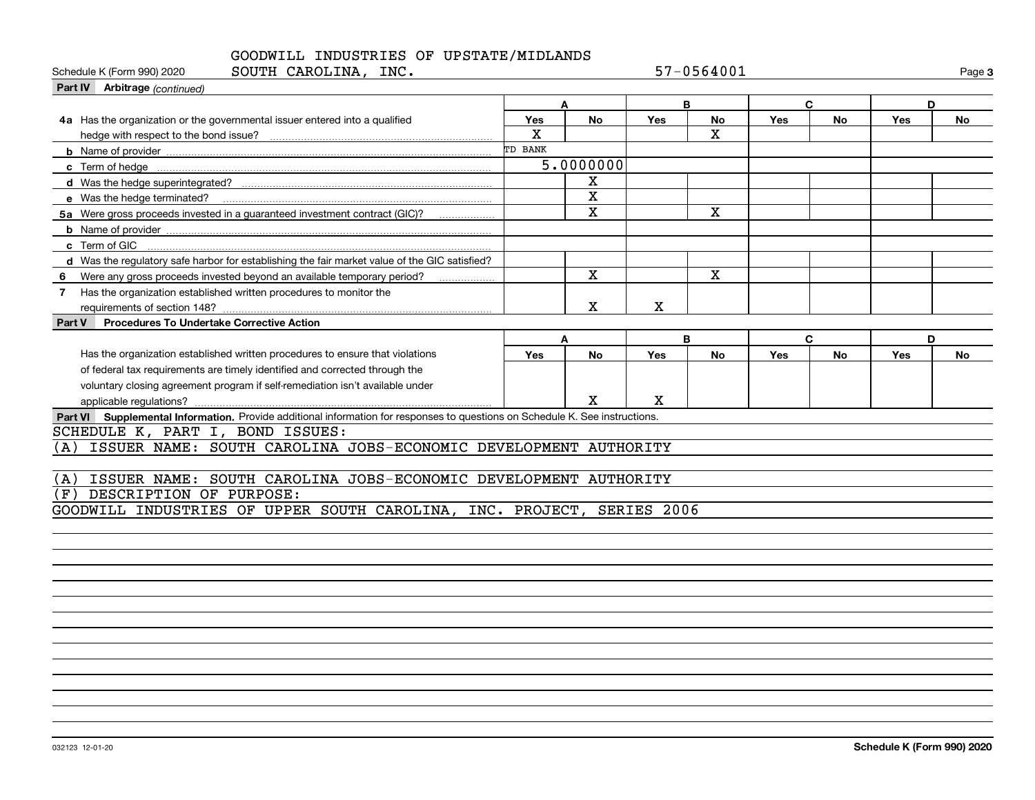GOODWILL INDUSTRIES OF UPSTATE/MIDLANDS SOUTH CAROLINA, INC. 57-0564001

Schedule K (Form 990) 2020

**Part IV Arbitrage** *(continued)*

| | A | | B | | C | | D | |
|---|---|---|---|---|---|---|---|---|
| | Yes | No | Yes | No | Yes | No | Yes | No |
| **4a** Has the organization or the governmental issuer entered into a qualified hedge with respect to the bond issue? | X | | | X | | | | |
| **b** Name of provider | TD BANK | | | | | | | |
| **c** Term of hedge | 5.0000000 | | | | | | | |
| **d** Was the hedge superintegrated? | | X | | | | | | |
| **e** Was the hedge terminated? | | X | | | | | | |
| **5a** Were gross proceeds invested in a guaranteed investment contract (GIC)? | | X | | X | | | | |
| **b** Name of provider | | | | | | | | |
| **c** Term of GIC | | | | | | | | |
| **d** Was the regulatory safe harbor for establishing the fair market value of the GIC satisfied? | | | | | | | | |
| **6** Were any gross proceeds invested beyond an available temporary period? | | X | | X | | | | |
| **7** Has the organization established written procedures to monitor the requirements of section 148? | | X | X | | | | | |

**Part V Procedures To Undertake Corrective Action**

| | A | | B | | C | | D | |
|---|---|---|---|---|---|---|---|---|
| | Yes | No | Yes | No | Yes | No | Yes | No |
| Has the organization established written procedures to ensure that violations of federal tax requirements are timely identified and corrected through the voluntary closing agreement program if self-remediation isn't available under applicable regulations? | | X | X | | | | | |

**Part VI Supplemental Information.** Provide additional information for responses to questions on Schedule K. See instructions.

SCHEDULE K, PART I, BOND ISSUES:

(A) ISSUER NAME: SOUTH CAROLINA JOBS-ECONOMIC DEVELOPMENT AUTHORITY

(A) ISSUER NAME: SOUTH CAROLINA JOBS-ECONOMIC DEVELOPMENT AUTHORITY

(F) DESCRIPTION OF PURPOSE:

GOODWILL INDUSTRIES OF UPPER SOUTH CAROLINA, INC. PROJECT, SERIES 2006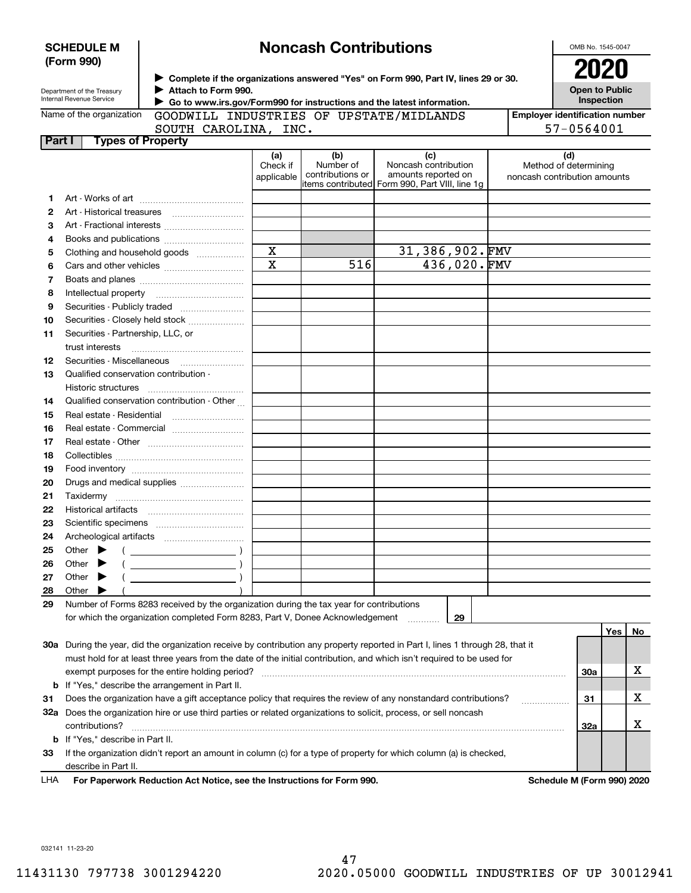**SCHEDULE M (Form 990)**

Department of the Treasury
Internal Revenue Service

# Noncash Contributions

▶ Complete if the organizations answered "Yes" on Form 990, Part IV, lines 29 or 30.
▶ Attach to Form 990.
▶ Go to www.irs.gov/Form990 for instructions and the latest information.

OMB No. 1545-0047

**2020**

**Open to Public Inspection**

Name of the organization: GOODWILL INDUSTRIES OF UPSTATE/MIDLANDS SOUTH CAROLINA, INC.

Employer identification number: 57-0564001

**Part I — Types of Property**

| | | (a) Check if applicable | (b) Number of contributions or items contributed | (c) Noncash contribution amounts reported on Form 990, Part VIII, line 1g | (d) Method of determining noncash contribution amounts |
|---|---|---|---|---|---|
| 1 | Art - Works of art | | | | |
| 2 | Art - Historical treasures | | | | |
| 3 | Art - Fractional interests | | | | |
| 4 | Books and publications | | | | |
| 5 | Clothing and household goods | X | | 31,386,902. | FMV |
| 6 | Cars and other vehicles | X | 516 | 436,020. | FMV |
| 7 | Boats and planes | | | | |
| 8 | Intellectual property | | | | |
| 9 | Securities - Publicly traded | | | | |
| 10 | Securities - Closely held stock | | | | |
| 11 | Securities - Partnership, LLC, or trust interests | | | | |
| 12 | Securities - Miscellaneous | | | | |
| 13 | Qualified conservation contribution - Historic structures | | | | |
| 14 | Qualified conservation contribution - Other | | | | |
| 15 | Real estate - Residential | | | | |
| 16 | Real estate - Commercial | | | | |
| 17 | Real estate - Other | | | | |
| 18 | Collectibles | | | | |
| 19 | Food inventory | | | | |
| 20 | Drugs and medical supplies | | | | |
| 21 | Taxidermy | | | | |
| 22 | Historical artifacts | | | | |
| 23 | Scientific specimens | | | | |
| 24 | Archeological artifacts | | | | |
| 25 | Other ▶ ( ) | | | | |
| 26 | Other ▶ ( ) | | | | |
| 27 | Other ▶ ( ) | | | | |
| 28 | Other ▶ ( ) | | | | |

29 Number of Forms 8283 received by the organization during the tax year for contributions for which the organization completed Form 8283, Part V, Donee Acknowledgement ..... 29

| | | | Yes | No |
|---|---|---|---|---|
| 30a | During the year, did the organization receive by contribution any property reported in Part I, lines 1 through 28, that it must hold for at least three years from the date of the initial contribution, and which isn't required to be used for exempt purposes for the entire holding period? | 30a | | X |
| b | If "Yes," describe the arrangement in Part II. | | | |
| 31 | Does the organization have a gift acceptance policy that requires the review of any nonstandard contributions? | 31 | | X |
| 32a | Does the organization hire or use third parties or related organizations to solicit, process, or sell noncash contributions? | 32a | | X |
| b | If "Yes," describe in Part II. | | | |
| 33 | If the organization didn't report an amount in column (c) for a type of property for which column (a) is checked, describe in Part II. | | | |

LHA **For Paperwork Reduction Act Notice, see the Instructions for Form 990.** **Schedule M (Form 990) 2020**

032141 11-23-20

11431130 797738 3001294220 2020.05000 GOODWILL INDUSTRIES OF UP 30012941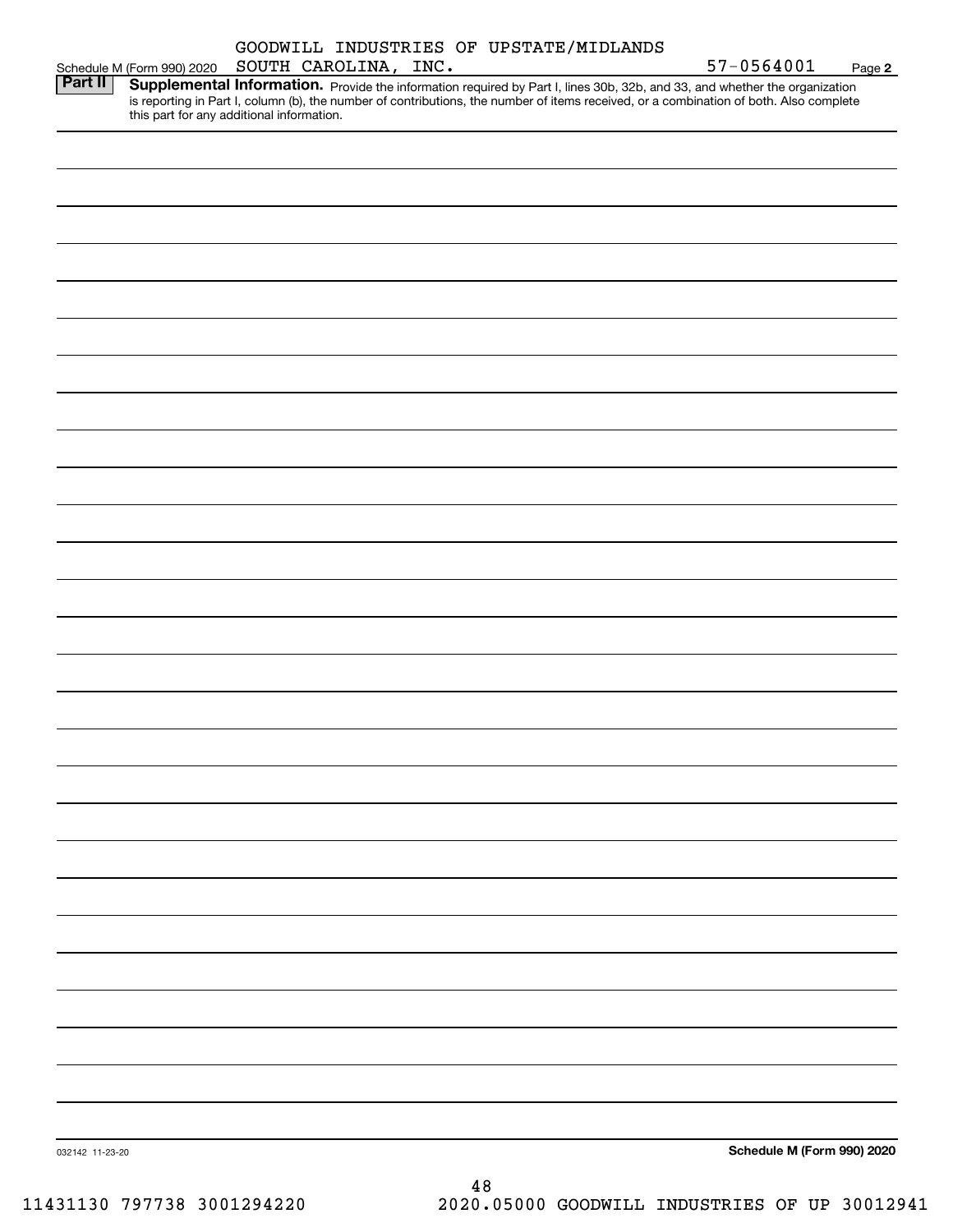Schedule M (Form 990) 2020 GOODWILL INDUSTRIES OF UPSTATE/MIDLANDS SOUTH CAROLINA, INC. 57-0564001 Page 2

**Part II** **Supplemental Information.** Provide the information required by Part I, lines 30b, 32b, and 33, and whether the organization is reporting in Part I, column (b), the number of contributions, the number of items received, or a combination of both. Also complete this part for any additional information.

032142 11-23-20

**Schedule M (Form 990) 2020**

11431130 797738 3001294220 2020.05000 GOODWILL INDUSTRIES OF UP 30012941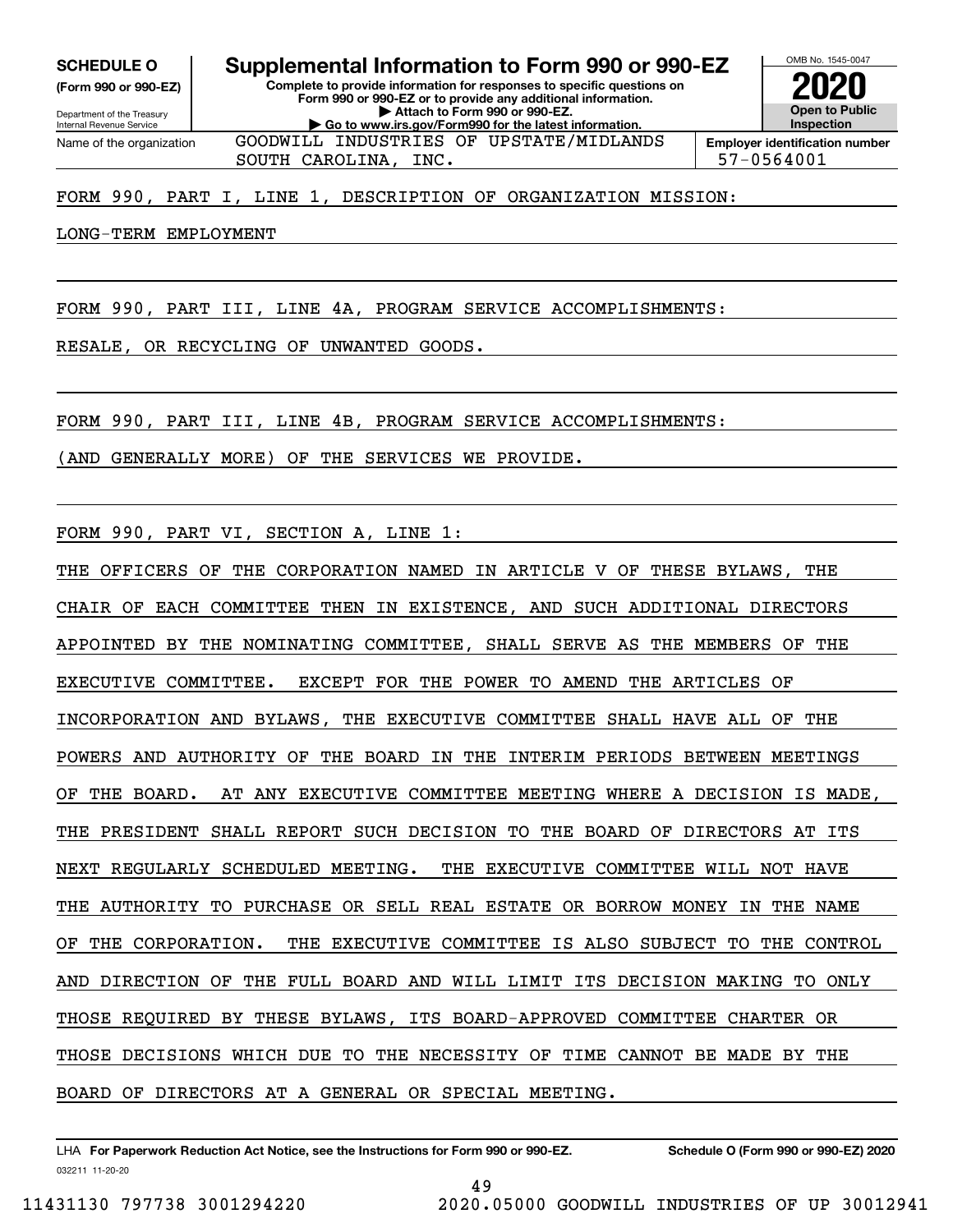**SCHEDULE O**
**(Form 990 or 990-EZ)**

Department of the Treasury
Internal Revenue Service

# Supplemental Information to Form 990 or 990-EZ

**Complete to provide information for responses to specific questions on Form 990 or 990-EZ or to provide any additional information.**
**▶ Attach to Form 990 or 990-EZ.**
**▶ Go to www.irs.gov/Form990 for the latest information.**

OMB No. 1545-0047

**2020**

**Open to Public Inspection**

Name of the organization: GOODWILL INDUSTRIES OF UPSTATE/MIDLANDS SOUTH CAROLINA, INC.

**Employer identification number:** 57-0564001

FORM 990, PART I, LINE 1, DESCRIPTION OF ORGANIZATION MISSION:

LONG-TERM EMPLOYMENT

FORM 990, PART III, LINE 4A, PROGRAM SERVICE ACCOMPLISHMENTS:

RESALE, OR RECYCLING OF UNWANTED GOODS.

FORM 990, PART III, LINE 4B, PROGRAM SERVICE ACCOMPLISHMENTS:

(AND GENERALLY MORE) OF THE SERVICES WE PROVIDE.

FORM 990, PART VI, SECTION A, LINE 1:

THE OFFICERS OF THE CORPORATION NAMED IN ARTICLE V OF THESE BYLAWS, THE CHAIR OF EACH COMMITTEE THEN IN EXISTENCE, AND SUCH ADDITIONAL DIRECTORS APPOINTED BY THE NOMINATING COMMITTEE, SHALL SERVE AS THE MEMBERS OF THE EXECUTIVE COMMITTEE. EXCEPT FOR THE POWER TO AMEND THE ARTICLES OF INCORPORATION AND BYLAWS, THE EXECUTIVE COMMITTEE SHALL HAVE ALL OF THE POWERS AND AUTHORITY OF THE BOARD IN THE INTERIM PERIODS BETWEEN MEETINGS OF THE BOARD. AT ANY EXECUTIVE COMMITTEE MEETING WHERE A DECISION IS MADE, THE PRESIDENT SHALL REPORT SUCH DECISION TO THE BOARD OF DIRECTORS AT ITS NEXT REGULARLY SCHEDULED MEETING. THE EXECUTIVE COMMITTEE WILL NOT HAVE THE AUTHORITY TO PURCHASE OR SELL REAL ESTATE OR BORROW MONEY IN THE NAME OF THE CORPORATION. THE EXECUTIVE COMMITTEE IS ALSO SUBJECT TO THE CONTROL AND DIRECTION OF THE FULL BOARD AND WILL LIMIT ITS DECISION MAKING TO ONLY THOSE REQUIRED BY THESE BYLAWS, ITS BOARD-APPROVED COMMITTEE CHARTER OR THOSE DECISIONS WHICH DUE TO THE NECESSITY OF TIME CANNOT BE MADE BY THE BOARD OF DIRECTORS AT A GENERAL OR SPECIAL MEETING.

LHA **For Paperwork Reduction Act Notice, see the Instructions for Form 990 or 990-EZ.** **Schedule O (Form 990 or 990-EZ) 2020**
032211 11-20-20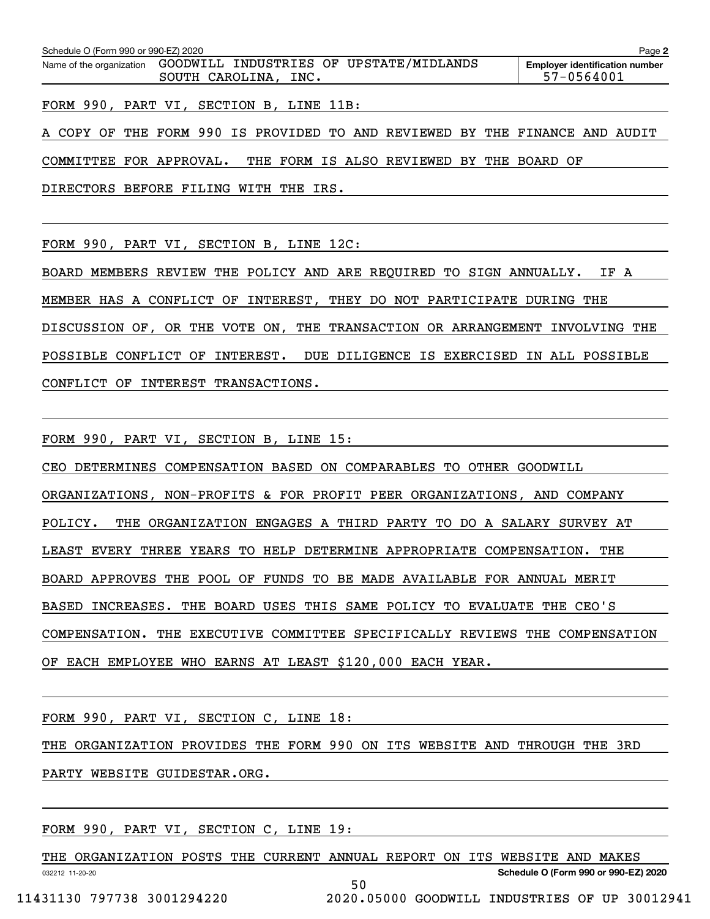Name of the organization: GOODWILL INDUSTRIES OF UPSTATE/MIDLANDS SOUTH CAROLINA, INC.

Employer identification number: 57-0564001

FORM 990, PART VI, SECTION B, LINE 11B:

A COPY OF THE FORM 990 IS PROVIDED TO AND REVIEWED BY THE FINANCE AND AUDIT COMMITTEE FOR APPROVAL. THE FORM IS ALSO REVIEWED BY THE BOARD OF DIRECTORS BEFORE FILING WITH THE IRS.

FORM 990, PART VI, SECTION B, LINE 12C:

BOARD MEMBERS REVIEW THE POLICY AND ARE REQUIRED TO SIGN ANNUALLY. IF A MEMBER HAS A CONFLICT OF INTEREST, THEY DO NOT PARTICIPATE DURING THE DISCUSSION OF, OR THE VOTE ON, THE TRANSACTION OR ARRANGEMENT INVOLVING THE POSSIBLE CONFLICT OF INTEREST. DUE DILIGENCE IS EXERCISED IN ALL POSSIBLE CONFLICT OF INTEREST TRANSACTIONS.

FORM 990, PART VI, SECTION B, LINE 15:

CEO DETERMINES COMPENSATION BASED ON COMPARABLES TO OTHER GOODWILL ORGANIZATIONS, NON-PROFITS & FOR PROFIT PEER ORGANIZATIONS, AND COMPANY POLICY. THE ORGANIZATION ENGAGES A THIRD PARTY TO DO A SALARY SURVEY AT LEAST EVERY THREE YEARS TO HELP DETERMINE APPROPRIATE COMPENSATION. THE BOARD APPROVES THE POOL OF FUNDS TO BE MADE AVAILABLE FOR ANNUAL MERIT BASED INCREASES. THE BOARD USES THIS SAME POLICY TO EVALUATE THE CEO'S COMPENSATION. THE EXECUTIVE COMMITTEE SPECIFICALLY REVIEWS THE COMPENSATION OF EACH EMPLOYEE WHO EARNS AT LEAST $120,000 EACH YEAR.

FORM 990, PART VI, SECTION C, LINE 18:

THE ORGANIZATION PROVIDES THE FORM 990 ON ITS WEBSITE AND THROUGH THE 3RD PARTY WEBSITE GUIDESTAR.ORG.

FORM 990, PART VI, SECTION C, LINE 19:

THE ORGANIZATION POSTS THE CURRENT ANNUAL REPORT ON ITS WEBSITE AND MAKES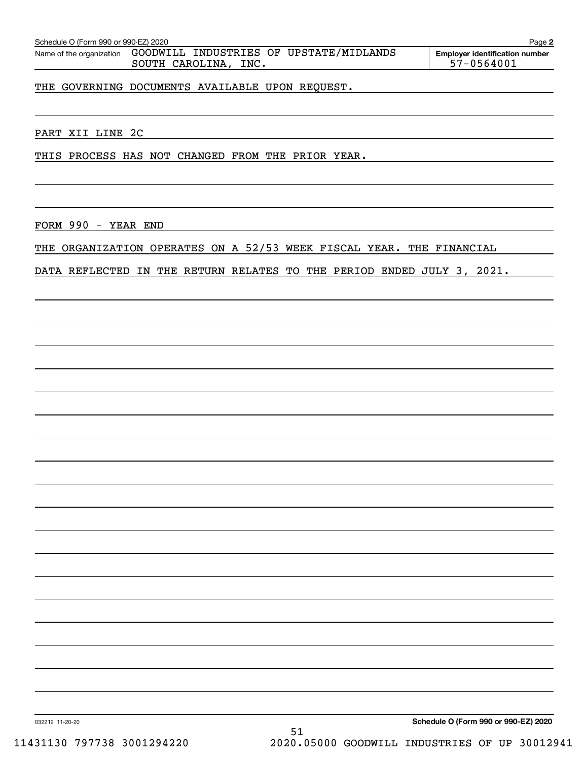Schedule O (Form 990 or 990-EZ) 2020

Name of the organization: GOODWILL INDUSTRIES OF UPSTATE/MIDLANDS SOUTH CAROLINA, INC.

**Employer identification number** 57-0564001

THE GOVERNING DOCUMENTS AVAILABLE UPON REQUEST.

PART XII LINE 2C

THIS PROCESS HAS NOT CHANGED FROM THE PRIOR YEAR.

FORM 990 - YEAR END

THE ORGANIZATION OPERATES ON A 52/53 WEEK FISCAL YEAR. THE FINANCIAL DATA REFLECTED IN THE RETURN RELATES TO THE PERIOD ENDED JULY 3, 2021.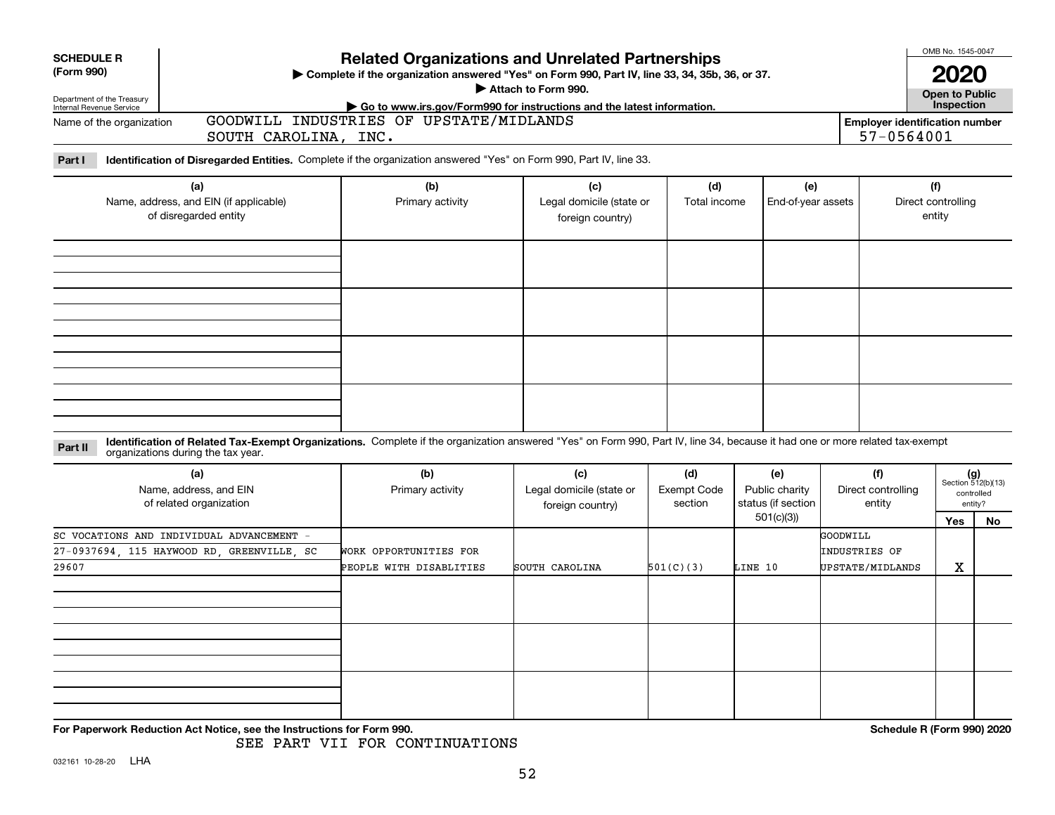**SCHEDULE R (Form 990)**

Department of the Treasury
Internal Revenue Service

# Related Organizations and Unrelated Partnerships

▶ Complete if the organization answered "Yes" on Form 990, Part IV, line 33, 34, 35b, 36, or 37.
▶ Attach to Form 990.
▶ Go to www.irs.gov/Form990 for instructions and the latest information.

OMB No. 1545-0047

**2020**

**Open to Public Inspection**

Name of the organization: GOODWILL INDUSTRIES OF UPSTATE/MIDLANDS SOUTH CAROLINA, INC.

Employer identification number: 57-0564001

**Part I** **Identification of Disregarded Entities.** Complete if the organization answered "Yes" on Form 990, Part IV, line 33.

| (a) Name, address, and EIN (if applicable) of disregarded entity | (b) Primary activity | (c) Legal domicile (state or foreign country) | (d) Total income | (e) End-of-year assets | (f) Direct controlling entity |
|---|---|---|---|---|---|
| | | | | | |
| | | | | | |
| | | | | | |
| | | | | | |

**Part II** **Identification of Related Tax-Exempt Organizations.** Complete if the organization answered "Yes" on Form 990, Part IV, line 34, because it had one or more related tax-exempt organizations during the tax year.

| (a) Name, address, and EIN of related organization | (b) Primary activity | (c) Legal domicile (state or foreign country) | (d) Exempt Code section | (e) Public charity status (if section 501(c)(3)) | (f) Direct controlling entity | (g) Section 512(b)(13) controlled entity? Yes | No |
|---|---|---|---|---|---|---|---|
| SC VOCATIONS AND INDIVIDUAL ADVANCEMENT - 27-0937694, 115 HAYWOOD RD, GREENVILLE, SC 29607 | WORK OPPORTUNITIES FOR PEOPLE WITH DISABLITIES | SOUTH CAROLINA | 501(C)(3) | LINE 10 | GOODWILL INDUSTRIES OF UPSTATE/MIDLANDS | X | |
| | | | | | | | |
| | | | | | | | |
| | | | | | | | |

**For Paperwork Reduction Act Notice, see the Instructions for Form 990.** **Schedule R (Form 990) 2020**

SEE PART VII FOR CONTINUATIONS

032161 10-28-20 LHA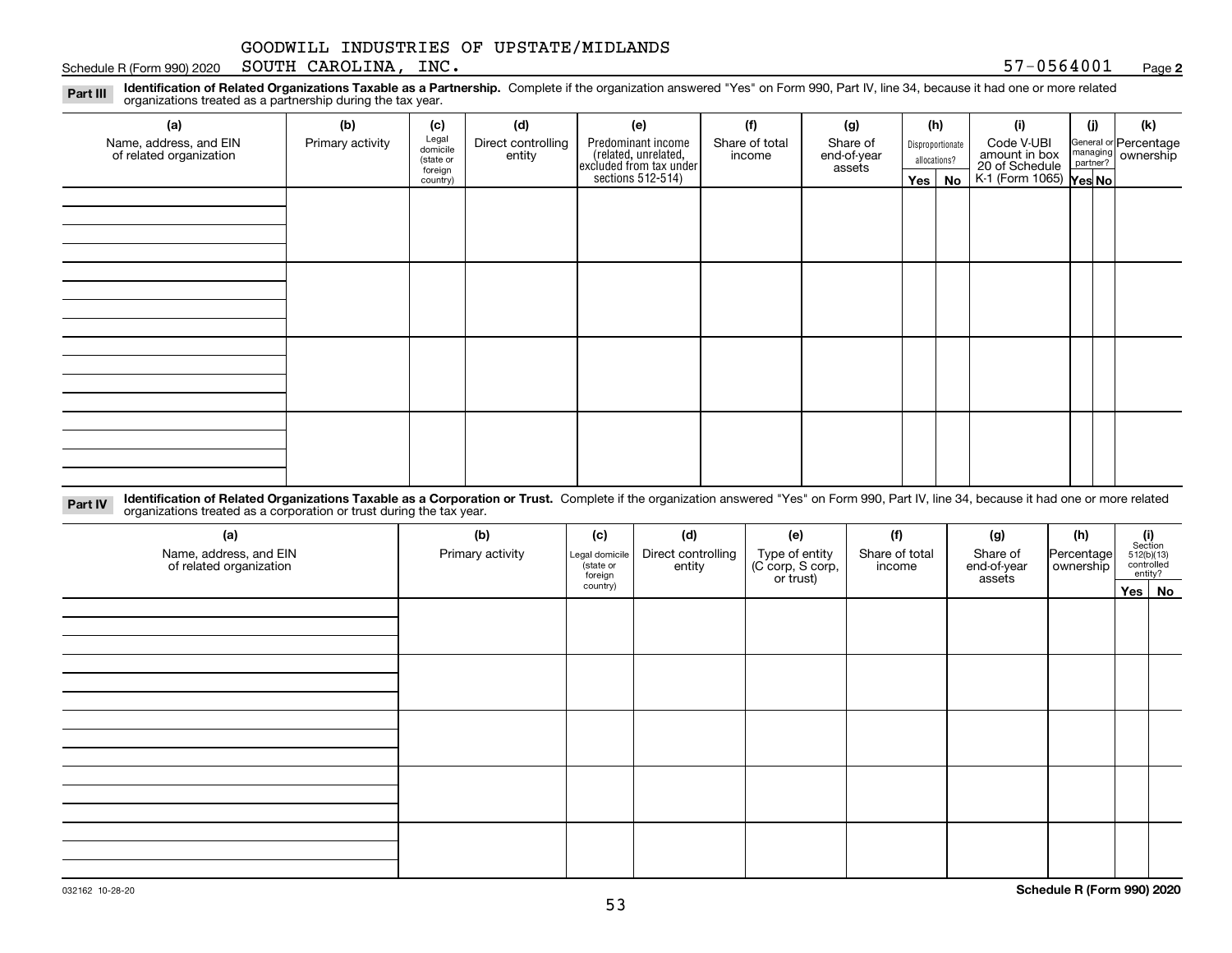GOODWILL INDUSTRIES OF UPSTATE/MIDLANDS SOUTH CAROLINA, INC.

Schedule R (Form 990) 2020 — 57-0564001 — Page **2**

**Part III** **Identification of Related Organizations Taxable as a Partnership.** Complete if the organization answered "Yes" on Form 990, Part IV, line 34, because it had one or more related organizations treated as a partnership during the tax year.

| (a) Name, address, and EIN of related organization | (b) Primary activity | (c) Legal domicile (state or foreign country) | (d) Direct controlling entity | (e) Predominant income (related, unrelated, excluded from tax under sections 512-514) | (f) Share of total income | (g) Share of end-of-year assets | (h) Disproportionate allocations? | | (i) Code V-UBI amount in box 20 of Schedule K-1 (Form 1065) | (j) General or managing partner? | | (k) Percentage ownership |
|---|---|---|---|---|---|---|---|---|---|---|---|---|
| | | | | | | | Yes | No | | Yes | No | |
| | | | | | | | | | | | | |
| | | | | | | | | | | | | |
| | | | | | | | | | | | | |
| | | | | | | | | | | | | |

**Part IV** **Identification of Related Organizations Taxable as a Corporation or Trust.** Complete if the organization answered "Yes" on Form 990, Part IV, line 34, because it had one or more related organizations treated as a corporation or trust during the tax year.

| (a) Name, address, and EIN of related organization | (b) Primary activity | (c) Legal domicile (state or foreign country) | (d) Direct controlling entity | (e) Type of entity (C corp, S corp, or trust) | (f) Share of total income | (g) Share of end-of-year assets | (h) Percentage ownership | (i) Section 512(b)(13) controlled entity? | |
|---|---|---|---|---|---|---|---|---|---|
| | | | | | | | | Yes | No |
| | | | | | | | | | |
| | | | | | | | | | |
| | | | | | | | | | |
| | | | | | | | | | |
| | | | | | | | | | |

032162 10-28-20

**Schedule R (Form 990) 2020**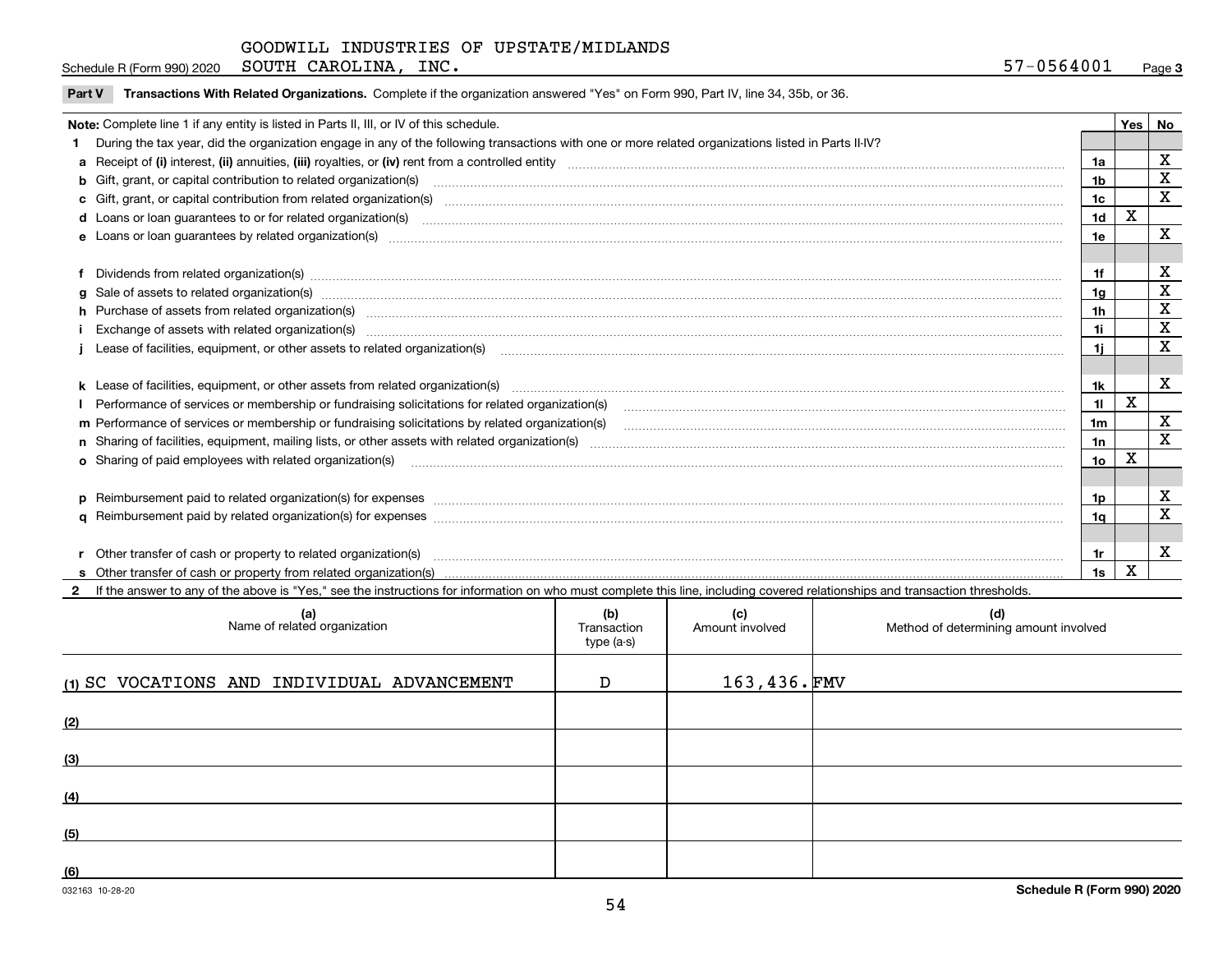GOODWILL INDUSTRIES OF UPSTATE/MIDLANDS SOUTH CAROLINA, INC.

Schedule R (Form 990) 2020 — 57-0564001 — Page 3

## Part V Transactions With Related Organizations.

Complete if the organization answered "Yes" on Form 990, Part IV, line 34, 35b, or 36.

**Note:** Complete line 1 if any entity is listed in Parts II, III, or IV of this schedule.

| | | | Yes | No |
|---|---|---|---|---|
| **1** | During the tax year, did the organization engage in any of the following transactions with one or more related organizations listed in Parts II-IV? | | | |
| **a** | Receipt of **(i)** interest, **(ii)** annuities, **(iii)** royalties, or **(iv)** rent from a controlled entity | 1a | | X |
| **b** | Gift, grant, or capital contribution to related organization(s) | 1b | | X |
| **c** | Gift, grant, or capital contribution from related organization(s) | 1c | | X |
| **d** | Loans or loan guarantees to or for related organization(s) | 1d | X | |
| **e** | Loans or loan guarantees by related organization(s) | 1e | | X |
| **f** | Dividends from related organization(s) | 1f | | X |
| **g** | Sale of assets to related organization(s) | 1g | | X |
| **h** | Purchase of assets from related organization(s) | 1h | | X |
| **i** | Exchange of assets with related organization(s) | 1i | | X |
| **j** | Lease of facilities, equipment, or other assets to related organization(s) | 1j | | X |
| **k** | Lease of facilities, equipment, or other assets from related organization(s) | 1k | | X |
| **l** | Performance of services or membership or fundraising solicitations for related organization(s) | 1l | X | |
| **m** | Performance of services or membership or fundraising solicitations by related organization(s) | 1m | | X |
| **n** | Sharing of facilities, equipment, mailing lists, or other assets with related organization(s) | 1n | | X |
| **o** | Sharing of paid employees with related organization(s) | 1o | X | |
| **p** | Reimbursement paid to related organization(s) for expenses | 1p | | X |
| **q** | Reimbursement paid by related organization(s) for expenses | 1q | | X |
| **r** | Other transfer of cash or property to related organization(s) | 1r | | X |
| **s** | Other transfer of cash or property from related organization(s) | 1s | X | |

**2** If the answer to any of the above is "Yes," see the instructions for information on who must complete this line, including covered relationships and transaction thresholds.

| | (a) Name of related organization | (b) Transaction type (a-s) | (c) Amount involved | (d) Method of determining amount involved |
|---|---|---|---|---|
| (1) | SC VOCATIONS AND INDIVIDUAL ADVANCEMENT | D | 163,436. | FMV |
| (2) | | | | |
| (3) | | | | |
| (4) | | | | |
| (5) | | | | |
| (6) | | | | |

032163 10-28-20

Schedule R (Form 990) 2020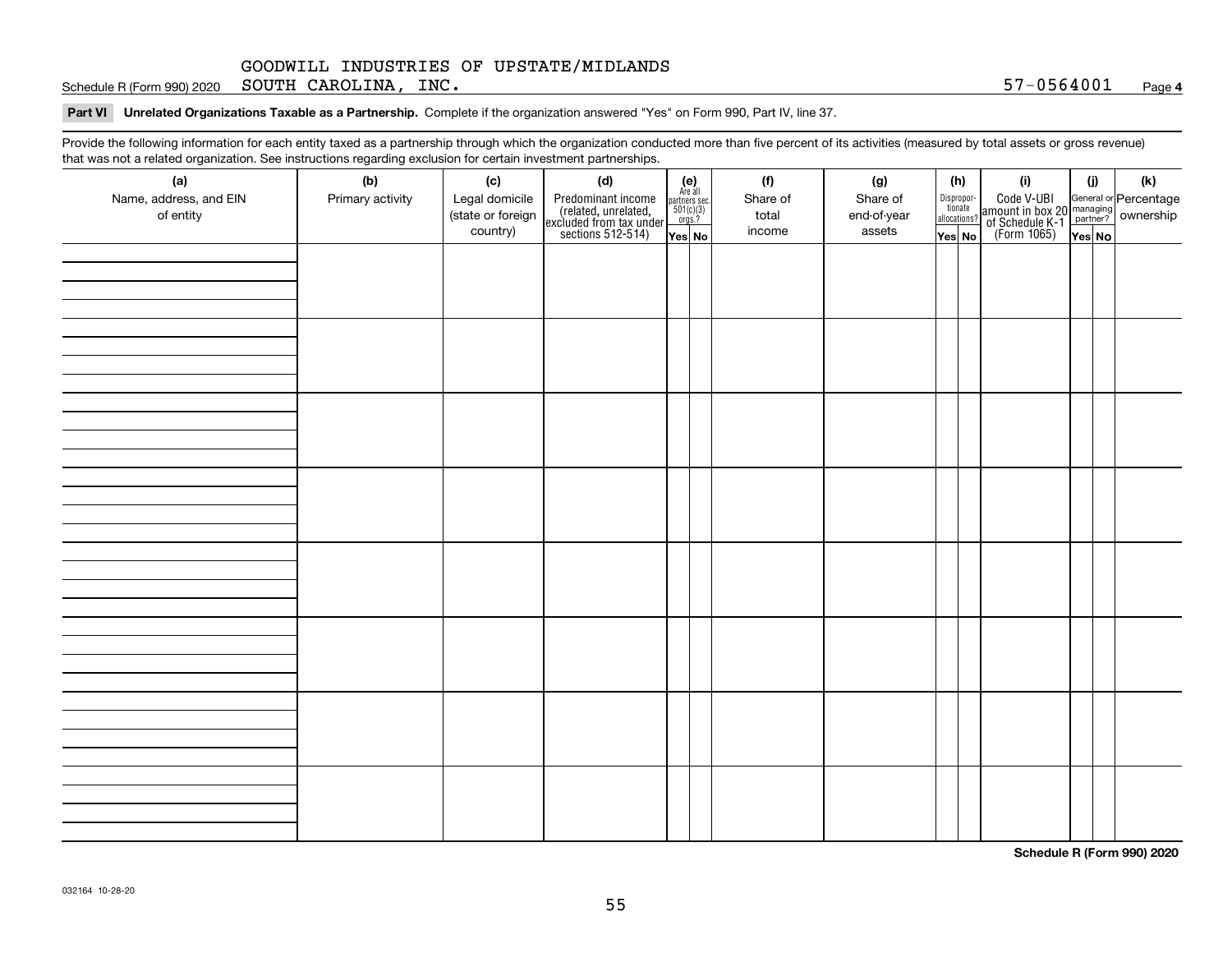Schedule R (Form 990) 2020 GOODWILL INDUSTRIES OF UPSTATE/MIDLANDS SOUTH CAROLINA, INC. 57-0564001 Page **4**

**Part VI Unrelated Organizations Taxable as a Partnership.** Complete if the organization answered "Yes" on Form 990, Part IV, line 37.

Provide the following information for each entity taxed as a partnership through which the organization conducted more than five percent of its activities (measured by total assets or gross revenue) that was not a related organization. See instructions regarding exclusion for certain investment partnerships.

| (a) Name, address, and EIN of entity | (b) Primary activity | (c) Legal domicile (state or foreign country) | (d) Predominant income (related, unrelated, excluded from tax under sections 512-514) | (e) Are all partners sec. 501(c)(3) orgs.? Yes | No | (f) Share of total income | (g) Share of end-of-year assets | (h) Disproportionate allocations? Yes | No | (i) Code V-UBI amount in box 20 of Schedule K-1 (Form 1065) | (j) General or managing partner? Yes | No | (k) Percentage ownership |
|---|---|---|---|---|---|---|---|---|---|---|---|---|---|
| | | | | | | | | | | | | | |
| | | | | | | | | | | | | | |
| | | | | | | | | | | | | | |
| | | | | | | | | | | | | | |
| | | | | | | | | | | | | | |
| | | | | | | | | | | | | | |
| | | | | | | | | | | | | | |
| | | | | | | | | | | | | | |

**Schedule R (Form 990) 2020**

032164 10-28-20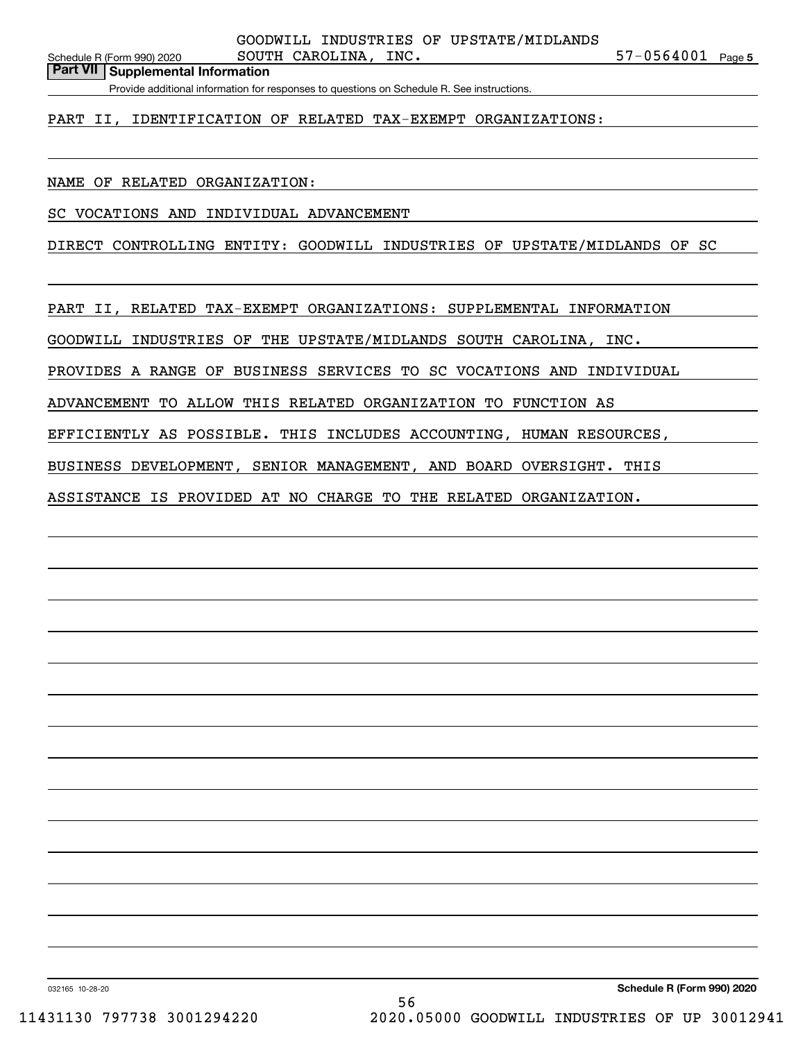GOODWILL INDUSTRIES OF UPSTATE/MIDLANDS SOUTH CAROLINA, INC. 57-0564001

## Part VII Supplemental Information

Provide additional information for responses to questions on Schedule R. See instructions.

PART II, IDENTIFICATION OF RELATED TAX-EXEMPT ORGANIZATIONS:

NAME OF RELATED ORGANIZATION:

SC VOCATIONS AND INDIVIDUAL ADVANCEMENT

DIRECT CONTROLLING ENTITY: GOODWILL INDUSTRIES OF UPSTATE/MIDLANDS OF SC

PART II, RELATED TAX-EXEMPT ORGANIZATIONS: SUPPLEMENTAL INFORMATION

GOODWILL INDUSTRIES OF THE UPSTATE/MIDLANDS SOUTH CAROLINA, INC. PROVIDES A RANGE OF BUSINESS SERVICES TO SC VOCATIONS AND INDIVIDUAL ADVANCEMENT TO ALLOW THIS RELATED ORGANIZATION TO FUNCTION AS EFFICIENTLY AS POSSIBLE. THIS INCLUDES ACCOUNTING, HUMAN RESOURCES, BUSINESS DEVELOPMENT, SENIOR MANAGEMENT, AND BOARD OVERSIGHT. THIS ASSISTANCE IS PROVIDED AT NO CHARGE TO THE RELATED ORGANIZATION.

032165 10-28-20 **Schedule R (Form 990) 2020**

11431130 797738 3001294220 2020.05000 GOODWILL INDUSTRIES OF UP 30012941